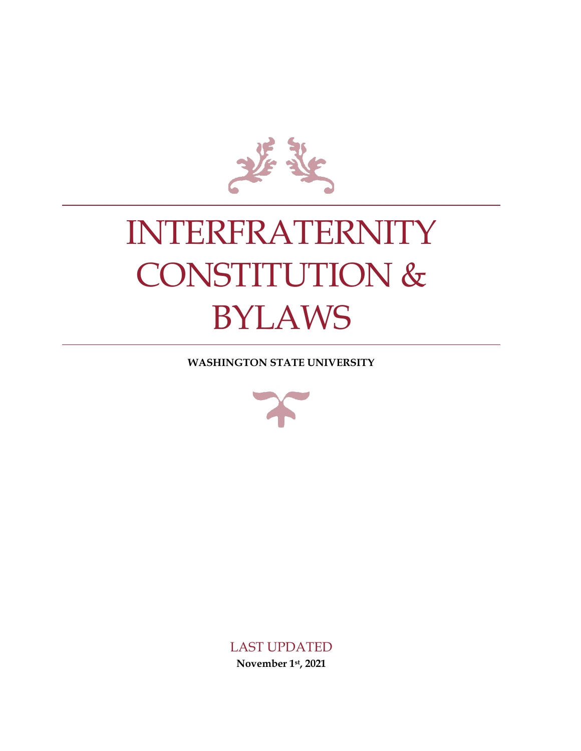# INTERFRATERNITY CONSTITUTION & BYLAWS

**WASHINGTON STATE UNIVERSITY**

LAST UPDATED

**November 1st, 2021**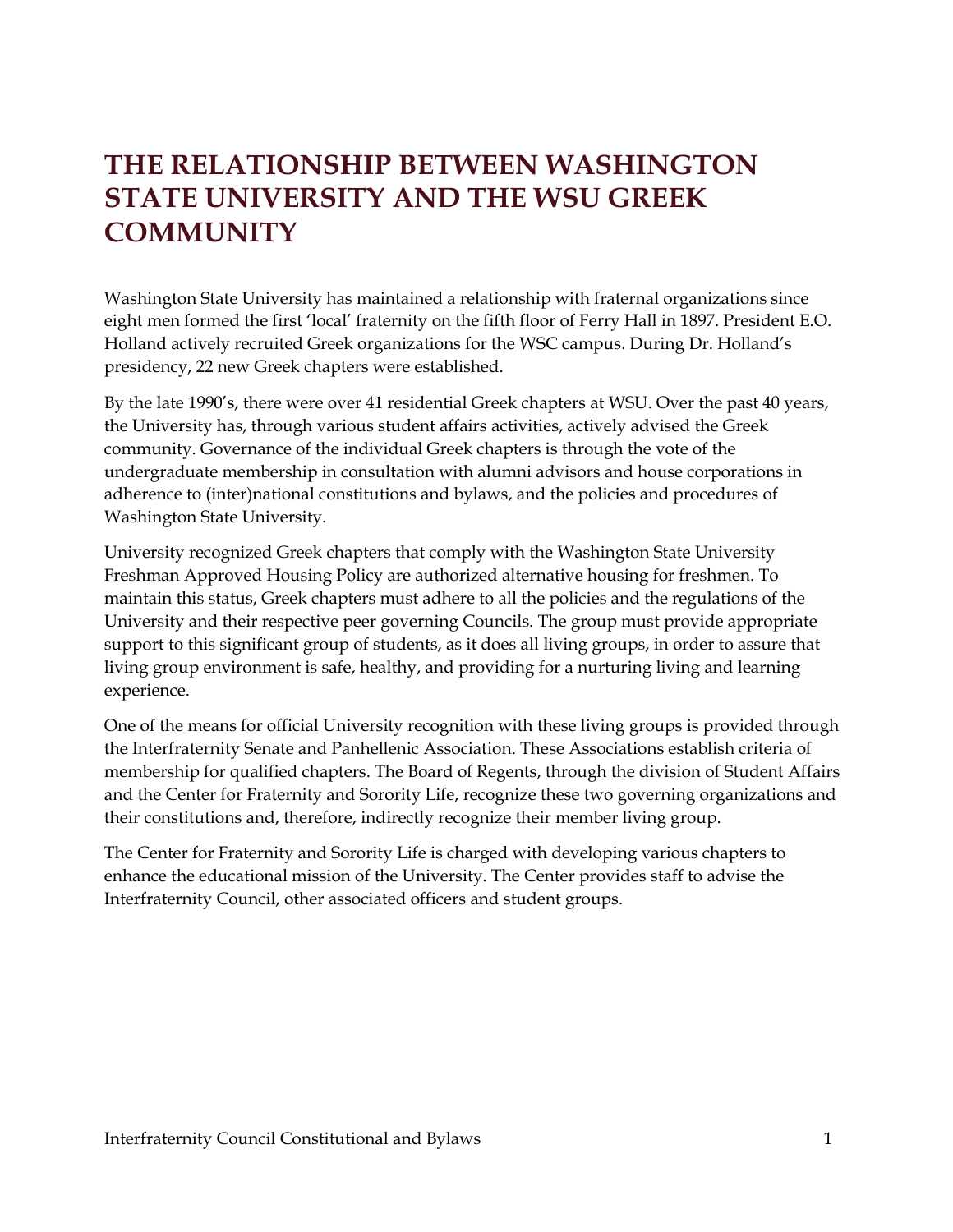# THE RELATIONSHIP BETWEEN WASHINGTON STATE UNIVERSITY AND THE WSU GREEK COMMUNITY

Washington State University has maintained a relationship with fraternal organizations since eight men formed the first 'local' fraternity on the fifth floor of Ferry Hall in 1897. President E.O. Holland actively recruited Greek organizations for the WSC campus. During Dr. Holland's presidency, 22 new Greek chapters were established.

By the late 1990's, there were over 41 residential Greek chapters at WSU. Over the past 40 years, the University has, through various student affairs activities, actively advised the Greek community. Governance of the individual Greek chapters is through the vote of the undergraduate membership in consultation with alumni advisors and house corporations in adherence to (inter)national constitutions and bylaws, and the policies and procedures of Washington State University.

University recognized Greek chapters that comply with the Washington State University Freshman Approved Housing Policy are authorized alternative housing for freshmen. To maintain this status, Greek chapters must adhere to all the policies and the regulations of the University and their respective peer governing Councils. The group must provide appropriate support to this significant group of students, as it does all living groups, in order to assure that living group environment is safe, healthy, and providing for a nurturing living and learning experience.

One of the means for official University recognition with these living groups is provided through the Interfraternity Senate and Panhellenic Association. These Associations establish criteria of membership for qualified chapters. The Board of Regents, through the division of Student Affairs and the Center for Fraternity and Sorority Life, recognize these two governing organizations and their constitutions and, therefore, indirectly recognize their member living group.

The Center for Fraternity and Sorority Life is charged with developing various chapters to enhance the educational mission of the University. The Center provides staff to advise the Interfraternity Council, other associated officers and student groups.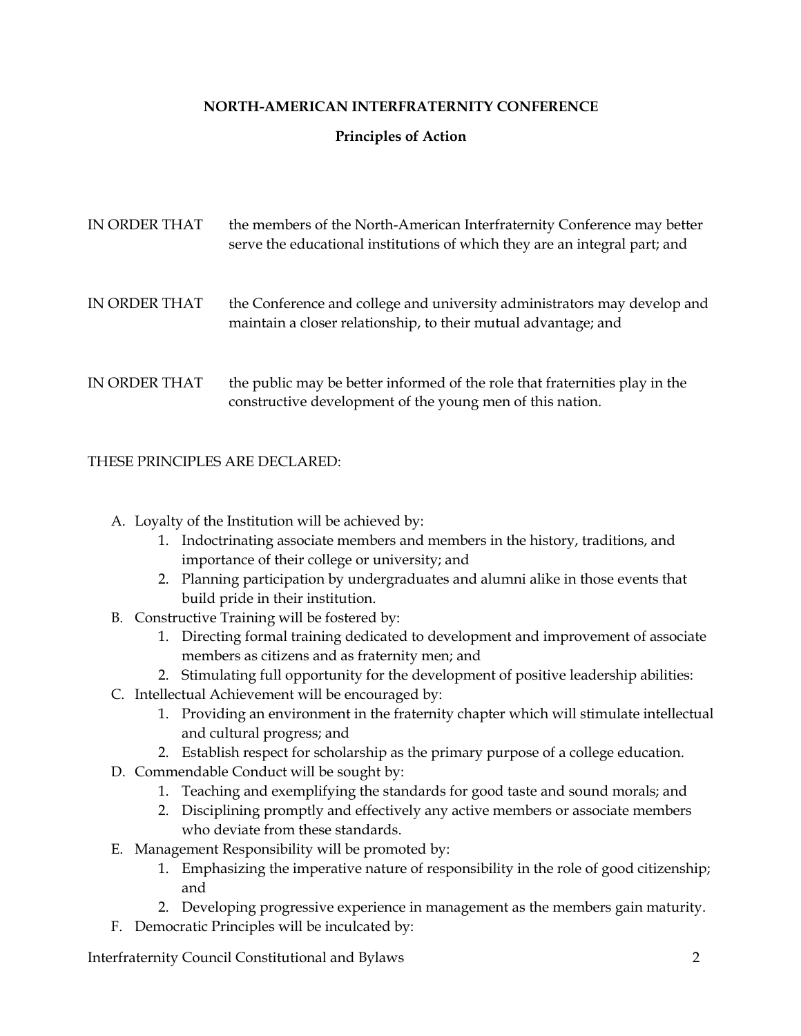**NORTH-AMERICAN INTERFRATERNITY CONFERENCE**

**Principles of Action**

IN ORDER THAT the members of the North-American Interfraternity Conference may better serve the educational institutions of which they are an integral part; and

IN ORDER THAT the Conference and college and university administrators may develop and maintain a closer relationship, to their mutual advantage; and

IN ORDER THAT the public may be better informed of the role that fraternities play in the constructive development of the young men of this nation.

THESE PRINCIPLES ARE DECLARED:

A. Loyalty of the Institution will be achieved by:
    1. Indoctrinating associate members and members in the history, traditions, and importance of their college or university; and
    2. Planning participation by undergraduates and alumni alike in those events that build pride in their institution.
B. Constructive Training will be fostered by:
    1. Directing formal training dedicated to development and improvement of associate members as citizens and as fraternity men; and
    2. Stimulating full opportunity for the development of positive leadership abilities:
C. Intellectual Achievement will be encouraged by:
    1. Providing an environment in the fraternity chapter which will stimulate intellectual and cultural progress; and
    2. Establish respect for scholarship as the primary purpose of a college education.
D. Commendable Conduct will be sought by:
    1. Teaching and exemplifying the standards for good taste and sound morals; and
    2. Disciplining promptly and effectively any active members or associate members who deviate from these standards.
E. Management Responsibility will be promoted by:
    1. Emphasizing the imperative nature of responsibility in the role of good citizenship; and
    2. Developing progressive experience in management as the members gain maturity.
F. Democratic Principles will be inculcated by: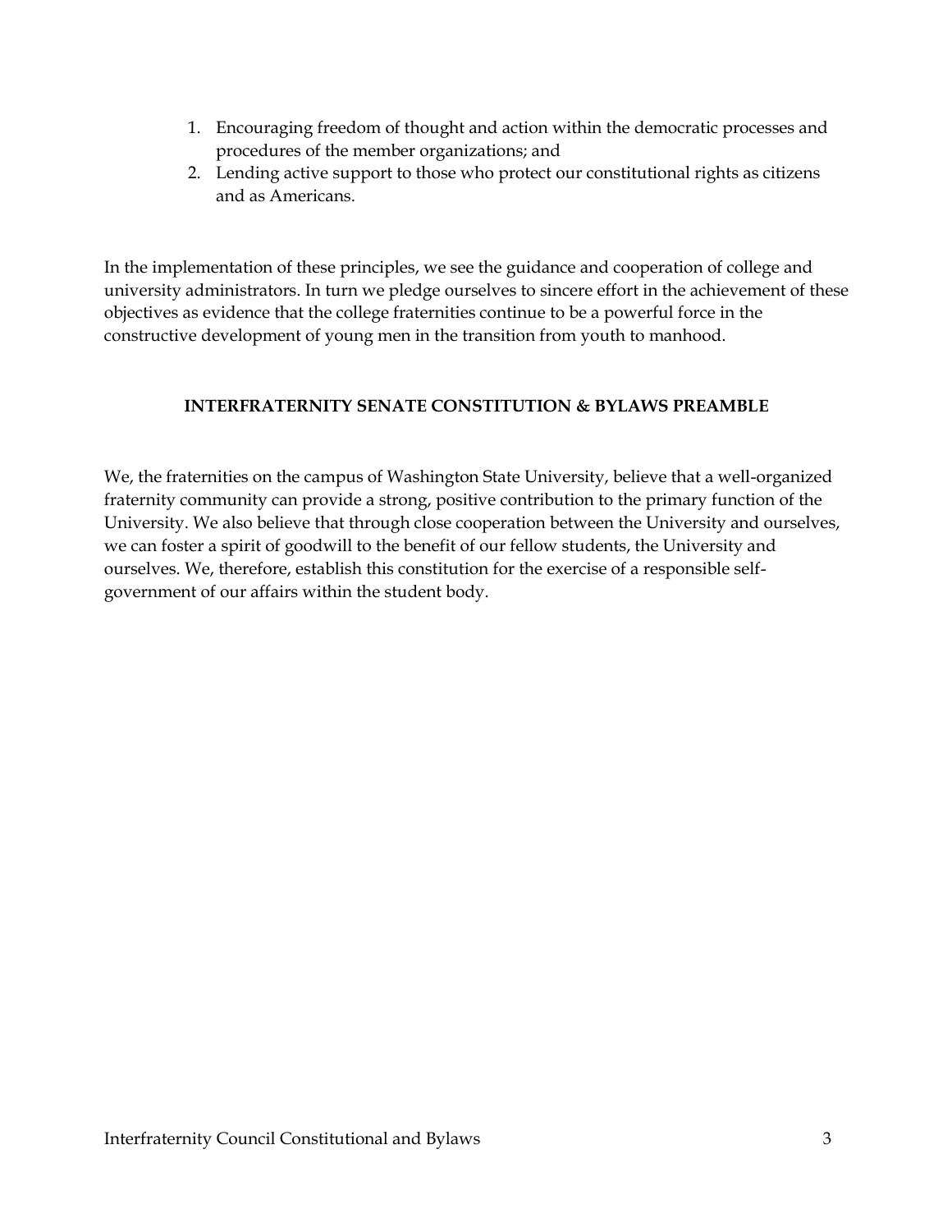1. Encouraging freedom of thought and action within the democratic processes and procedures of the member organizations; and
2. Lending active support to those who protect our constitutional rights as citizens and as Americans.

In the implementation of these principles, we see the guidance and cooperation of college and university administrators. In turn we pledge ourselves to sincere effort in the achievement of these objectives as evidence that the college fraternities continue to be a powerful force in the constructive development of young men in the transition from youth to manhood.

## INTERFRATERNITY SENATE CONSTITUTION & BYLAWS PREAMBLE

We, the fraternities on the campus of Washington State University, believe that a well-organized fraternity community can provide a strong, positive contribution to the primary function of the University. We also believe that through close cooperation between the University and ourselves, we can foster a spirit of goodwill to the benefit of our fellow students, the University and ourselves. We, therefore, establish this constitution for the exercise of a responsible self-government of our affairs within the student body.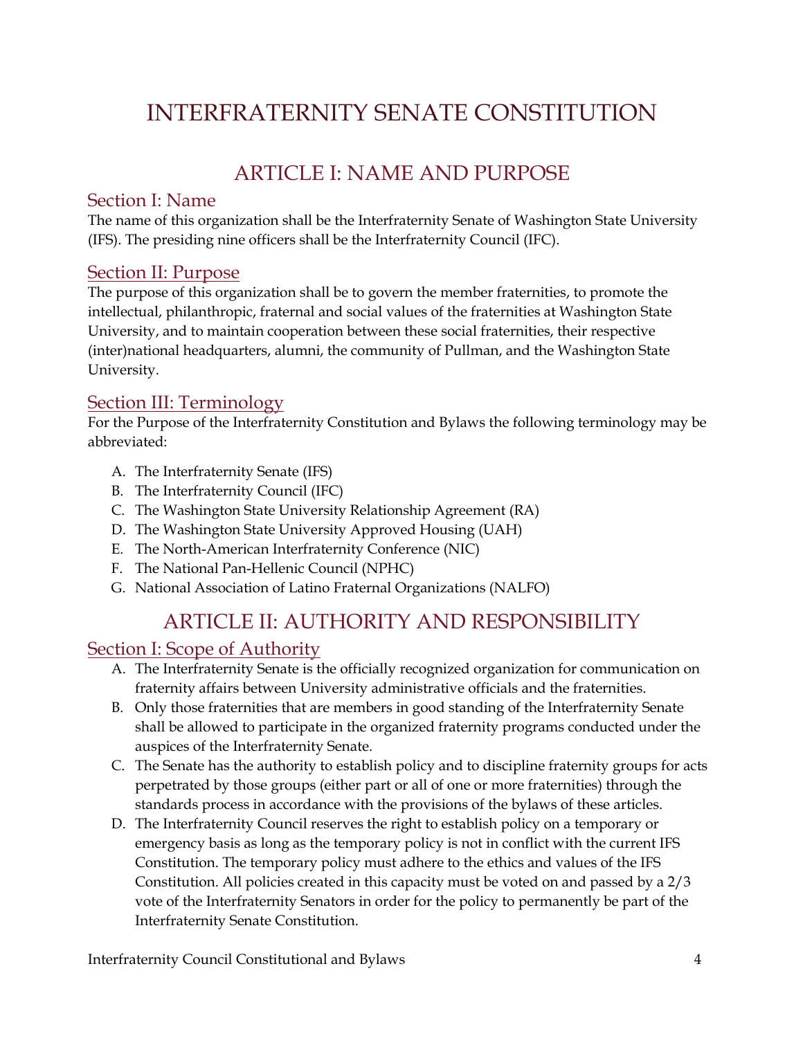# INTERFRATERNITY SENATE CONSTITUTION

## ARTICLE I: NAME AND PURPOSE

### Section I: Name

The name of this organization shall be the Interfraternity Senate of Washington State University (IFS). The presiding nine officers shall be the Interfraternity Council (IFC).

### Section II: Purpose

The purpose of this organization shall be to govern the member fraternities, to promote the intellectual, philanthropic, fraternal and social values of the fraternities at Washington State University, and to maintain cooperation between these social fraternities, their respective (inter)national headquarters, alumni, the community of Pullman, and the Washington State University.

### Section III: Terminology

For the Purpose of the Interfraternity Constitution and Bylaws the following terminology may be abbreviated:

A. The Interfraternity Senate (IFS)
B. The Interfraternity Council (IFC)
C. The Washington State University Relationship Agreement (RA)
D. The Washington State University Approved Housing (UAH)
E. The North-American Interfraternity Conference (NIC)
F. The National Pan-Hellenic Council (NPHC)
G. National Association of Latino Fraternal Organizations (NALFO)

## ARTICLE II: AUTHORITY AND RESPONSIBILITY

### Section I: Scope of Authority

A. The Interfraternity Senate is the officially recognized organization for communication on fraternity affairs between University administrative officials and the fraternities.
B. Only those fraternities that are members in good standing of the Interfraternity Senate shall be allowed to participate in the organized fraternity programs conducted under the auspices of the Interfraternity Senate.
C. The Senate has the authority to establish policy and to discipline fraternity groups for acts perpetrated by those groups (either part or all of one or more fraternities) through the standards process in accordance with the provisions of the bylaws of these articles.
D. The Interfraternity Council reserves the right to establish policy on a temporary or emergency basis as long as the temporary policy is not in conflict with the current IFS Constitution. The temporary policy must adhere to the ethics and values of the IFS Constitution. All policies created in this capacity must be voted on and passed by a 2/3 vote of the Interfraternity Senators in order for the policy to permanently be part of the Interfraternity Senate Constitution.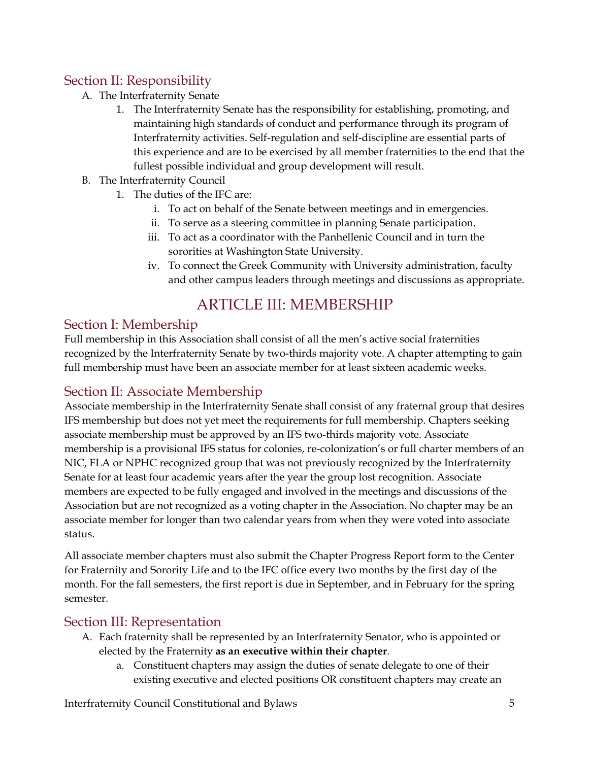## Section II: Responsibility

A. The Interfraternity Senate
   1. The Interfraternity Senate has the responsibility for establishing, promoting, and maintaining high standards of conduct and performance through its program of Interfraternity activities. Self-regulation and self-discipline are essential parts of this experience and are to be exercised by all member fraternities to the end that the fullest possible individual and group development will result.

B. The Interfraternity Council
   1. The duties of the IFC are:
      i. To act on behalf of the Senate between meetings and in emergencies.
      ii. To serve as a steering committee in planning Senate participation.
      iii. To act as a coordinator with the Panhellenic Council and in turn the sororities at Washington State University.
      iv. To connect the Greek Community with University administration, faculty and other campus leaders through meetings and discussions as appropriate.

# ARTICLE III: MEMBERSHIP

## Section I: Membership

Full membership in this Association shall consist of all the men's active social fraternities recognized by the Interfraternity Senate by two-thirds majority vote. A chapter attempting to gain full membership must have been an associate member for at least sixteen academic weeks.

## Section II: Associate Membership

Associate membership in the Interfraternity Senate shall consist of any fraternal group that desires IFS membership but does not yet meet the requirements for full membership. Chapters seeking associate membership must be approved by an IFS two-thirds majority vote. Associate membership is a provisional IFS status for colonies, re-colonization's or full charter members of an NIC, FLA or NPHC recognized group that was not previously recognized by the Interfraternity Senate for at least four academic years after the year the group lost recognition. Associate members are expected to be fully engaged and involved in the meetings and discussions of the Association but are not recognized as a voting chapter in the Association. No chapter may be an associate member for longer than two calendar years from when they were voted into associate status.

All associate member chapters must also submit the Chapter Progress Report form to the Center for Fraternity and Sorority Life and to the IFC office every two months by the first day of the month. For the fall semesters, the first report is due in September, and in February for the spring semester.

## Section III: Representation

A. Each fraternity shall be represented by an Interfraternity Senator, who is appointed or elected by the Fraternity **as an executive within their chapter**.
   a. Constituent chapters may assign the duties of senate delegate to one of their existing executive and elected positions OR constituent chapters may create an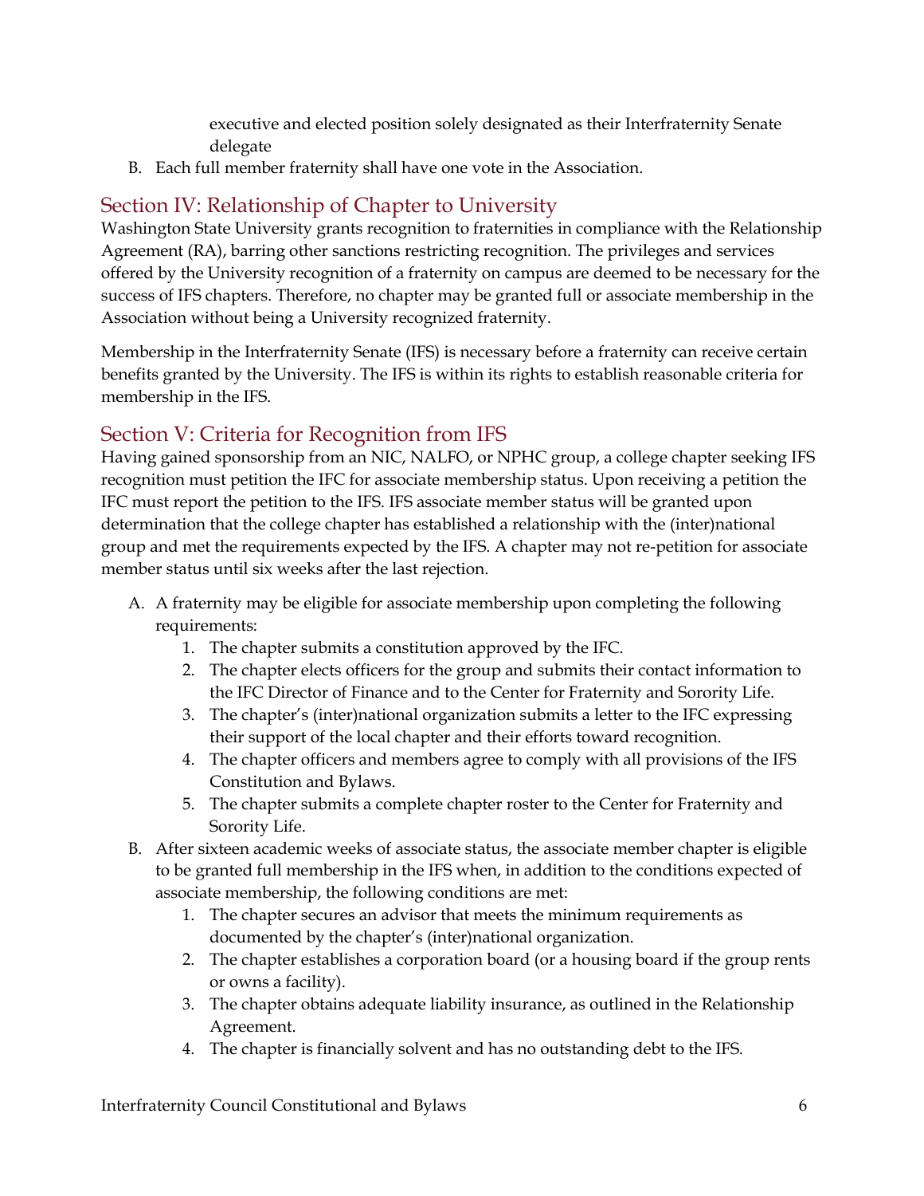executive and elected position solely designated as their Interfraternity Senate delegate

B. Each full member fraternity shall have one vote in the Association.

## Section IV: Relationship of Chapter to University

Washington State University grants recognition to fraternities in compliance with the Relationship Agreement (RA), barring other sanctions restricting recognition. The privileges and services offered by the University recognition of a fraternity on campus are deemed to be necessary for the success of IFS chapters. Therefore, no chapter may be granted full or associate membership in the Association without being a University recognized fraternity.

Membership in the Interfraternity Senate (IFS) is necessary before a fraternity can receive certain benefits granted by the University. The IFS is within its rights to establish reasonable criteria for membership in the IFS.

## Section V: Criteria for Recognition from IFS

Having gained sponsorship from an NIC, NALFO, or NPHC group, a college chapter seeking IFS recognition must petition the IFC for associate membership status. Upon receiving a petition the IFC must report the petition to the IFS. IFS associate member status will be granted upon determination that the college chapter has established a relationship with the (inter)national group and met the requirements expected by the IFS. A chapter may not re-petition for associate member status until six weeks after the last rejection.

A. A fraternity may be eligible for associate membership upon completing the following requirements:
   1. The chapter submits a constitution approved by the IFC.
   2. The chapter elects officers for the group and submits their contact information to the IFC Director of Finance and to the Center for Fraternity and Sorority Life.
   3. The chapter's (inter)national organization submits a letter to the IFC expressing their support of the local chapter and their efforts toward recognition.
   4. The chapter officers and members agree to comply with all provisions of the IFS Constitution and Bylaws.
   5. The chapter submits a complete chapter roster to the Center for Fraternity and Sorority Life.

B. After sixteen academic weeks of associate status, the associate member chapter is eligible to be granted full membership in the IFS when, in addition to the conditions expected of associate membership, the following conditions are met:
   1. The chapter secures an advisor that meets the minimum requirements as documented by the chapter's (inter)national organization.
   2. The chapter establishes a corporation board (or a housing board if the group rents or owns a facility).
   3. The chapter obtains adequate liability insurance, as outlined in the Relationship Agreement.
   4. The chapter is financially solvent and has no outstanding debt to the IFS.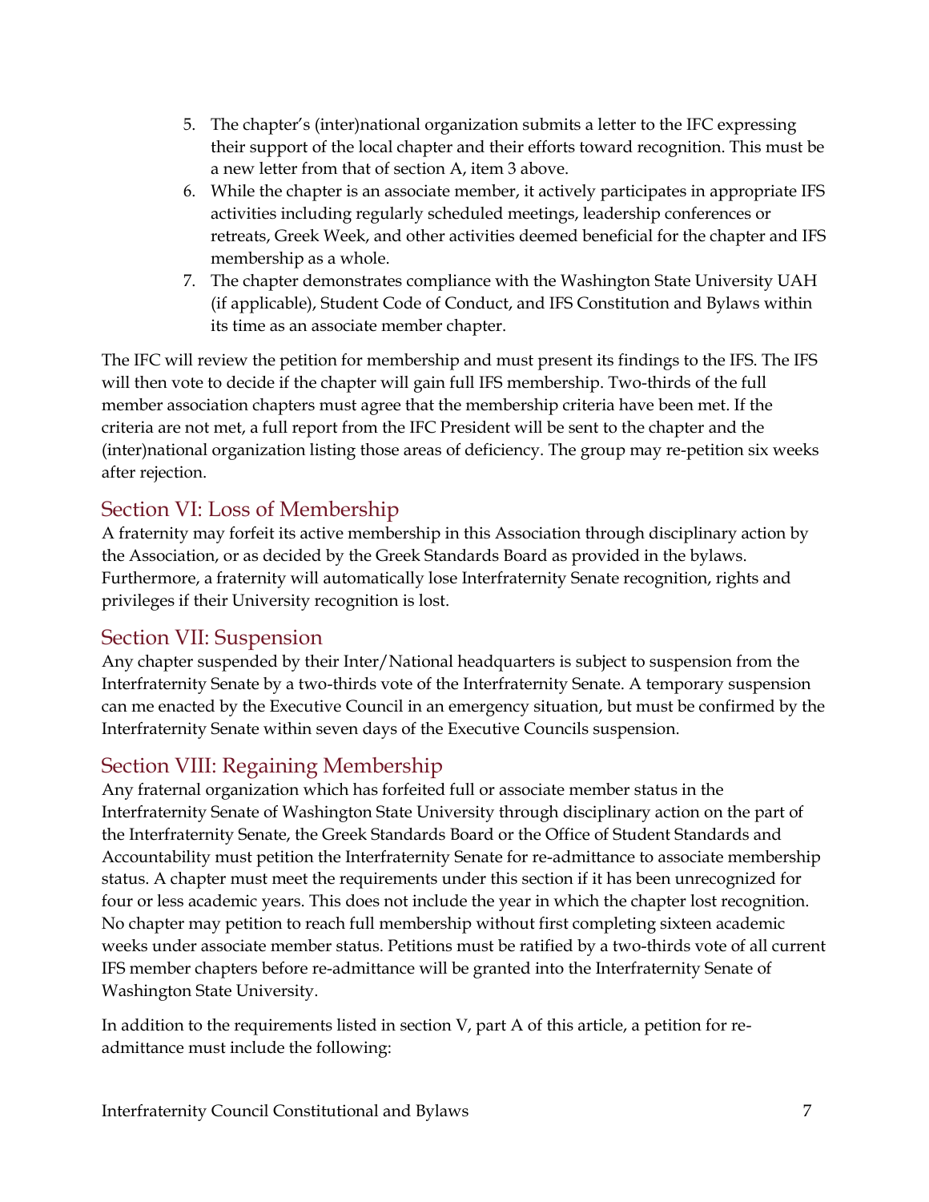5. The chapter's (inter)national organization submits a letter to the IFC expressing their support of the local chapter and their efforts toward recognition. This must be a new letter from that of section A, item 3 above.
6. While the chapter is an associate member, it actively participates in appropriate IFS activities including regularly scheduled meetings, leadership conferences or retreats, Greek Week, and other activities deemed beneficial for the chapter and IFS membership as a whole.
7. The chapter demonstrates compliance with the Washington State University UAH (if applicable), Student Code of Conduct, and IFS Constitution and Bylaws within its time as an associate member chapter.

The IFC will review the petition for membership and must present its findings to the IFS. The IFS will then vote to decide if the chapter will gain full IFS membership. Two-thirds of the full member association chapters must agree that the membership criteria have been met. If the criteria are not met, a full report from the IFC President will be sent to the chapter and the (inter)national organization listing those areas of deficiency. The group may re-petition six weeks after rejection.

## Section VI: Loss of Membership

A fraternity may forfeit its active membership in this Association through disciplinary action by the Association, or as decided by the Greek Standards Board as provided in the bylaws. Furthermore, a fraternity will automatically lose Interfraternity Senate recognition, rights and privileges if their University recognition is lost.

## Section VII: Suspension

Any chapter suspended by their Inter/National headquarters is subject to suspension from the Interfraternity Senate by a two-thirds vote of the Interfraternity Senate. A temporary suspension can me enacted by the Executive Council in an emergency situation, but must be confirmed by the Interfraternity Senate within seven days of the Executive Councils suspension.

## Section VIII: Regaining Membership

Any fraternal organization which has forfeited full or associate member status in the Interfraternity Senate of Washington State University through disciplinary action on the part of the Interfraternity Senate, the Greek Standards Board or the Office of Student Standards and Accountability must petition the Interfraternity Senate for re-admittance to associate membership status. A chapter must meet the requirements under this section if it has been unrecognized for four or less academic years. This does not include the year in which the chapter lost recognition. No chapter may petition to reach full membership without first completing sixteen academic weeks under associate member status. Petitions must be ratified by a two-thirds vote of all current IFS member chapters before re-admittance will be granted into the Interfraternity Senate of Washington State University.

In addition to the requirements listed in section V, part A of this article, a petition for re-admittance must include the following: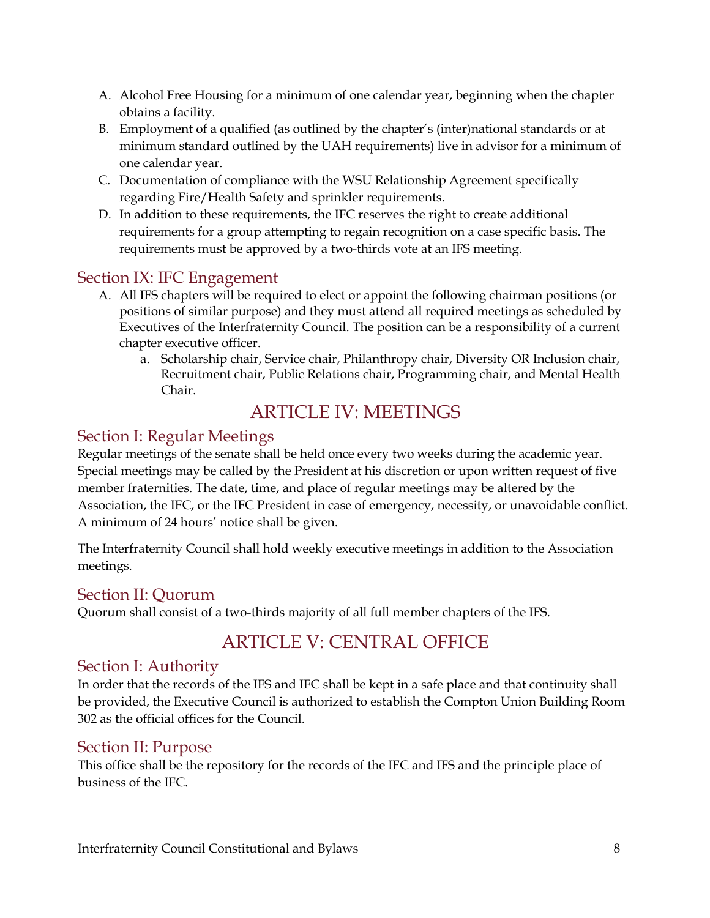A. Alcohol Free Housing for a minimum of one calendar year, beginning when the chapter obtains a facility.
B. Employment of a qualified (as outlined by the chapter's (inter)national standards or at minimum standard outlined by the UAH requirements) live in advisor for a minimum of one calendar year.
C. Documentation of compliance with the WSU Relationship Agreement specifically regarding Fire/Health Safety and sprinkler requirements.
D. In addition to these requirements, the IFC reserves the right to create additional requirements for a group attempting to regain recognition on a case specific basis. The requirements must be approved by a two-thirds vote at an IFS meeting.

### Section IX: IFC Engagement

A. All IFS chapters will be required to elect or appoint the following chairman positions (or positions of similar purpose) and they must attend all required meetings as scheduled by Executives of the Interfraternity Council. The position can be a responsibility of a current chapter executive officer.
   a. Scholarship chair, Service chair, Philanthropy chair, Diversity OR Inclusion chair, Recruitment chair, Public Relations chair, Programming chair, and Mental Health Chair.

## ARTICLE IV: MEETINGS

### Section I: Regular Meetings

Regular meetings of the senate shall be held once every two weeks during the academic year. Special meetings may be called by the President at his discretion or upon written request of five member fraternities. The date, time, and place of regular meetings may be altered by the Association, the IFC, or the IFC President in case of emergency, necessity, or unavoidable conflict. A minimum of 24 hours' notice shall be given.

The Interfraternity Council shall hold weekly executive meetings in addition to the Association meetings.

### Section II: Quorum

Quorum shall consist of a two-thirds majority of all full member chapters of the IFS.

## ARTICLE V: CENTRAL OFFICE

### Section I: Authority

In order that the records of the IFS and IFC shall be kept in a safe place and that continuity shall be provided, the Executive Council is authorized to establish the Compton Union Building Room 302 as the official offices for the Council.

### Section II: Purpose

This office shall be the repository for the records of the IFC and IFS and the principle place of business of the IFC.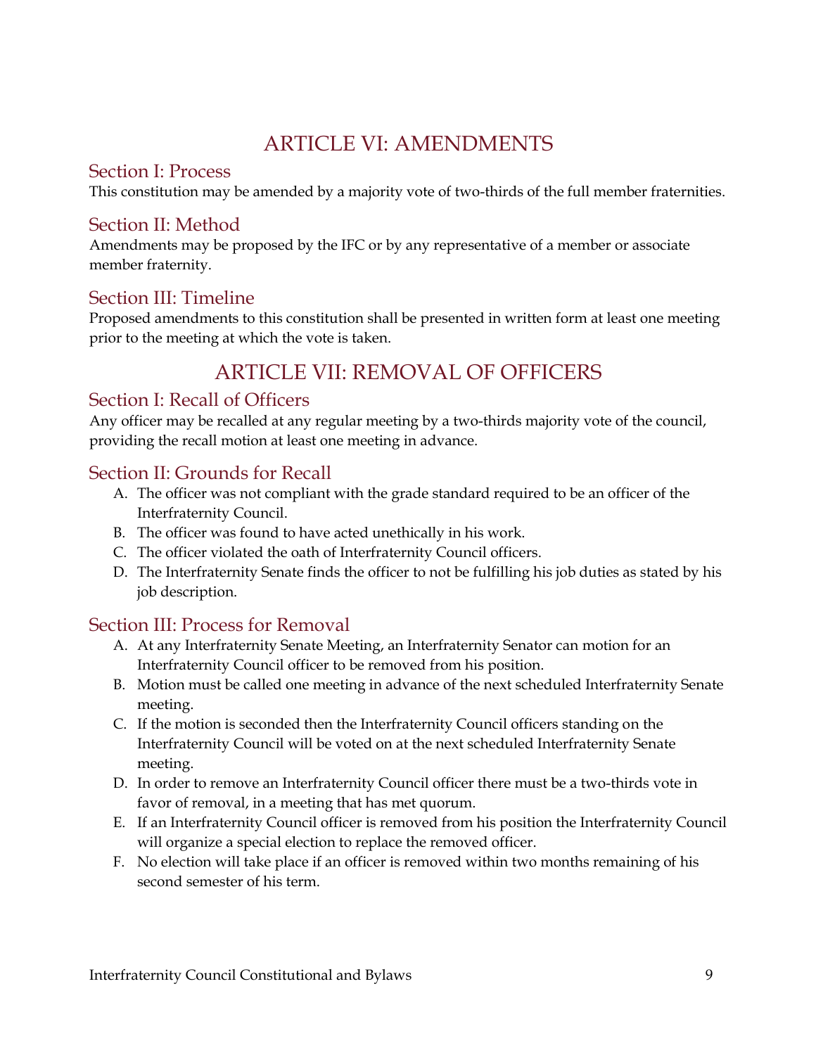# ARTICLE VI: AMENDMENTS

## Section I: Process

This constitution may be amended by a majority vote of two-thirds of the full member fraternities.

## Section II: Method

Amendments may be proposed by the IFC or by any representative of a member or associate member fraternity.

## Section III: Timeline

Proposed amendments to this constitution shall be presented in written form at least one meeting prior to the meeting at which the vote is taken.

# ARTICLE VII: REMOVAL OF OFFICERS

## Section I: Recall of Officers

Any officer may be recalled at any regular meeting by a two-thirds majority vote of the council, providing the recall motion at least one meeting in advance.

## Section II: Grounds for Recall

A. The officer was not compliant with the grade standard required to be an officer of the Interfraternity Council.

B. The officer was found to have acted unethically in his work.

C. The officer violated the oath of Interfraternity Council officers.

D. The Interfraternity Senate finds the officer to not be fulfilling his job duties as stated by his job description.

## Section III: Process for Removal

A. At any Interfraternity Senate Meeting, an Interfraternity Senator can motion for an Interfraternity Council officer to be removed from his position.

B. Motion must be called one meeting in advance of the next scheduled Interfraternity Senate meeting.

C. If the motion is seconded then the Interfraternity Council officers standing on the Interfraternity Council will be voted on at the next scheduled Interfraternity Senate meeting.

D. In order to remove an Interfraternity Council officer there must be a two-thirds vote in favor of removal, in a meeting that has met quorum.

E. If an Interfraternity Council officer is removed from his position the Interfraternity Council will organize a special election to replace the removed officer.

F. No election will take place if an officer is removed within two months remaining of his second semester of his term.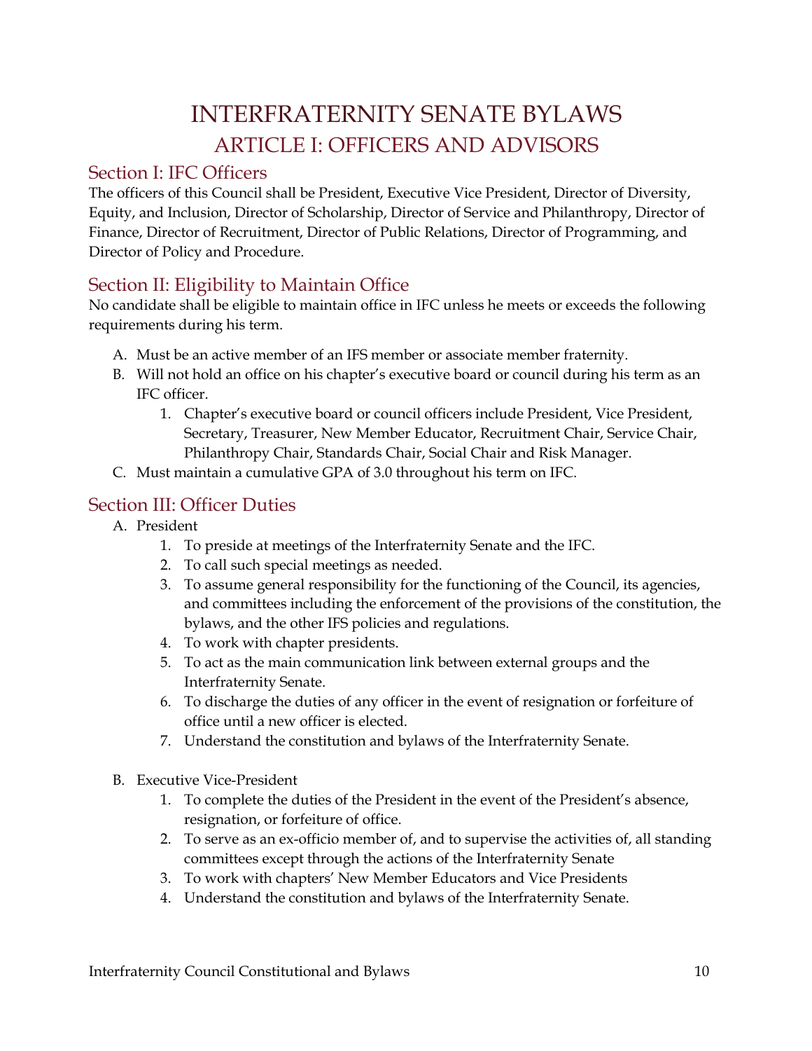# INTERFRATERNITY SENATE BYLAWS

## ARTICLE I: OFFICERS AND ADVISORS

### Section I: IFC Officers

The officers of this Council shall be President, Executive Vice President, Director of Diversity, Equity, and Inclusion, Director of Scholarship, Director of Service and Philanthropy, Director of Finance, Director of Recruitment, Director of Public Relations, Director of Programming, and Director of Policy and Procedure.

### Section II: Eligibility to Maintain Office

No candidate shall be eligible to maintain office in IFC unless he meets or exceeds the following requirements during his term.

A. Must be an active member of an IFS member or associate member fraternity.
B. Will not hold an office on his chapter's executive board or council during his term as an IFC officer.
    1. Chapter's executive board or council officers include President, Vice President, Secretary, Treasurer, New Member Educator, Recruitment Chair, Service Chair, Philanthropy Chair, Standards Chair, Social Chair and Risk Manager.
C. Must maintain a cumulative GPA of 3.0 throughout his term on IFC.

### Section III: Officer Duties

A. President
    1. To preside at meetings of the Interfraternity Senate and the IFC.
    2. To call such special meetings as needed.
    3. To assume general responsibility for the functioning of the Council, its agencies, and committees including the enforcement of the provisions of the constitution, the bylaws, and the other IFS policies and regulations.
    4. To work with chapter presidents.
    5. To act as the main communication link between external groups and the Interfraternity Senate.
    6. To discharge the duties of any officer in the event of resignation or forfeiture of office until a new officer is elected.
    7. Understand the constitution and bylaws of the Interfraternity Senate.

B. Executive Vice-President
    1. To complete the duties of the President in the event of the President's absence, resignation, or forfeiture of office.
    2. To serve as an ex-officio member of, and to supervise the activities of, all standing committees except through the actions of the Interfraternity Senate
    3. To work with chapters' New Member Educators and Vice Presidents
    4. Understand the constitution and bylaws of the Interfraternity Senate.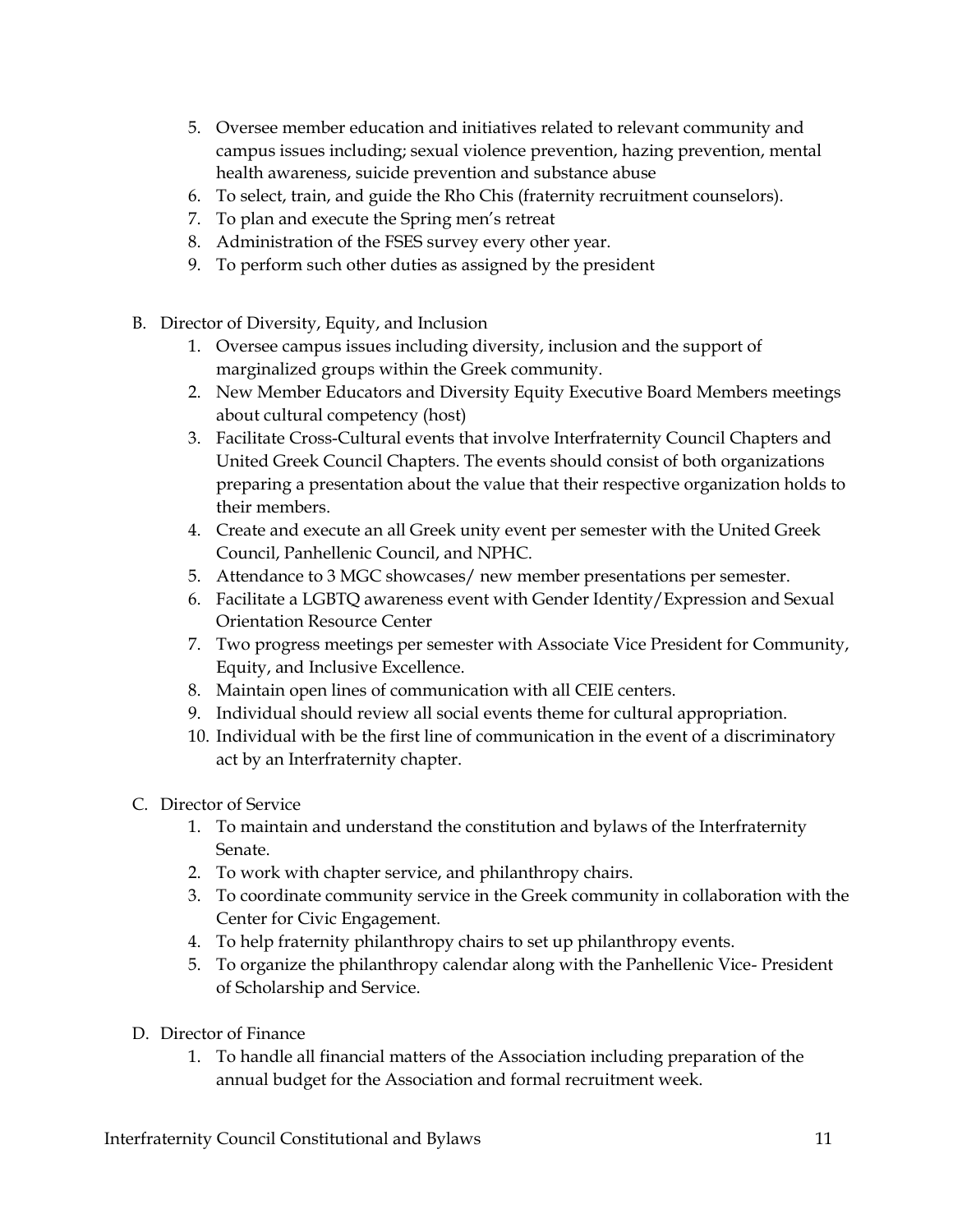5. Oversee member education and initiatives related to relevant community and campus issues including; sexual violence prevention, hazing prevention, mental health awareness, suicide prevention and substance abuse
6. To select, train, and guide the Rho Chis (fraternity recruitment counselors).
7. To plan and execute the Spring men's retreat
8. Administration of the FSES survey every other year.
9. To perform such other duties as assigned by the president

B. Director of Diversity, Equity, and Inclusion
    1. Oversee campus issues including diversity, inclusion and the support of marginalized groups within the Greek community.
    2. New Member Educators and Diversity Equity Executive Board Members meetings about cultural competency (host)
    3. Facilitate Cross-Cultural events that involve Interfraternity Council Chapters and United Greek Council Chapters. The events should consist of both organizations preparing a presentation about the value that their respective organization holds to their members.
    4. Create and execute an all Greek unity event per semester with the United Greek Council, Panhellenic Council, and NPHC.
    5. Attendance to 3 MGC showcases/ new member presentations per semester.
    6. Facilitate a LGBTQ awareness event with Gender Identity/Expression and Sexual Orientation Resource Center
    7. Two progress meetings per semester with Associate Vice President for Community, Equity, and Inclusive Excellence.
    8. Maintain open lines of communication with all CEIE centers.
    9. Individual should review all social events theme for cultural appropriation.
    10. Individual with be the first line of communication in the event of a discriminatory act by an Interfraternity chapter.

C. Director of Service
    1. To maintain and understand the constitution and bylaws of the Interfraternity Senate.
    2. To work with chapter service, and philanthropy chairs.
    3. To coordinate community service in the Greek community in collaboration with the Center for Civic Engagement.
    4. To help fraternity philanthropy chairs to set up philanthropy events.
    5. To organize the philanthropy calendar along with the Panhellenic Vice- President of Scholarship and Service.

D. Director of Finance
    1. To handle all financial matters of the Association including preparation of the annual budget for the Association and formal recruitment week.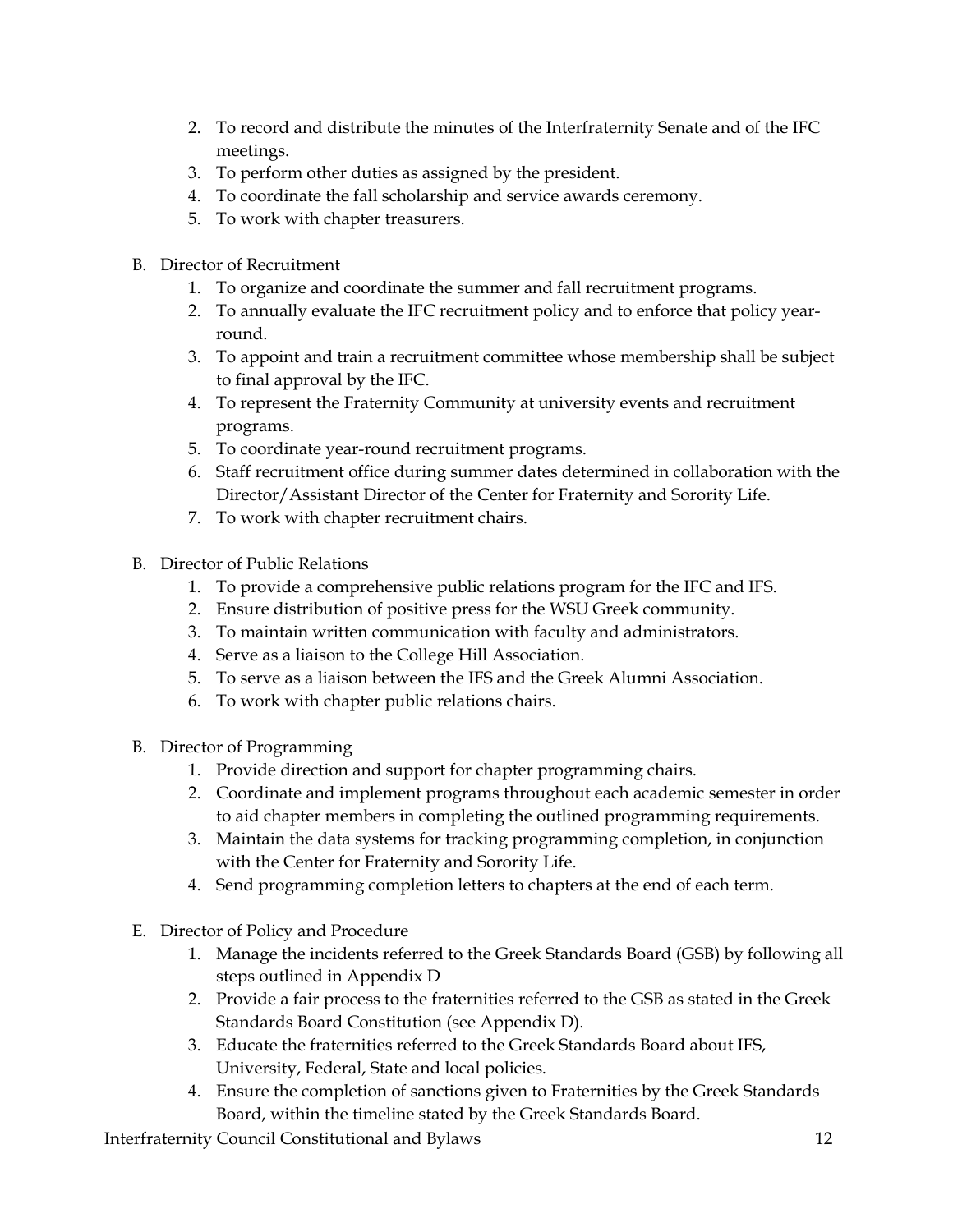2. To record and distribute the minutes of the Interfraternity Senate and of the IFC meetings.
3. To perform other duties as assigned by the president.
4. To coordinate the fall scholarship and service awards ceremony.
5. To work with chapter treasurers.

B. Director of Recruitment

1. To organize and coordinate the summer and fall recruitment programs.
2. To annually evaluate the IFC recruitment policy and to enforce that policy year-round.
3. To appoint and train a recruitment committee whose membership shall be subject to final approval by the IFC.
4. To represent the Fraternity Community at university events and recruitment programs.
5. To coordinate year-round recruitment programs.
6. Staff recruitment office during summer dates determined in collaboration with the Director/Assistant Director of the Center for Fraternity and Sorority Life.
7. To work with chapter recruitment chairs.

B. Director of Public Relations

1. To provide a comprehensive public relations program for the IFC and IFS.
2. Ensure distribution of positive press for the WSU Greek community.
3. To maintain written communication with faculty and administrators.
4. Serve as a liaison to the College Hill Association.
5. To serve as a liaison between the IFS and the Greek Alumni Association.
6. To work with chapter public relations chairs.

B. Director of Programming

1. Provide direction and support for chapter programming chairs.
2. Coordinate and implement programs throughout each academic semester in order to aid chapter members in completing the outlined programming requirements.
3. Maintain the data systems for tracking programming completion, in conjunction with the Center for Fraternity and Sorority Life.
4. Send programming completion letters to chapters at the end of each term.

E. Director of Policy and Procedure

1. Manage the incidents referred to the Greek Standards Board (GSB) by following all steps outlined in Appendix D
2. Provide a fair process to the fraternities referred to the GSB as stated in the Greek Standards Board Constitution (see Appendix D).
3. Educate the fraternities referred to the Greek Standards Board about IFS, University, Federal, State and local policies.
4. Ensure the completion of sanctions given to Fraternities by the Greek Standards Board, within the timeline stated by the Greek Standards Board.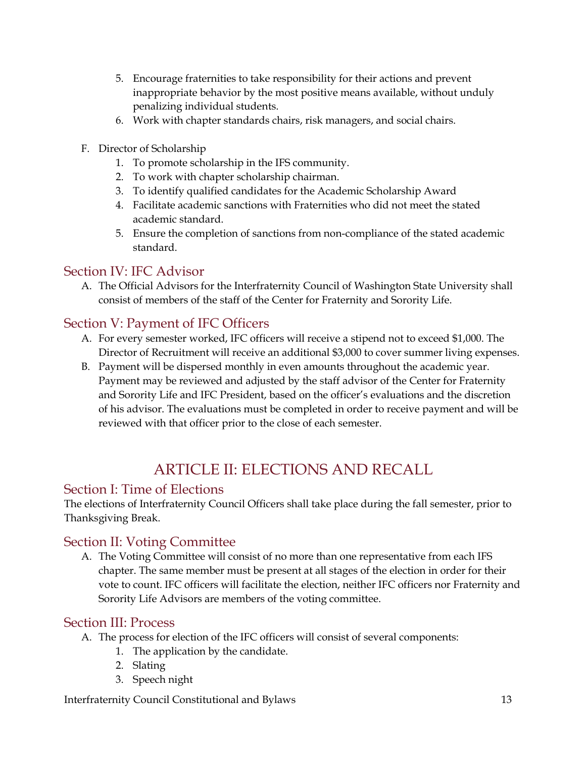5. Encourage fraternities to take responsibility for their actions and prevent inappropriate behavior by the most positive means available, without unduly penalizing individual students.
6. Work with chapter standards chairs, risk managers, and social chairs.

F. Director of Scholarship
   1. To promote scholarship in the IFS community.
   2. To work with chapter scholarship chairman.
   3. To identify qualified candidates for the Academic Scholarship Award
   4. Facilitate academic sanctions with Fraternities who did not meet the stated academic standard.
   5. Ensure the completion of sanctions from non-compliance of the stated academic standard.

## Section IV: IFC Advisor

A. The Official Advisors for the Interfraternity Council of Washington State University shall consist of members of the staff of the Center for Fraternity and Sorority Life.

## Section V: Payment of IFC Officers

A. For every semester worked, IFC officers will receive a stipend not to exceed $1,000. The Director of Recruitment will receive an additional $3,000 to cover summer living expenses.

B. Payment will be dispersed monthly in even amounts throughout the academic year. Payment may be reviewed and adjusted by the staff advisor of the Center for Fraternity and Sorority Life and IFC President, based on the officer's evaluations and the discretion of his advisor. The evaluations must be completed in order to receive payment and will be reviewed with that officer prior to the close of each semester.

# ARTICLE II: ELECTIONS AND RECALL

## Section I: Time of Elections

The elections of Interfraternity Council Officers shall take place during the fall semester, prior to Thanksgiving Break.

## Section II: Voting Committee

A. The Voting Committee will consist of no more than one representative from each IFS chapter. The same member must be present at all stages of the election in order for their vote to count. IFC officers will facilitate the election, neither IFC officers nor Fraternity and Sorority Life Advisors are members of the voting committee.

## Section III: Process

A. The process for election of the IFC officers will consist of several components:
   1. The application by the candidate.
   2. Slating
   3. Speech night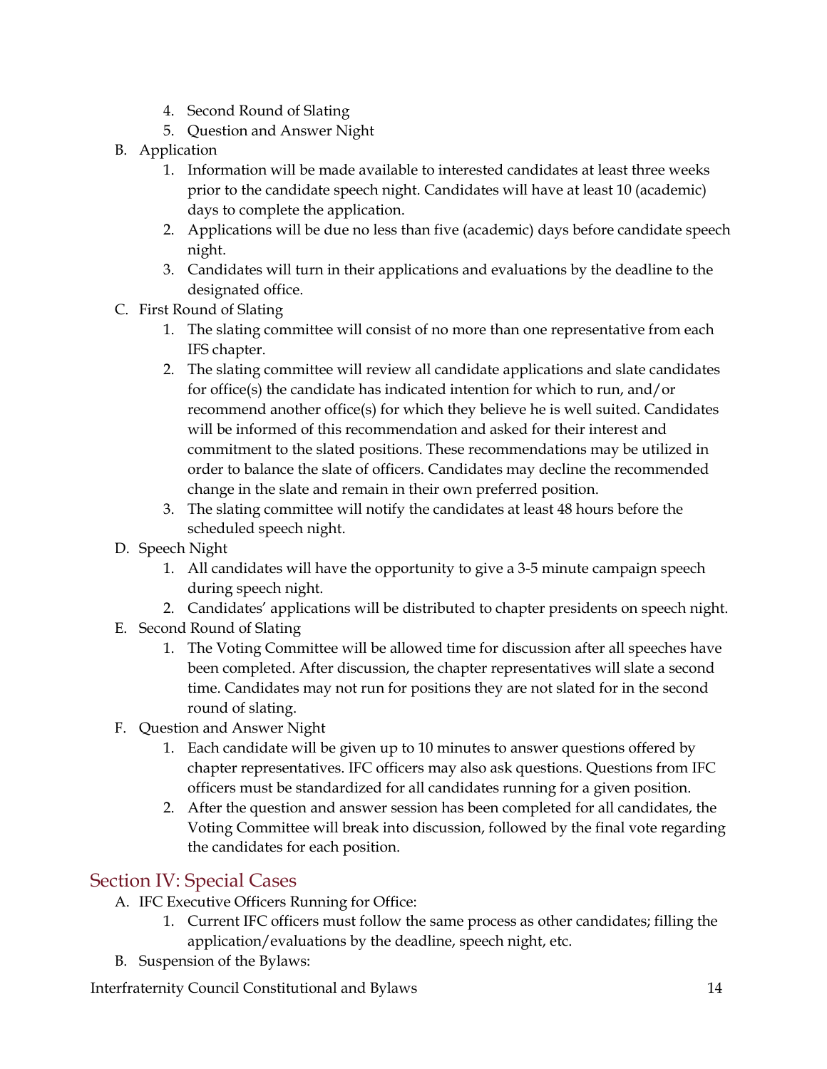4. Second Round of Slating
5. Question and Answer Night

B. Application
   1. Information will be made available to interested candidates at least three weeks prior to the candidate speech night. Candidates will have at least 10 (academic) days to complete the application.
   2. Applications will be due no less than five (academic) days before candidate speech night.
   3. Candidates will turn in their applications and evaluations by the deadline to the designated office.

C. First Round of Slating
   1. The slating committee will consist of no more than one representative from each IFS chapter.
   2. The slating committee will review all candidate applications and slate candidates for office(s) the candidate has indicated intention for which to run, and/or recommend another office(s) for which they believe he is well suited. Candidates will be informed of this recommendation and asked for their interest and commitment to the slated positions. These recommendations may be utilized in order to balance the slate of officers. Candidates may decline the recommended change in the slate and remain in their own preferred position.
   3. The slating committee will notify the candidates at least 48 hours before the scheduled speech night.

D. Speech Night
   1. All candidates will have the opportunity to give a 3-5 minute campaign speech during speech night.
   2. Candidates' applications will be distributed to chapter presidents on speech night.

E. Second Round of Slating
   1. The Voting Committee will be allowed time for discussion after all speeches have been completed. After discussion, the chapter representatives will slate a second time. Candidates may not run for positions they are not slated for in the second round of slating.

F. Question and Answer Night
   1. Each candidate will be given up to 10 minutes to answer questions offered by chapter representatives. IFC officers may also ask questions. Questions from IFC officers must be standardized for all candidates running for a given position.
   2. After the question and answer session has been completed for all candidates, the Voting Committee will break into discussion, followed by the final vote regarding the candidates for each position.

## Section IV: Special Cases

A. IFC Executive Officers Running for Office:
   1. Current IFC officers must follow the same process as other candidates; filling the application/evaluations by the deadline, speech night, etc.

B. Suspension of the Bylaws: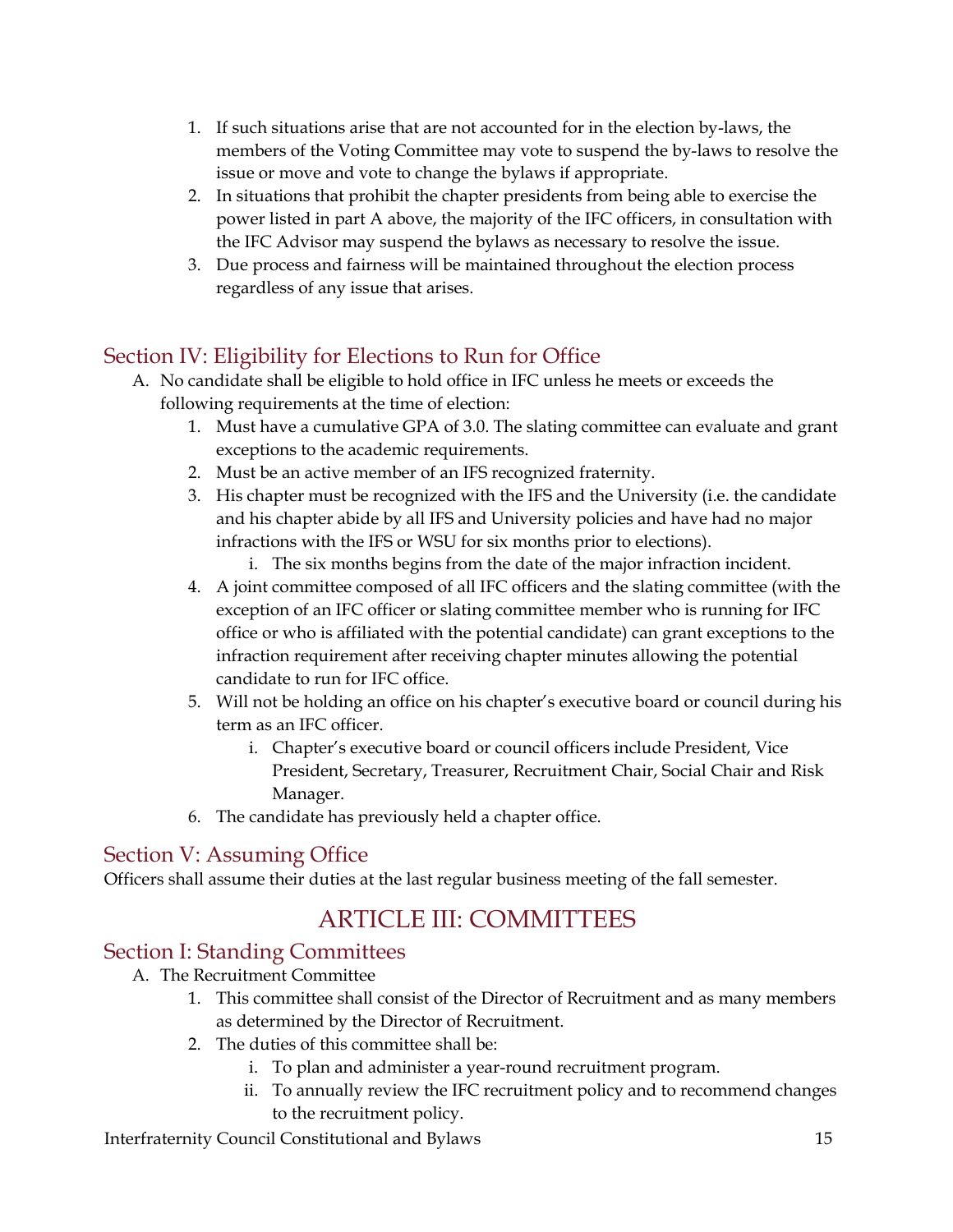1. If such situations arise that are not accounted for in the election by-laws, the members of the Voting Committee may vote to suspend the by-laws to resolve the issue or move and vote to change the bylaws if appropriate.
2. In situations that prohibit the chapter presidents from being able to exercise the power listed in part A above, the majority of the IFC officers, in consultation with the IFC Advisor may suspend the bylaws as necessary to resolve the issue.
3. Due process and fairness will be maintained throughout the election process regardless of any issue that arises.

## Section IV: Eligibility for Elections to Run for Office

A. No candidate shall be eligible to hold office in IFC unless he meets or exceeds the following requirements at the time of election:
   1. Must have a cumulative GPA of 3.0. The slating committee can evaluate and grant exceptions to the academic requirements.
   2. Must be an active member of an IFS recognized fraternity.
   3. His chapter must be recognized with the IFS and the University (i.e. the candidate and his chapter abide by all IFS and University policies and have had no major infractions with the IFS or WSU for six months prior to elections).
      i. The six months begins from the date of the major infraction incident.
   4. A joint committee composed of all IFC officers and the slating committee (with the exception of an IFC officer or slating committee member who is running for IFC office or who is affiliated with the potential candidate) can grant exceptions to the infraction requirement after receiving chapter minutes allowing the potential candidate to run for IFC office.
   5. Will not be holding an office on his chapter's executive board or council during his term as an IFC officer.
      i. Chapter's executive board or council officers include President, Vice President, Secretary, Treasurer, Recruitment Chair, Social Chair and Risk Manager.
   6. The candidate has previously held a chapter office.

## Section V: Assuming Office

Officers shall assume their duties at the last regular business meeting of the fall semester.

# ARTICLE III: COMMITTEES

## Section I: Standing Committees

A. The Recruitment Committee
   1. This committee shall consist of the Director of Recruitment and as many members as determined by the Director of Recruitment.
   2. The duties of this committee shall be:
      i. To plan and administer a year-round recruitment program.
      ii. To annually review the IFC recruitment policy and to recommend changes to the recruitment policy.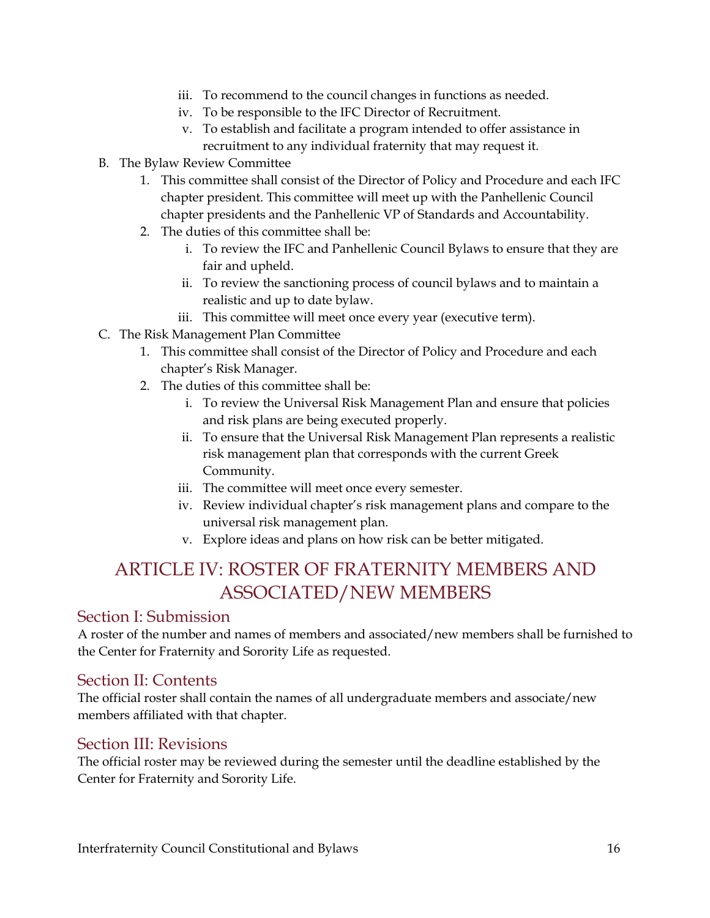iii. To recommend to the council changes in functions as needed.
   iv. To be responsible to the IFC Director of Recruitment.
   v. To establish and facilitate a program intended to offer assistance in recruitment to any individual fraternity that may request it.

B. The Bylaw Review Committee
   1. This committee shall consist of the Director of Policy and Procedure and each IFC chapter president. This committee will meet up with the Panhellenic Council chapter presidents and the Panhellenic VP of Standards and Accountability.
   2. The duties of this committee shall be:
      i. To review the IFC and Panhellenic Council Bylaws to ensure that they are fair and upheld.
      ii. To review the sanctioning process of council bylaws and to maintain a realistic and up to date bylaw.
      iii. This committee will meet once every year (executive term).

C. The Risk Management Plan Committee
   1. This committee shall consist of the Director of Policy and Procedure and each chapter's Risk Manager.
   2. The duties of this committee shall be:
      i. To review the Universal Risk Management Plan and ensure that policies and risk plans are being executed properly.
      ii. To ensure that the Universal Risk Management Plan represents a realistic risk management plan that corresponds with the current Greek Community.
      iii. The committee will meet once every semester.
      iv. Review individual chapter's risk management plans and compare to the universal risk management plan.
      v. Explore ideas and plans on how risk can be better mitigated.

# ARTICLE IV: ROSTER OF FRATERNITY MEMBERS AND ASSOCIATED/NEW MEMBERS

## Section I: Submission

A roster of the number and names of members and associated/new members shall be furnished to the Center for Fraternity and Sorority Life as requested.

## Section II: Contents

The official roster shall contain the names of all undergraduate members and associate/new members affiliated with that chapter.

## Section III: Revisions

The official roster may be reviewed during the semester until the deadline established by the Center for Fraternity and Sorority Life.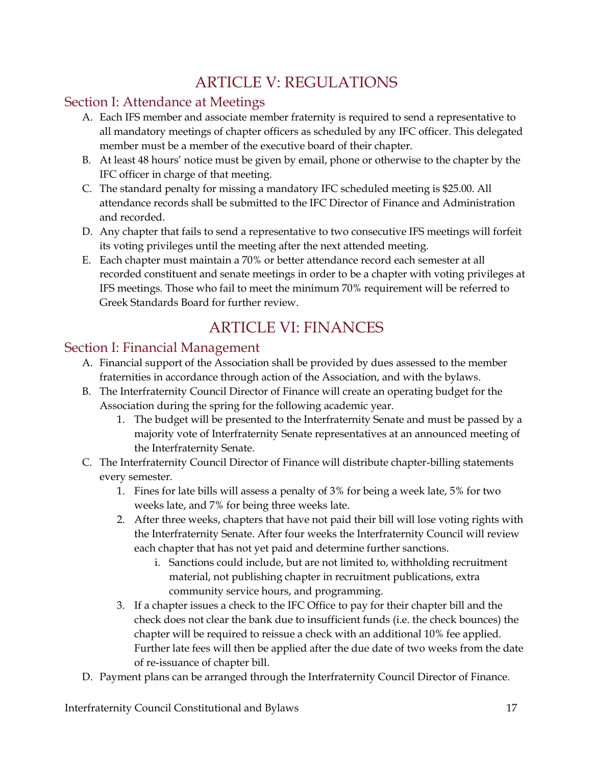# ARTICLE V: REGULATIONS

## Section I: Attendance at Meetings

A. Each IFS member and associate member fraternity is required to send a representative to all mandatory meetings of chapter officers as scheduled by any IFC officer. This delegated member must be a member of the executive board of their chapter.

B. At least 48 hours' notice must be given by email, phone or otherwise to the chapter by the IFC officer in charge of that meeting.

C. The standard penalty for missing a mandatory IFC scheduled meeting is $25.00. All attendance records shall be submitted to the IFC Director of Finance and Administration and recorded.

D. Any chapter that fails to send a representative to two consecutive IFS meetings will forfeit its voting privileges until the meeting after the next attended meeting.

E. Each chapter must maintain a 70% or better attendance record each semester at all recorded constituent and senate meetings in order to be a chapter with voting privileges at IFS meetings. Those who fail to meet the minimum 70% requirement will be referred to Greek Standards Board for further review.

# ARTICLE VI: FINANCES

## Section I: Financial Management

A. Financial support of the Association shall be provided by dues assessed to the member fraternities in accordance through action of the Association, and with the bylaws.

B. The Interfraternity Council Director of Finance will create an operating budget for the Association during the spring for the following academic year.

   1. The budget will be presented to the Interfraternity Senate and must be passed by a majority vote of Interfraternity Senate representatives at an announced meeting of the Interfraternity Senate.

C. The Interfraternity Council Director of Finance will distribute chapter-billing statements every semester.

   1. Fines for late bills will assess a penalty of 3% for being a week late, 5% for two weeks late, and 7% for being three weeks late.
   2. After three weeks, chapters that have not paid their bill will lose voting rights with the Interfraternity Senate. After four weeks the Interfraternity Council will review each chapter that has not yet paid and determine further sanctions.
      i. Sanctions could include, but are not limited to, withholding recruitment material, not publishing chapter in recruitment publications, extra community service hours, and programming.
   3. If a chapter issues a check to the IFC Office to pay for their chapter bill and the check does not clear the bank due to insufficient funds (i.e. the check bounces) the chapter will be required to reissue a check with an additional 10% fee applied. Further late fees will then be applied after the due date of two weeks from the date of re-issuance of chapter bill.

D. Payment plans can be arranged through the Interfraternity Council Director of Finance.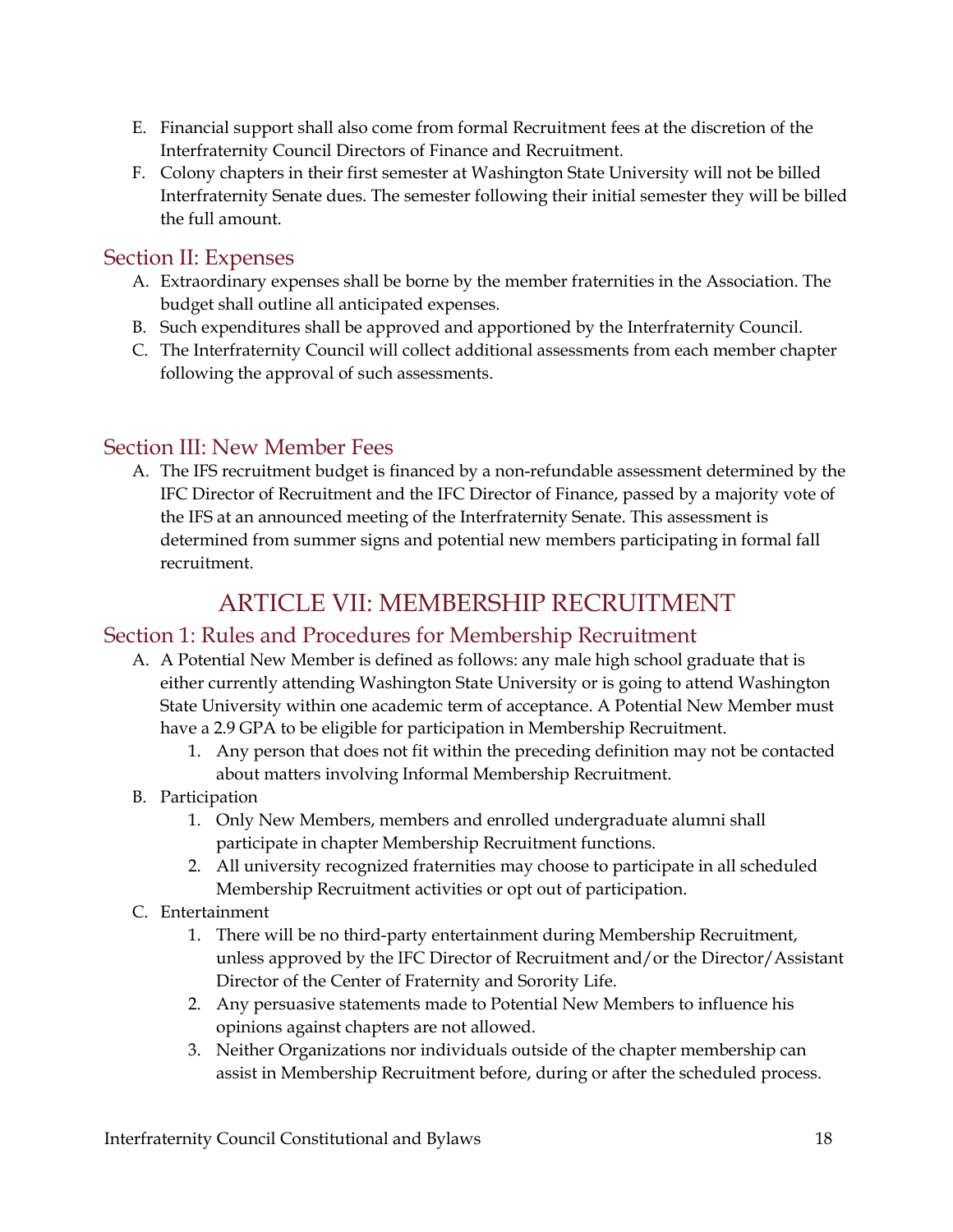E. Financial support shall also come from formal Recruitment fees at the discretion of the Interfraternity Council Directors of Finance and Recruitment.

F. Colony chapters in their first semester at Washington State University will not be billed Interfraternity Senate dues. The semester following their initial semester they will be billed the full amount.

### Section II: Expenses

A. Extraordinary expenses shall be borne by the member fraternities in the Association. The budget shall outline all anticipated expenses.

B. Such expenditures shall be approved and apportioned by the Interfraternity Council.

C. The Interfraternity Council will collect additional assessments from each member chapter following the approval of such assessments.

### Section III: New Member Fees

A. The IFS recruitment budget is financed by a non-refundable assessment determined by the IFC Director of Recruitment and the IFC Director of Finance, passed by a majority vote of the IFS at an announced meeting of the Interfraternity Senate. This assessment is determined from summer signs and potential new members participating in formal fall recruitment.

## ARTICLE VII: MEMBERSHIP RECRUITMENT

### Section 1: Rules and Procedures for Membership Recruitment

A. A Potential New Member is defined as follows: any male high school graduate that is either currently attending Washington State University or is going to attend Washington State University within one academic term of acceptance. A Potential New Member must have a 2.9 GPA to be eligible for participation in Membership Recruitment.

   1. Any person that does not fit within the preceding definition may not be contacted about matters involving Informal Membership Recruitment.

B. Participation

   1. Only New Members, members and enrolled undergraduate alumni shall participate in chapter Membership Recruitment functions.
   2. All university recognized fraternities may choose to participate in all scheduled Membership Recruitment activities or opt out of participation.

C. Entertainment

   1. There will be no third-party entertainment during Membership Recruitment, unless approved by the IFC Director of Recruitment and/or the Director/Assistant Director of the Center of Fraternity and Sorority Life.
   2. Any persuasive statements made to Potential New Members to influence his opinions against chapters are not allowed.
   3. Neither Organizations nor individuals outside of the chapter membership can assist in Membership Recruitment before, during or after the scheduled process.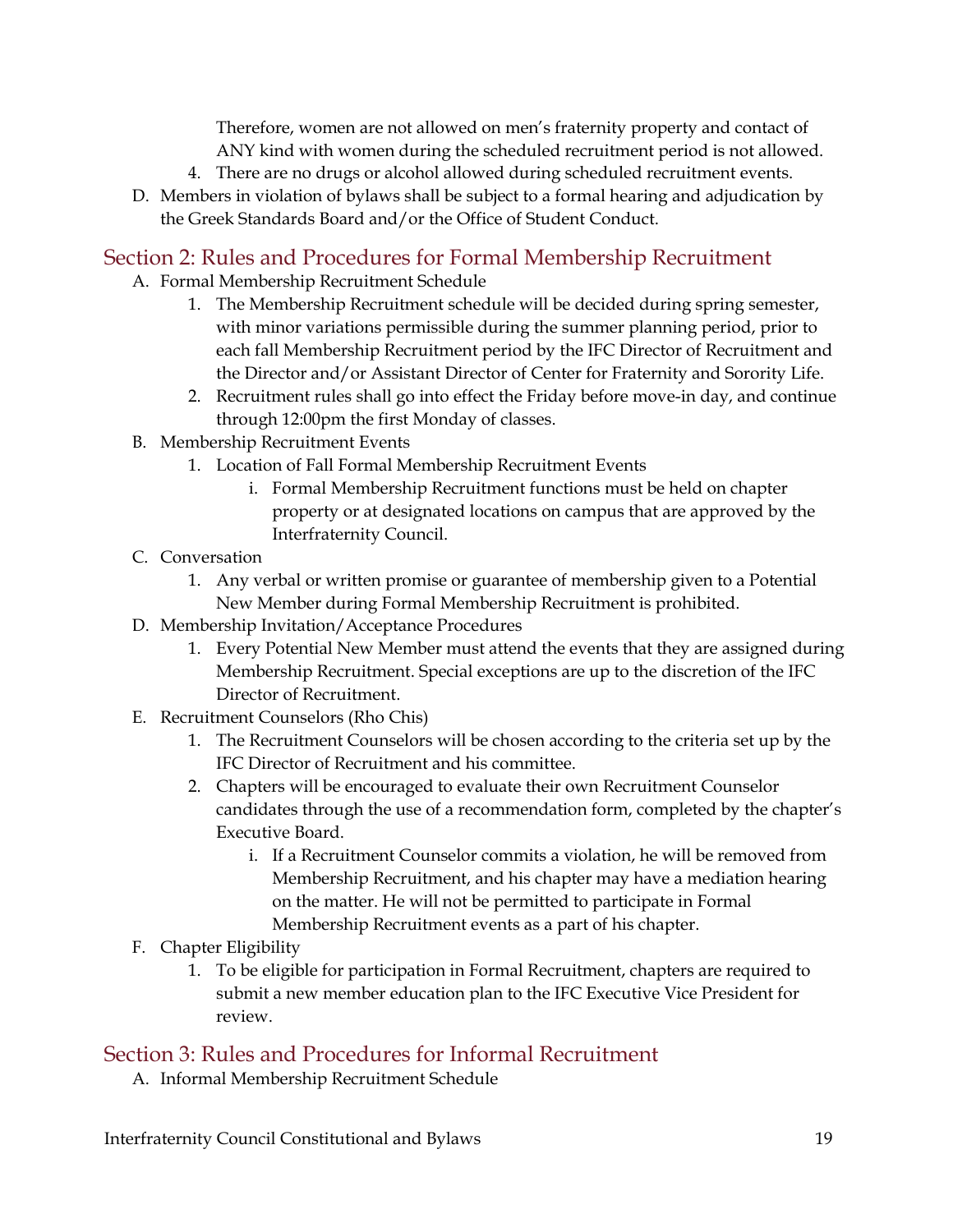Therefore, women are not allowed on men's fraternity property and contact of ANY kind with women during the scheduled recruitment period is not allowed.

4. There are no drugs or alcohol allowed during scheduled recruitment events.

D. Members in violation of bylaws shall be subject to a formal hearing and adjudication by the Greek Standards Board and/or the Office of Student Conduct.

## Section 2: Rules and Procedures for Formal Membership Recruitment

A. Formal Membership Recruitment Schedule
   1. The Membership Recruitment schedule will be decided during spring semester, with minor variations permissible during the summer planning period, prior to each fall Membership Recruitment period by the IFC Director of Recruitment and the Director and/or Assistant Director of Center for Fraternity and Sorority Life.
   2. Recruitment rules shall go into effect the Friday before move-in day, and continue through 12:00pm the first Monday of classes.

B. Membership Recruitment Events
   1. Location of Fall Formal Membership Recruitment Events
      i. Formal Membership Recruitment functions must be held on chapter property or at designated locations on campus that are approved by the Interfraternity Council.

C. Conversation
   1. Any verbal or written promise or guarantee of membership given to a Potential New Member during Formal Membership Recruitment is prohibited.

D. Membership Invitation/Acceptance Procedures
   1. Every Potential New Member must attend the events that they are assigned during Membership Recruitment. Special exceptions are up to the discretion of the IFC Director of Recruitment.

E. Recruitment Counselors (Rho Chis)
   1. The Recruitment Counselors will be chosen according to the criteria set up by the IFC Director of Recruitment and his committee.
   2. Chapters will be encouraged to evaluate their own Recruitment Counselor candidates through the use of a recommendation form, completed by the chapter's Executive Board.
      i. If a Recruitment Counselor commits a violation, he will be removed from Membership Recruitment, and his chapter may have a mediation hearing on the matter. He will not be permitted to participate in Formal Membership Recruitment events as a part of his chapter.

F. Chapter Eligibility
   1. To be eligible for participation in Formal Recruitment, chapters are required to submit a new member education plan to the IFC Executive Vice President for review.

## Section 3: Rules and Procedures for Informal Recruitment

A. Informal Membership Recruitment Schedule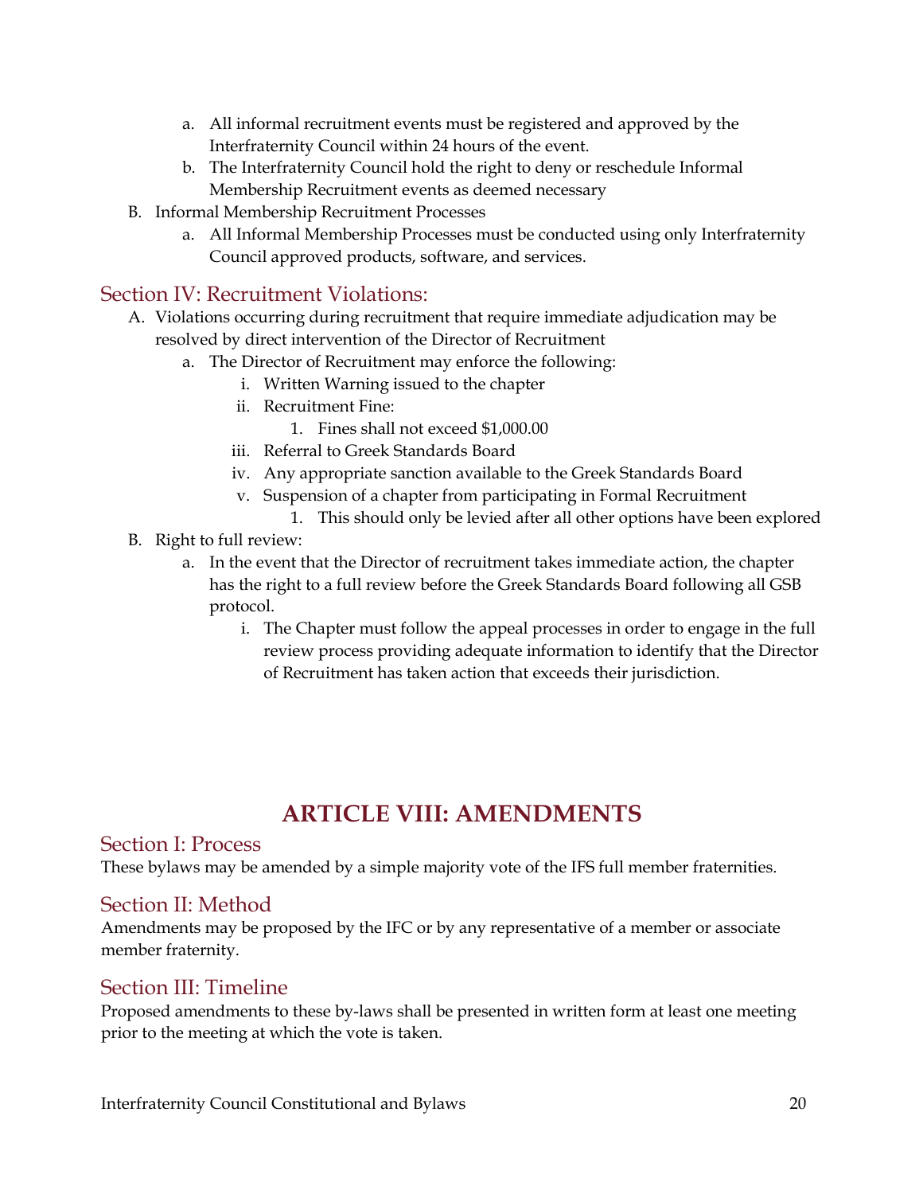a. All informal recruitment events must be registered and approved by the Interfraternity Council within 24 hours of the event.
   b. The Interfraternity Council hold the right to deny or reschedule Informal Membership Recruitment events as deemed necessary

B. Informal Membership Recruitment Processes
   a. All Informal Membership Processes must be conducted using only Interfraternity Council approved products, software, and services.

### Section IV: Recruitment Violations:

A. Violations occurring during recruitment that require immediate adjudication may be resolved by direct intervention of the Director of Recruitment
   a. The Director of Recruitment may enforce the following:
      i. Written Warning issued to the chapter
      ii. Recruitment Fine:
         1. Fines shall not exceed $1,000.00
      iii. Referral to Greek Standards Board
      iv. Any appropriate sanction available to the Greek Standards Board
      v. Suspension of a chapter from participating in Formal Recruitment
         1. This should only be levied after all other options have been explored

B. Right to full review:
   a. In the event that the Director of recruitment takes immediate action, the chapter has the right to a full review before the Greek Standards Board following all GSB protocol.
      i. The Chapter must follow the appeal processes in order to engage in the full review process providing adequate information to identify that the Director of Recruitment has taken action that exceeds their jurisdiction.

## ARTICLE VIII: AMENDMENTS

### Section I: Process

These bylaws may be amended by a simple majority vote of the IFS full member fraternities.

### Section II: Method

Amendments may be proposed by the IFC or by any representative of a member or associate member fraternity.

### Section III: Timeline

Proposed amendments to these by-laws shall be presented in written form at least one meeting prior to the meeting at which the vote is taken.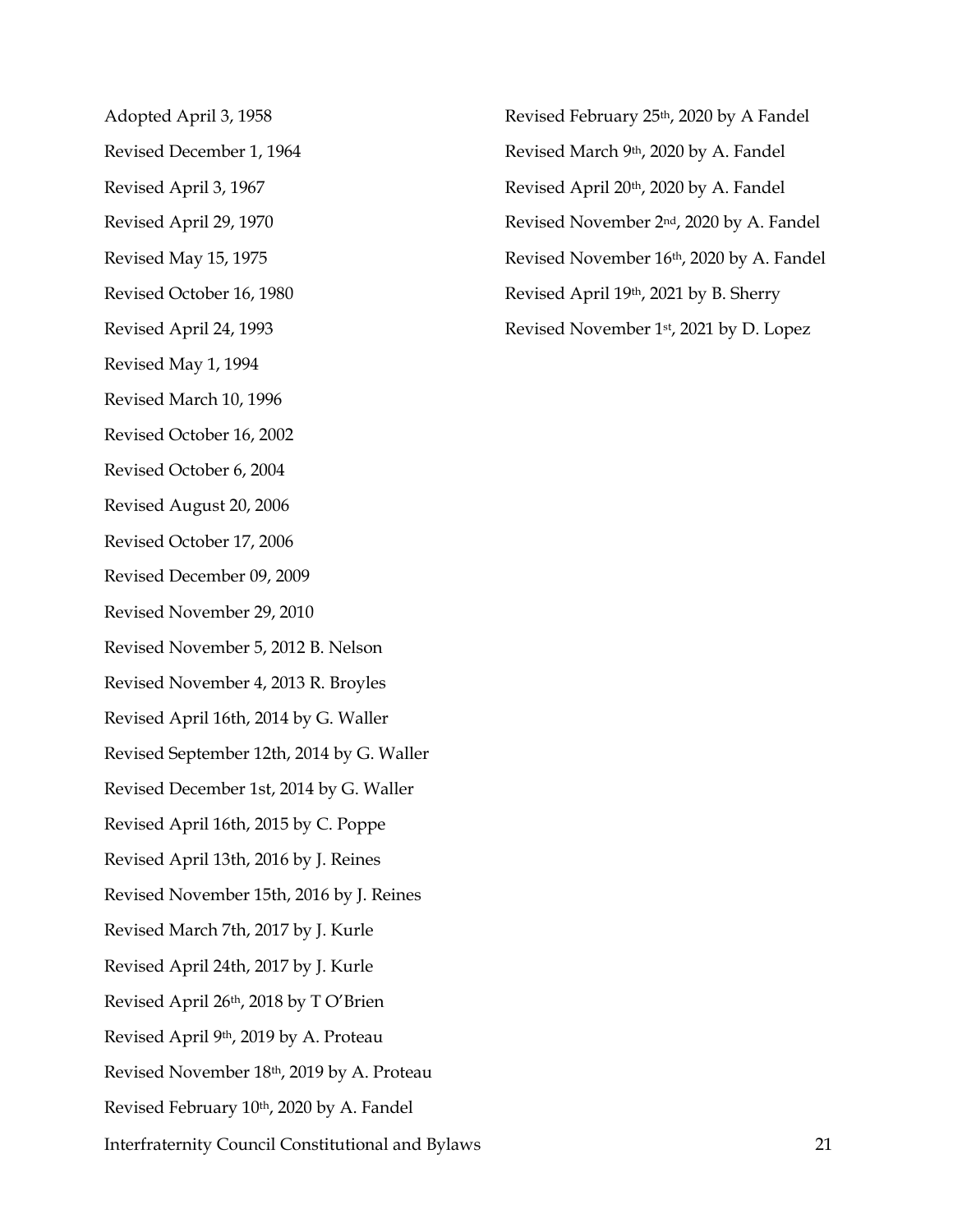Adopted April 3, 1958

Revised December 1, 1964

Revised April 3, 1967

Revised April 29, 1970

Revised May 15, 1975

Revised October 16, 1980

Revised April 24, 1993

Revised May 1, 1994

Revised March 10, 1996

Revised October 16, 2002

Revised October 6, 2004

Revised August 20, 2006

Revised October 17, 2006

Revised December 09, 2009

Revised November 29, 2010

Revised November 5, 2012 B. Nelson

Revised November 4, 2013 R. Broyles

Revised April 16th, 2014 by G. Waller

Revised September 12th, 2014 by G. Waller

Revised December 1st, 2014 by G. Waller

Revised April 16th, 2015 by C. Poppe

Revised April 13th, 2016 by J. Reines

Revised November 15th, 2016 by J. Reines

Revised March 7th, 2017 by J. Kurle

Revised April 24th, 2017 by J. Kurle

Revised April 26th, 2018 by T O'Brien

Revised April 9th, 2019 by A. Proteau

Revised November 18th, 2019 by A. Proteau

Revised February 10th, 2020 by A. Fandel

Revised February 25th, 2020 by A Fandel

Revised March 9th, 2020 by A. Fandel

Revised April 20th, 2020 by A. Fandel

Revised November 2nd, 2020 by A. Fandel

Revised November 16th, 2020 by A. Fandel

Revised April 19th, 2021 by B. Sherry

Revised November 1st, 2021 by D. Lopez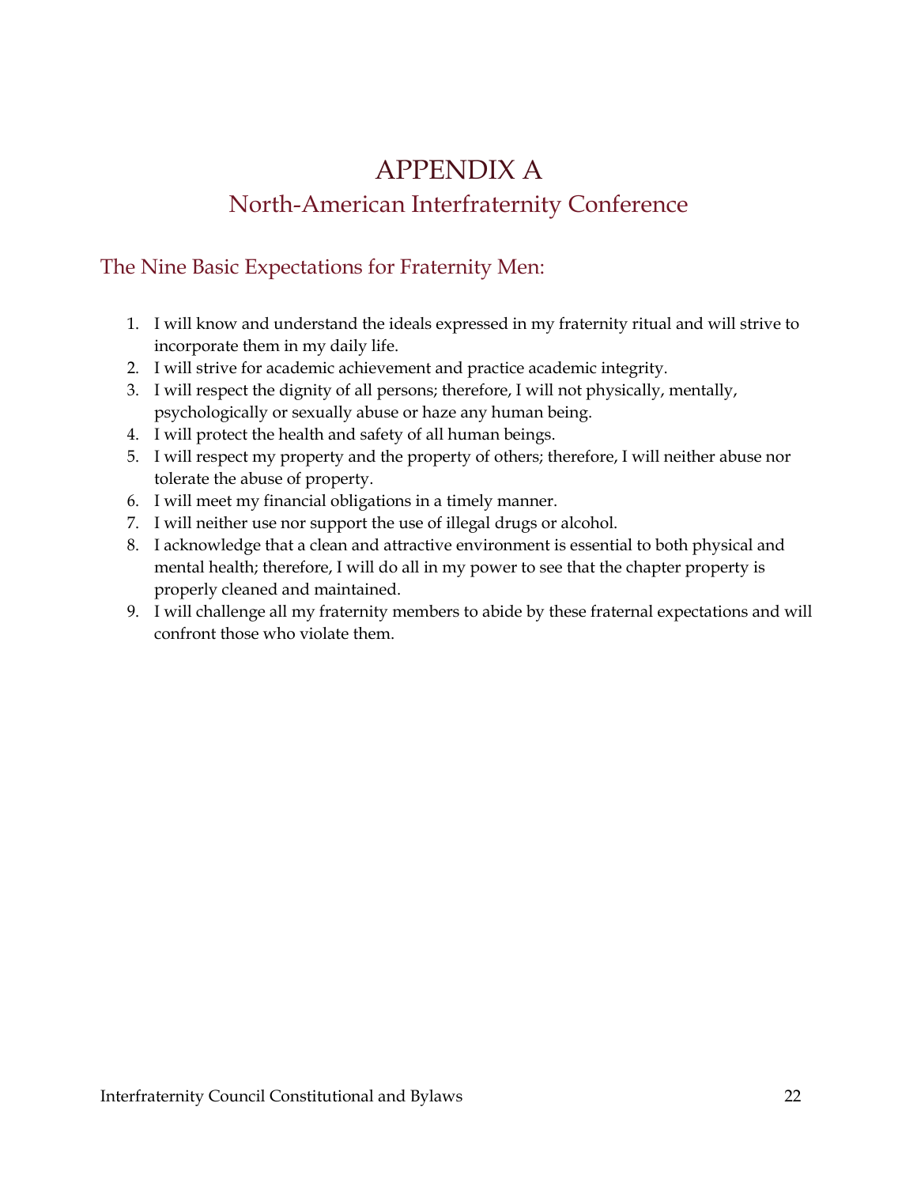# APPENDIX A

## North-American Interfraternity Conference

### The Nine Basic Expectations for Fraternity Men:

1. I will know and understand the ideals expressed in my fraternity ritual and will strive to incorporate them in my daily life.
2. I will strive for academic achievement and practice academic integrity.
3. I will respect the dignity of all persons; therefore, I will not physically, mentally, psychologically or sexually abuse or haze any human being.
4. I will protect the health and safety of all human beings.
5. I will respect my property and the property of others; therefore, I will neither abuse nor tolerate the abuse of property.
6. I will meet my financial obligations in a timely manner.
7. I will neither use nor support the use of illegal drugs or alcohol.
8. I acknowledge that a clean and attractive environment is essential to both physical and mental health; therefore, I will do all in my power to see that the chapter property is properly cleaned and maintained.
9. I will challenge all my fraternity members to abide by these fraternal expectations and will confront those who violate them.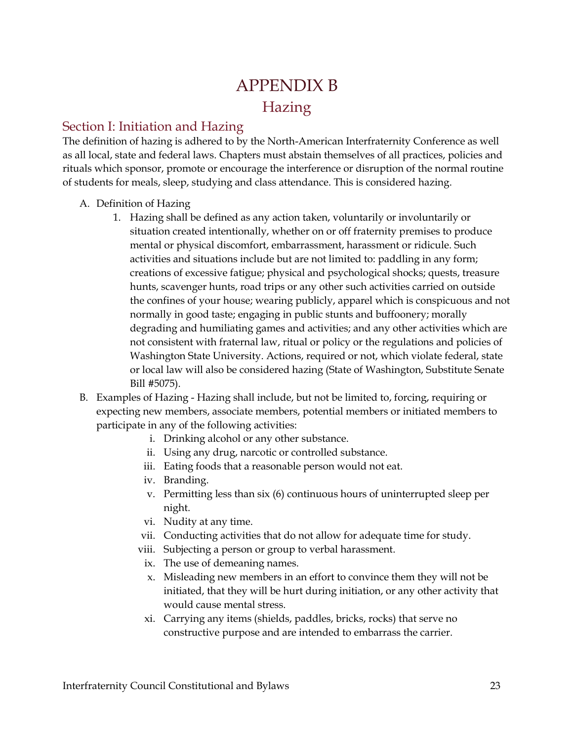# APPENDIX B

## Hazing

### Section I: Initiation and Hazing

The definition of hazing is adhered to by the North-American Interfraternity Conference as well as all local, state and federal laws. Chapters must abstain themselves of all practices, policies and rituals which sponsor, promote or encourage the interference or disruption of the normal routine of students for meals, sleep, studying and class attendance. This is considered hazing.

A. Definition of Hazing

1. Hazing shall be defined as any action taken, voluntarily or involuntarily or situation created intentionally, whether on or off fraternity premises to produce mental or physical discomfort, embarrassment, harassment or ridicule. Such activities and situations include but are not limited to: paddling in any form; creations of excessive fatigue; physical and psychological shocks; quests, treasure hunts, scavenger hunts, road trips or any other such activities carried on outside the confines of your house; wearing publicly, apparel which is conspicuous and not normally in good taste; engaging in public stunts and buffoonery; morally degrading and humiliating games and activities; and any other activities which are not consistent with fraternal law, ritual or policy or the regulations and policies of Washington State University. Actions, required or not, which violate federal, state or local law will also be considered hazing (State of Washington, Substitute Senate Bill #5075).

B. Examples of Hazing - Hazing shall include, but not be limited to, forcing, requiring or expecting new members, associate members, potential members or initiated members to participate in any of the following activities:

i. Drinking alcohol or any other substance.
ii. Using any drug, narcotic or controlled substance.
iii. Eating foods that a reasonable person would not eat.
iv. Branding.
v. Permitting less than six (6) continuous hours of uninterrupted sleep per night.
vi. Nudity at any time.
vii. Conducting activities that do not allow for adequate time for study.
viii. Subjecting a person or group to verbal harassment.
ix. The use of demeaning names.
x. Misleading new members in an effort to convince them they will not be initiated, that they will be hurt during initiation, or any other activity that would cause mental stress.
xi. Carrying any items (shields, paddles, bricks, rocks) that serve no constructive purpose and are intended to embarrass the carrier.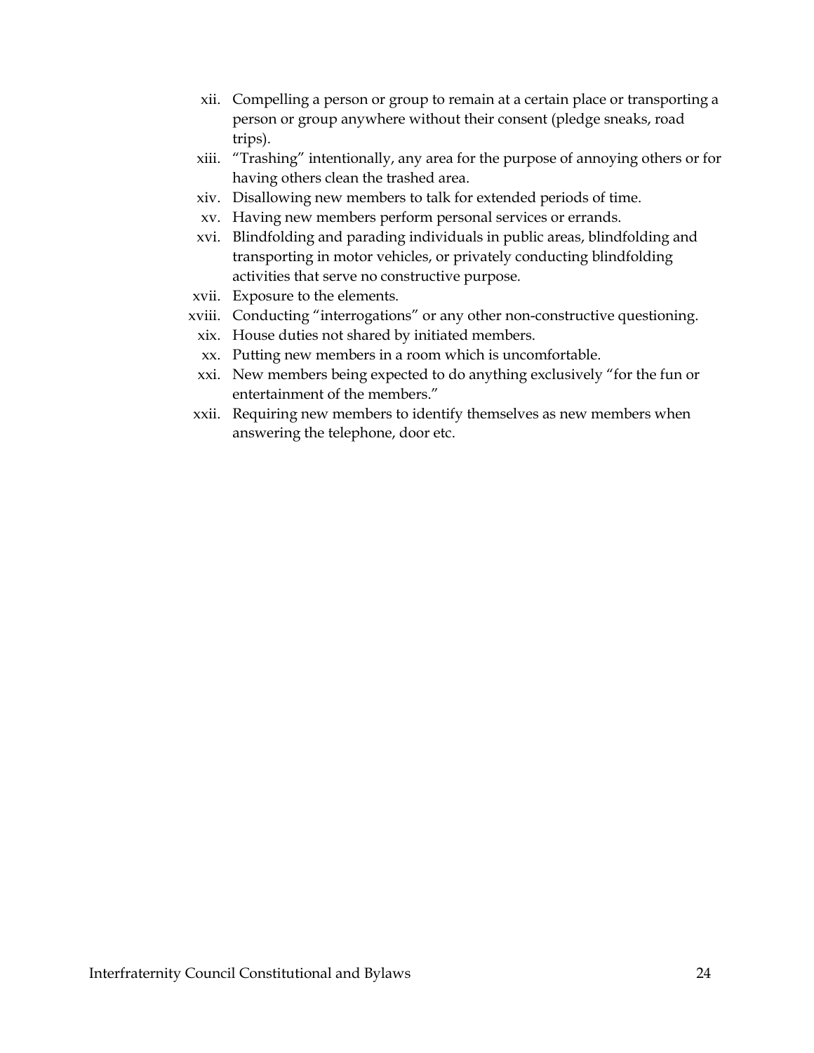xii. Compelling a person or group to remain at a certain place or transporting a person or group anywhere without their consent (pledge sneaks, road trips).

xiii. "Trashing" intentionally, any area for the purpose of annoying others or for having others clean the trashed area.

xiv. Disallowing new members to talk for extended periods of time.

xv. Having new members perform personal services or errands.

xvi. Blindfolding and parading individuals in public areas, blindfolding and transporting in motor vehicles, or privately conducting blindfolding activities that serve no constructive purpose.

xvii. Exposure to the elements.

xviii. Conducting "interrogations" or any other non-constructive questioning.

xix. House duties not shared by initiated members.

xx. Putting new members in a room which is uncomfortable.

xxi. New members being expected to do anything exclusively "for the fun or entertainment of the members."

xxii. Requiring new members to identify themselves as new members when answering the telephone, door etc.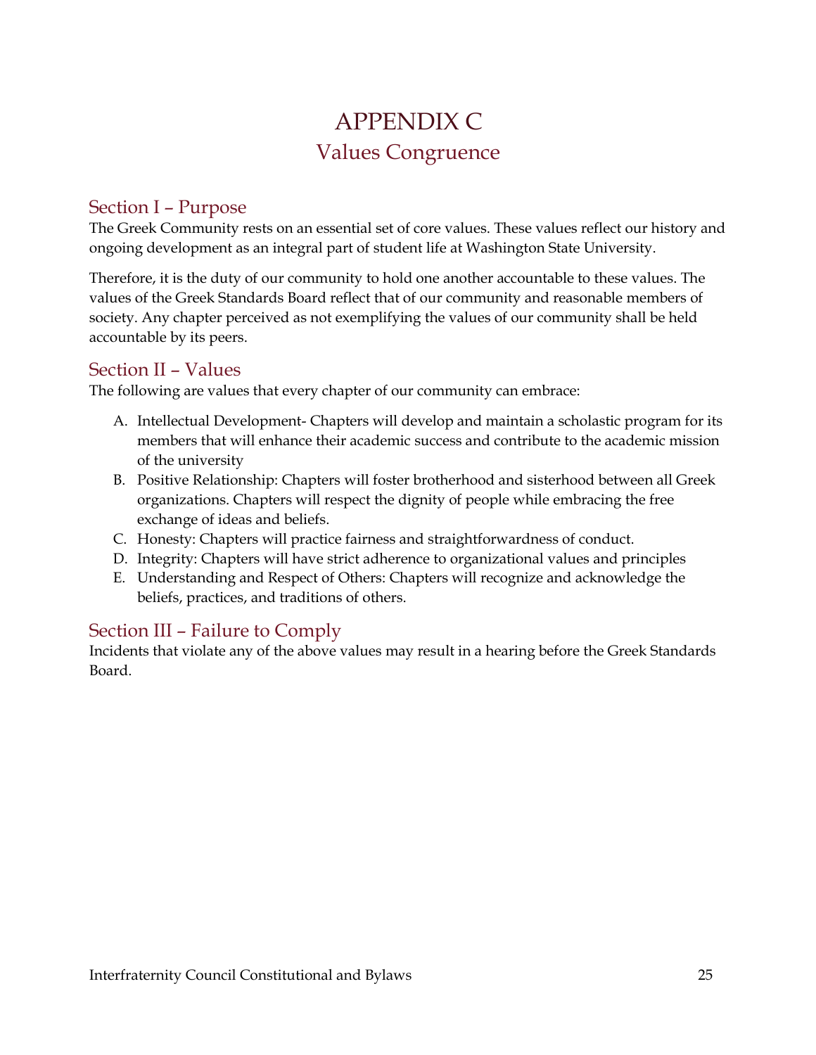# APPENDIX C

## Values Congruence

### Section I – Purpose

The Greek Community rests on an essential set of core values. These values reflect our history and ongoing development as an integral part of student life at Washington State University.

Therefore, it is the duty of our community to hold one another accountable to these values. The values of the Greek Standards Board reflect that of our community and reasonable members of society. Any chapter perceived as not exemplifying the values of our community shall be held accountable by its peers.

### Section II – Values

The following are values that every chapter of our community can embrace:

A. Intellectual Development- Chapters will develop and maintain a scholastic program for its members that will enhance their academic success and contribute to the academic mission of the university
B. Positive Relationship: Chapters will foster brotherhood and sisterhood between all Greek organizations. Chapters will respect the dignity of people while embracing the free exchange of ideas and beliefs.
C. Honesty: Chapters will practice fairness and straightforwardness of conduct.
D. Integrity: Chapters will have strict adherence to organizational values and principles
E. Understanding and Respect of Others: Chapters will recognize and acknowledge the beliefs, practices, and traditions of others.

### Section III – Failure to Comply

Incidents that violate any of the above values may result in a hearing before the Greek Standards Board.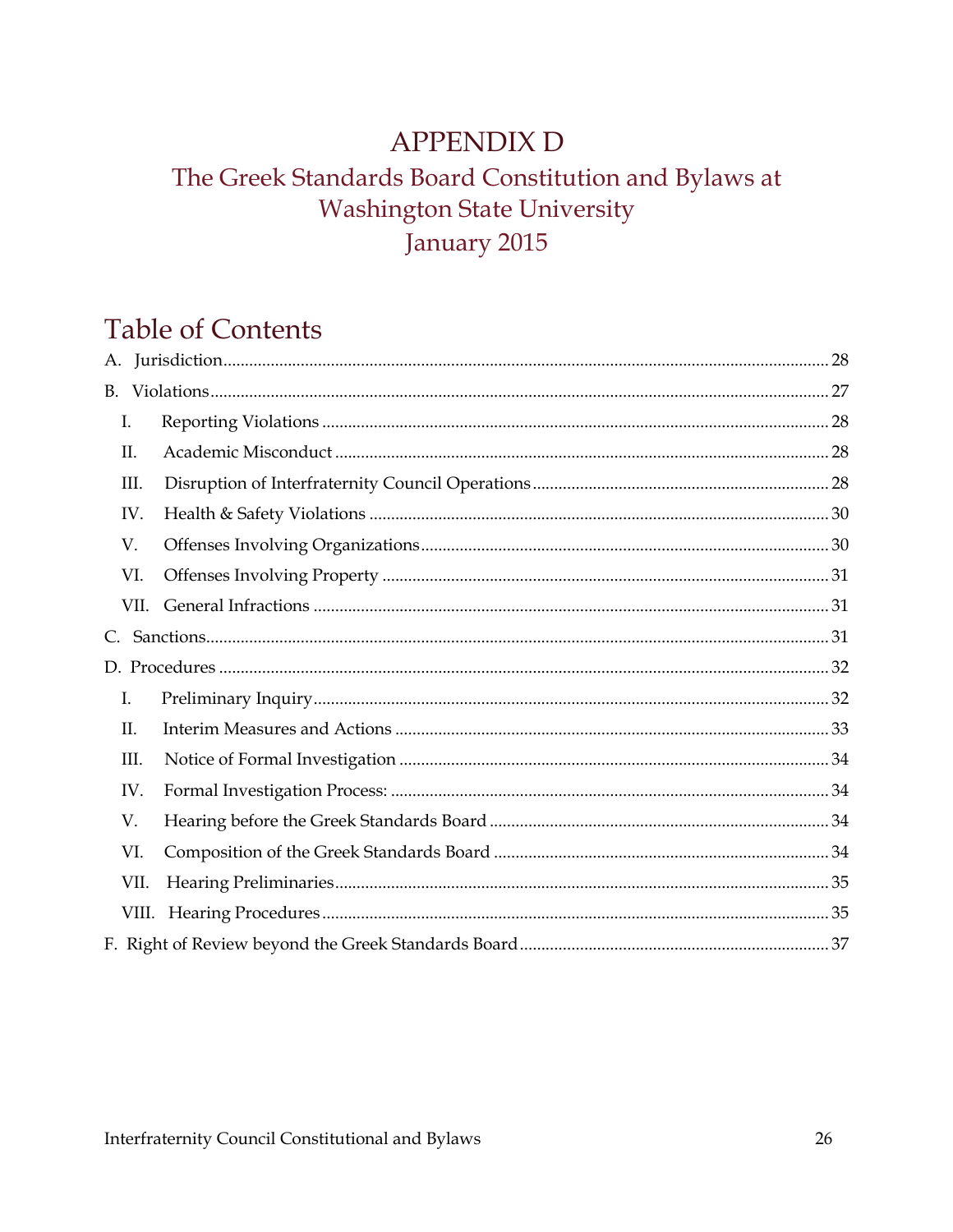# APPENDIX D

## The Greek Standards Board Constitution and Bylaws at Washington State University

## January 2015

## Table of Contents

A. Jurisdiction ........ 28

B. Violations ........ 27

- I. Reporting Violations ........ 28
- II. Academic Misconduct ........ 28
- III. Disruption of Interfraternity Council Operations ........ 28
- IV. Health & Safety Violations ........ 30
- V. Offenses Involving Organizations ........ 30
- VI. Offenses Involving Property ........ 31
- VII. General Infractions ........ 31

C. Sanctions ........ 31

D. Procedures ........ 32

- I. Preliminary Inquiry ........ 32
- II. Interim Measures and Actions ........ 33
- III. Notice of Formal Investigation ........ 34
- IV. Formal Investigation Process: ........ 34
- V. Hearing before the Greek Standards Board ........ 34
- VI. Composition of the Greek Standards Board ........ 34
- VII. Hearing Preliminaries ........ 35
- VIII. Hearing Procedures ........ 35

F. Right of Review beyond the Greek Standards Board ........ 37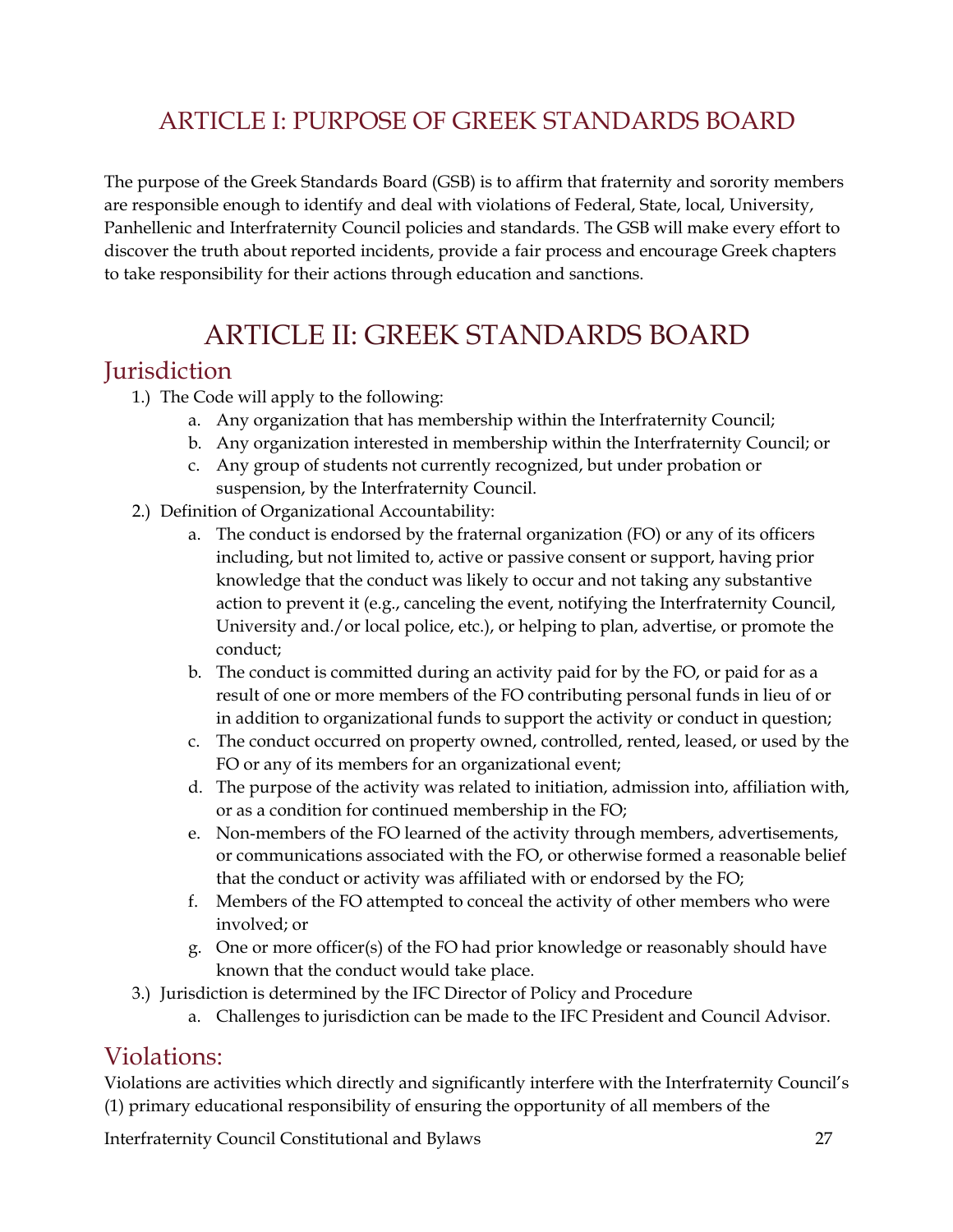# ARTICLE I: PURPOSE OF GREEK STANDARDS BOARD

The purpose of the Greek Standards Board (GSB) is to affirm that fraternity and sorority members are responsible enough to identify and deal with violations of Federal, State, local, University, Panhellenic and Interfraternity Council policies and standards. The GSB will make every effort to discover the truth about reported incidents, provide a fair process and encourage Greek chapters to take responsibility for their actions through education and sanctions.

# ARTICLE II: GREEK STANDARDS BOARD

## Jurisdiction

1.) The Code will apply to the following:
   a. Any organization that has membership within the Interfraternity Council;
   b. Any organization interested in membership within the Interfraternity Council; or
   c. Any group of students not currently recognized, but under probation or suspension, by the Interfraternity Council.
2.) Definition of Organizational Accountability:
   a. The conduct is endorsed by the fraternal organization (FO) or any of its officers including, but not limited to, active or passive consent or support, having prior knowledge that the conduct was likely to occur and not taking any substantive action to prevent it (e.g., canceling the event, notifying the Interfraternity Council, University and./or local police, etc.), or helping to plan, advertise, or promote the conduct;
   b. The conduct is committed during an activity paid for by the FO, or paid for as a result of one or more members of the FO contributing personal funds in lieu of or in addition to organizational funds to support the activity or conduct in question;
   c. The conduct occurred on property owned, controlled, rented, leased, or used by the FO or any of its members for an organizational event;
   d. The purpose of the activity was related to initiation, admission into, affiliation with, or as a condition for continued membership in the FO;
   e. Non-members of the FO learned of the activity through members, advertisements, or communications associated with the FO, or otherwise formed a reasonable belief that the conduct or activity was affiliated with or endorsed by the FO;
   f. Members of the FO attempted to conceal the activity of other members who were involved; or
   g. One or more officer(s) of the FO had prior knowledge or reasonably should have known that the conduct would take place.
3.) Jurisdiction is determined by the IFC Director of Policy and Procedure
   a. Challenges to jurisdiction can be made to the IFC President and Council Advisor.

## Violations:

Violations are activities which directly and significantly interfere with the Interfraternity Council's (1) primary educational responsibility of ensuring the opportunity of all members of the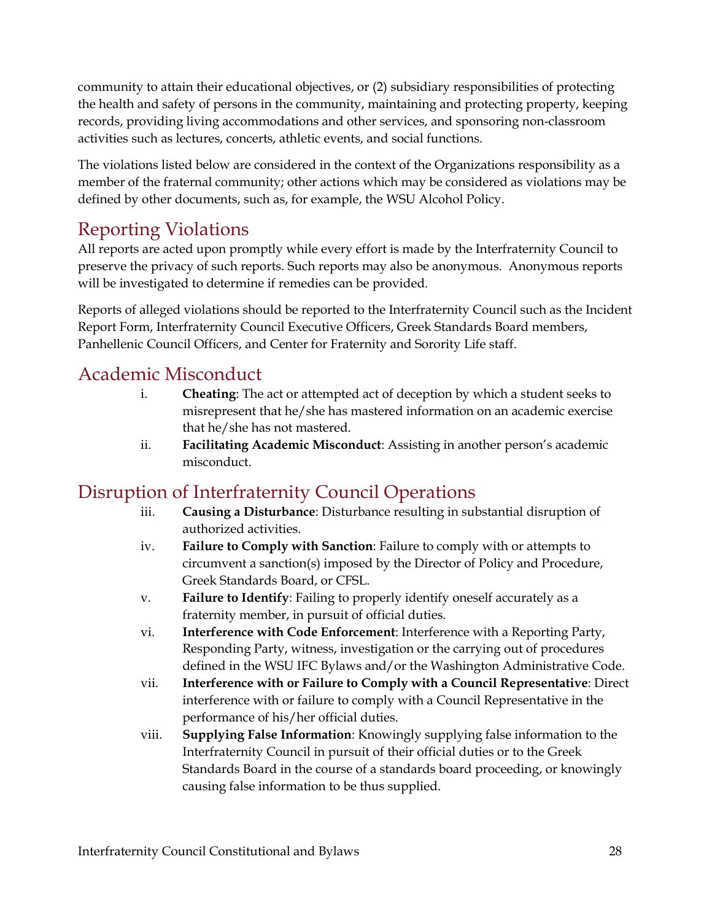community to attain their educational objectives, or (2) subsidiary responsibilities of protecting the health and safety of persons in the community, maintaining and protecting property, keeping records, providing living accommodations and other services, and sponsoring non-classroom activities such as lectures, concerts, athletic events, and social functions.

The violations listed below are considered in the context of the Organizations responsibility as a member of the fraternal community; other actions which may be considered as violations may be defined by other documents, such as, for example, the WSU Alcohol Policy.

## Reporting Violations

All reports are acted upon promptly while every effort is made by the Interfraternity Council to preserve the privacy of such reports. Such reports may also be anonymous. Anonymous reports will be investigated to determine if remedies can be provided.

Reports of alleged violations should be reported to the Interfraternity Council such as the Incident Report Form, Interfraternity Council Executive Officers, Greek Standards Board members, Panhellenic Council Officers, and Center for Fraternity and Sorority Life staff.

## Academic Misconduct

i. **Cheating**: The act or attempted act of deception by which a student seeks to misrepresent that he/she has mastered information on an academic exercise that he/she has not mastered.

ii. **Facilitating Academic Misconduct**: Assisting in another person's academic misconduct.

## Disruption of Interfraternity Council Operations

iii. **Causing a Disturbance**: Disturbance resulting in substantial disruption of authorized activities.

iv. **Failure to Comply with Sanction**: Failure to comply with or attempts to circumvent a sanction(s) imposed by the Director of Policy and Procedure, Greek Standards Board, or CFSL.

v. **Failure to Identify**: Failing to properly identify oneself accurately as a fraternity member, in pursuit of official duties.

vi. **Interference with Code Enforcement**: Interference with a Reporting Party, Responding Party, witness, investigation or the carrying out of procedures defined in the WSU IFC Bylaws and/or the Washington Administrative Code.

vii. **Interference with or Failure to Comply with a Council Representative**: Direct interference with or failure to comply with a Council Representative in the performance of his/her official duties.

viii. **Supplying False Information**: Knowingly supplying false information to the Interfraternity Council in pursuit of their official duties or to the Greek Standards Board in the course of a standards board proceeding, or knowingly causing false information to be thus supplied.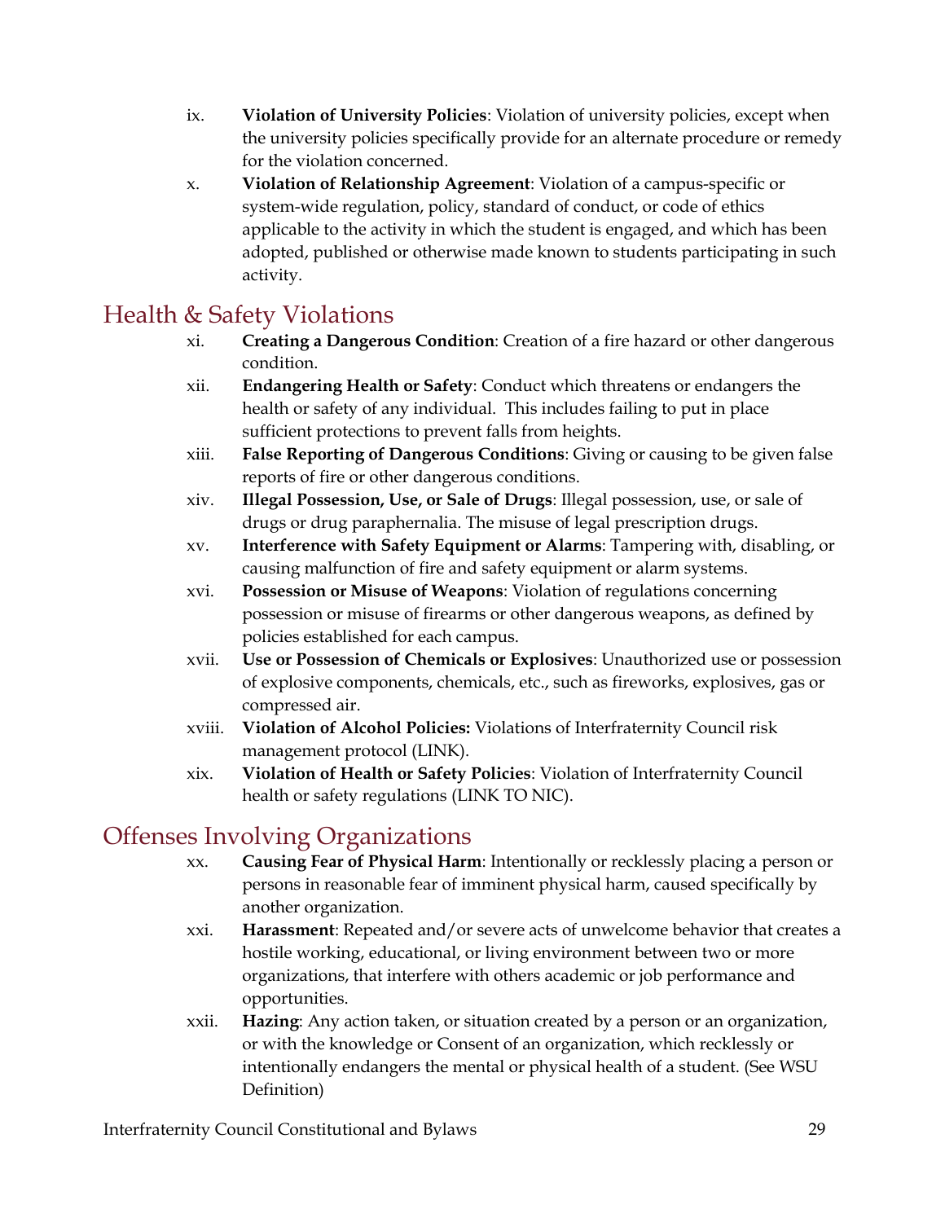ix. **Violation of University Policies**: Violation of university policies, except when the university policies specifically provide for an alternate procedure or remedy for the violation concerned.

x. **Violation of Relationship Agreement**: Violation of a campus-specific or system-wide regulation, policy, standard of conduct, or code of ethics applicable to the activity in which the student is engaged, and which has been adopted, published or otherwise made known to students participating in such activity.

## Health & Safety Violations

xi. **Creating a Dangerous Condition**: Creation of a fire hazard or other dangerous condition.

xii. **Endangering Health or Safety**: Conduct which threatens or endangers the health or safety of any individual. This includes failing to put in place sufficient protections to prevent falls from heights.

xiii. **False Reporting of Dangerous Conditions**: Giving or causing to be given false reports of fire or other dangerous conditions.

xiv. **Illegal Possession, Use, or Sale of Drugs**: Illegal possession, use, or sale of drugs or drug paraphernalia. The misuse of legal prescription drugs.

xv. **Interference with Safety Equipment or Alarms**: Tampering with, disabling, or causing malfunction of fire and safety equipment or alarm systems.

xvi. **Possession or Misuse of Weapons**: Violation of regulations concerning possession or misuse of firearms or other dangerous weapons, as defined by policies established for each campus.

xvii. **Use or Possession of Chemicals or Explosives**: Unauthorized use or possession of explosive components, chemicals, etc., such as fireworks, explosives, gas or compressed air.

xviii. **Violation of Alcohol Policies:** Violations of Interfraternity Council risk management protocol (LINK).

xix. **Violation of Health or Safety Policies**: Violation of Interfraternity Council health or safety regulations (LINK TO NIC).

## Offenses Involving Organizations

xx. **Causing Fear of Physical Harm**: Intentionally or recklessly placing a person or persons in reasonable fear of imminent physical harm, caused specifically by another organization.

xxi. **Harassment**: Repeated and/or severe acts of unwelcome behavior that creates a hostile working, educational, or living environment between two or more organizations, that interfere with others academic or job performance and opportunities.

xxii. **Hazing**: Any action taken, or situation created by a person or an organization, or with the knowledge or Consent of an organization, which recklessly or intentionally endangers the mental or physical health of a student. (See WSU Definition)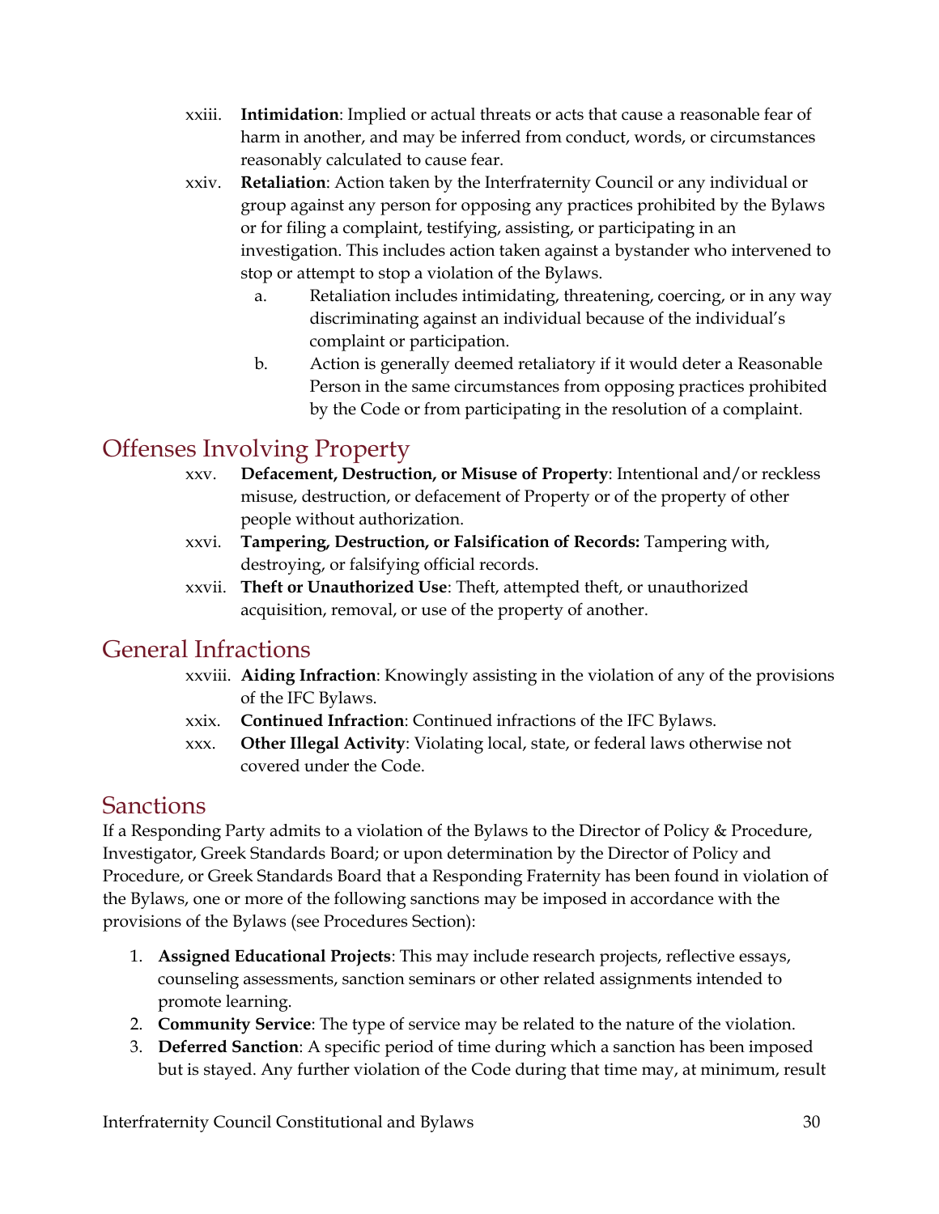xxiii. **Intimidation**: Implied or actual threats or acts that cause a reasonable fear of harm in another, and may be inferred from conduct, words, or circumstances reasonably calculated to cause fear.

xxiv. **Retaliation**: Action taken by the Interfraternity Council or any individual or group against any person for opposing any practices prohibited by the Bylaws or for filing a complaint, testifying, assisting, or participating in an investigation. This includes action taken against a bystander who intervened to stop or attempt to stop a violation of the Bylaws.

  a. Retaliation includes intimidating, threatening, coercing, or in any way discriminating against an individual because of the individual's complaint or participation.

  b. Action is generally deemed retaliatory if it would deter a Reasonable Person in the same circumstances from opposing practices prohibited by the Code or from participating in the resolution of a complaint.

## Offenses Involving Property

xxv. **Defacement, Destruction, or Misuse of Property**: Intentional and/or reckless misuse, destruction, or defacement of Property or of the property of other people without authorization.

xxvi. **Tampering, Destruction, or Falsification of Records:** Tampering with, destroying, or falsifying official records.

xxvii. **Theft or Unauthorized Use**: Theft, attempted theft, or unauthorized acquisition, removal, or use of the property of another.

## General Infractions

xxviii. **Aiding Infraction**: Knowingly assisting in the violation of any of the provisions of the IFC Bylaws.

xxix. **Continued Infraction**: Continued infractions of the IFC Bylaws.

xxx. **Other Illegal Activity**: Violating local, state, or federal laws otherwise not covered under the Code.

## Sanctions

If a Responding Party admits to a violation of the Bylaws to the Director of Policy & Procedure, Investigator, Greek Standards Board; or upon determination by the Director of Policy and Procedure, or Greek Standards Board that a Responding Fraternity has been found in violation of the Bylaws, one or more of the following sanctions may be imposed in accordance with the provisions of the Bylaws (see Procedures Section):

1. **Assigned Educational Projects**: This may include research projects, reflective essays, counseling assessments, sanction seminars or other related assignments intended to promote learning.
2. **Community Service**: The type of service may be related to the nature of the violation.
3. **Deferred Sanction**: A specific period of time during which a sanction has been imposed but is stayed. Any further violation of the Code during that time may, at minimum, result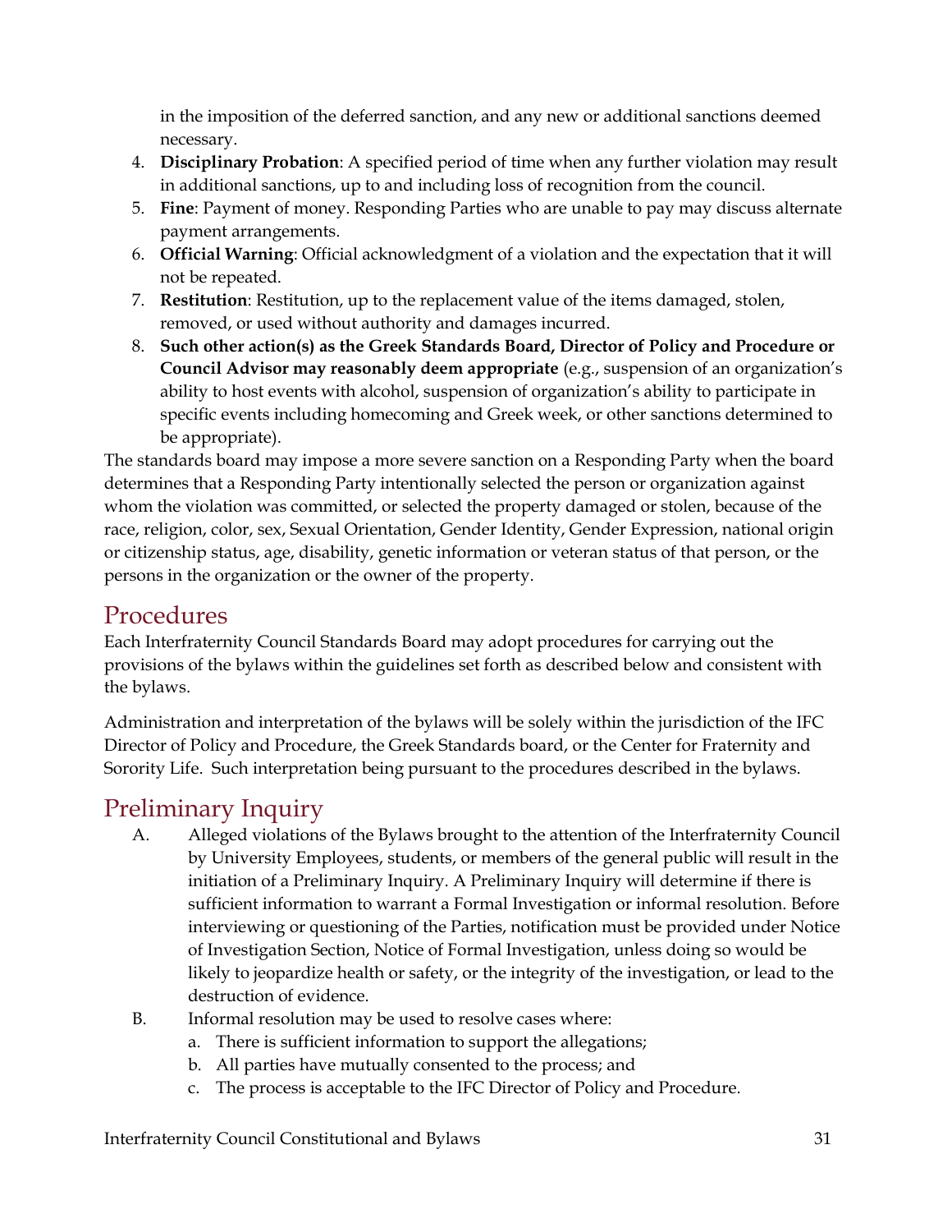in the imposition of the deferred sanction, and any new or additional sanctions deemed necessary.

4. **Disciplinary Probation**: A specified period of time when any further violation may result in additional sanctions, up to and including loss of recognition from the council.
5. **Fine**: Payment of money. Responding Parties who are unable to pay may discuss alternate payment arrangements.
6. **Official Warning**: Official acknowledgment of a violation and the expectation that it will not be repeated.
7. **Restitution**: Restitution, up to the replacement value of the items damaged, stolen, removed, or used without authority and damages incurred.
8. **Such other action(s) as the Greek Standards Board, Director of Policy and Procedure or Council Advisor may reasonably deem appropriate** (e.g., suspension of an organization's ability to host events with alcohol, suspension of organization's ability to participate in specific events including homecoming and Greek week, or other sanctions determined to be appropriate).

The standards board may impose a more severe sanction on a Responding Party when the board determines that a Responding Party intentionally selected the person or organization against whom the violation was committed, or selected the property damaged or stolen, because of the race, religion, color, sex, Sexual Orientation, Gender Identity, Gender Expression, national origin or citizenship status, age, disability, genetic information or veteran status of that person, or the persons in the organization or the owner of the property.

## Procedures

Each Interfraternity Council Standards Board may adopt procedures for carrying out the provisions of the bylaws within the guidelines set forth as described below and consistent with the bylaws.

Administration and interpretation of the bylaws will be solely within the jurisdiction of the IFC Director of Policy and Procedure, the Greek Standards board, or the Center for Fraternity and Sorority Life. Such interpretation being pursuant to the procedures described in the bylaws.

## Preliminary Inquiry

A. Alleged violations of the Bylaws brought to the attention of the Interfraternity Council by University Employees, students, or members of the general public will result in the initiation of a Preliminary Inquiry. A Preliminary Inquiry will determine if there is sufficient information to warrant a Formal Investigation or informal resolution. Before interviewing or questioning of the Parties, notification must be provided under Notice of Investigation Section, Notice of Formal Investigation, unless doing so would be likely to jeopardize health or safety, or the integrity of the investigation, or lead to the destruction of evidence.

B. Informal resolution may be used to resolve cases where:
   a. There is sufficient information to support the allegations;
   b. All parties have mutually consented to the process; and
   c. The process is acceptable to the IFC Director of Policy and Procedure.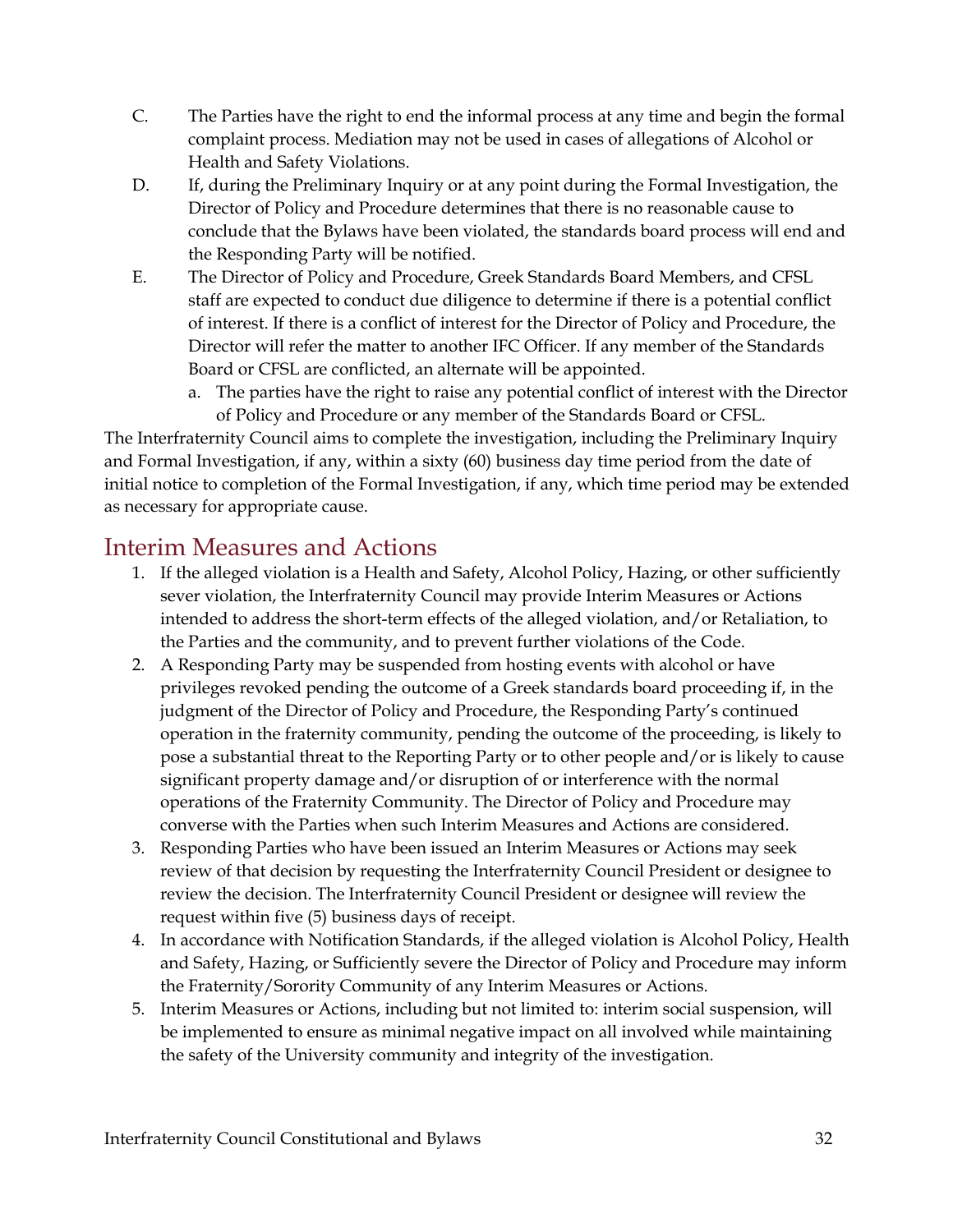C. The Parties have the right to end the informal process at any time and begin the formal complaint process. Mediation may not be used in cases of allegations of Alcohol or Health and Safety Violations.

D. If, during the Preliminary Inquiry or at any point during the Formal Investigation, the Director of Policy and Procedure determines that there is no reasonable cause to conclude that the Bylaws have been violated, the standards board process will end and the Responding Party will be notified.

E. The Director of Policy and Procedure, Greek Standards Board Members, and CFSL staff are expected to conduct due diligence to determine if there is a potential conflict of interest. If there is a conflict of interest for the Director of Policy and Procedure, the Director will refer the matter to another IFC Officer. If any member of the Standards Board or CFSL are conflicted, an alternate will be appointed.

   a. The parties have the right to raise any potential conflict of interest with the Director of Policy and Procedure or any member of the Standards Board or CFSL.

The Interfraternity Council aims to complete the investigation, including the Preliminary Inquiry and Formal Investigation, if any, within a sixty (60) business day time period from the date of initial notice to completion of the Formal Investigation, if any, which time period may be extended as necessary for appropriate cause.

## Interim Measures and Actions

1. If the alleged violation is a Health and Safety, Alcohol Policy, Hazing, or other sufficiently sever violation, the Interfraternity Council may provide Interim Measures or Actions intended to address the short-term effects of the alleged violation, and/or Retaliation, to the Parties and the community, and to prevent further violations of the Code.
2. A Responding Party may be suspended from hosting events with alcohol or have privileges revoked pending the outcome of a Greek standards board proceeding if, in the judgment of the Director of Policy and Procedure, the Responding Party's continued operation in the fraternity community, pending the outcome of the proceeding, is likely to pose a substantial threat to the Reporting Party or to other people and/or is likely to cause significant property damage and/or disruption of or interference with the normal operations of the Fraternity Community. The Director of Policy and Procedure may converse with the Parties when such Interim Measures and Actions are considered.
3. Responding Parties who have been issued an Interim Measures or Actions may seek review of that decision by requesting the Interfraternity Council President or designee to review the decision. The Interfraternity Council President or designee will review the request within five (5) business days of receipt.
4. In accordance with Notification Standards, if the alleged violation is Alcohol Policy, Health and Safety, Hazing, or Sufficiently severe the Director of Policy and Procedure may inform the Fraternity/Sorority Community of any Interim Measures or Actions.
5. Interim Measures or Actions, including but not limited to: interim social suspension, will be implemented to ensure as minimal negative impact on all involved while maintaining the safety of the University community and integrity of the investigation.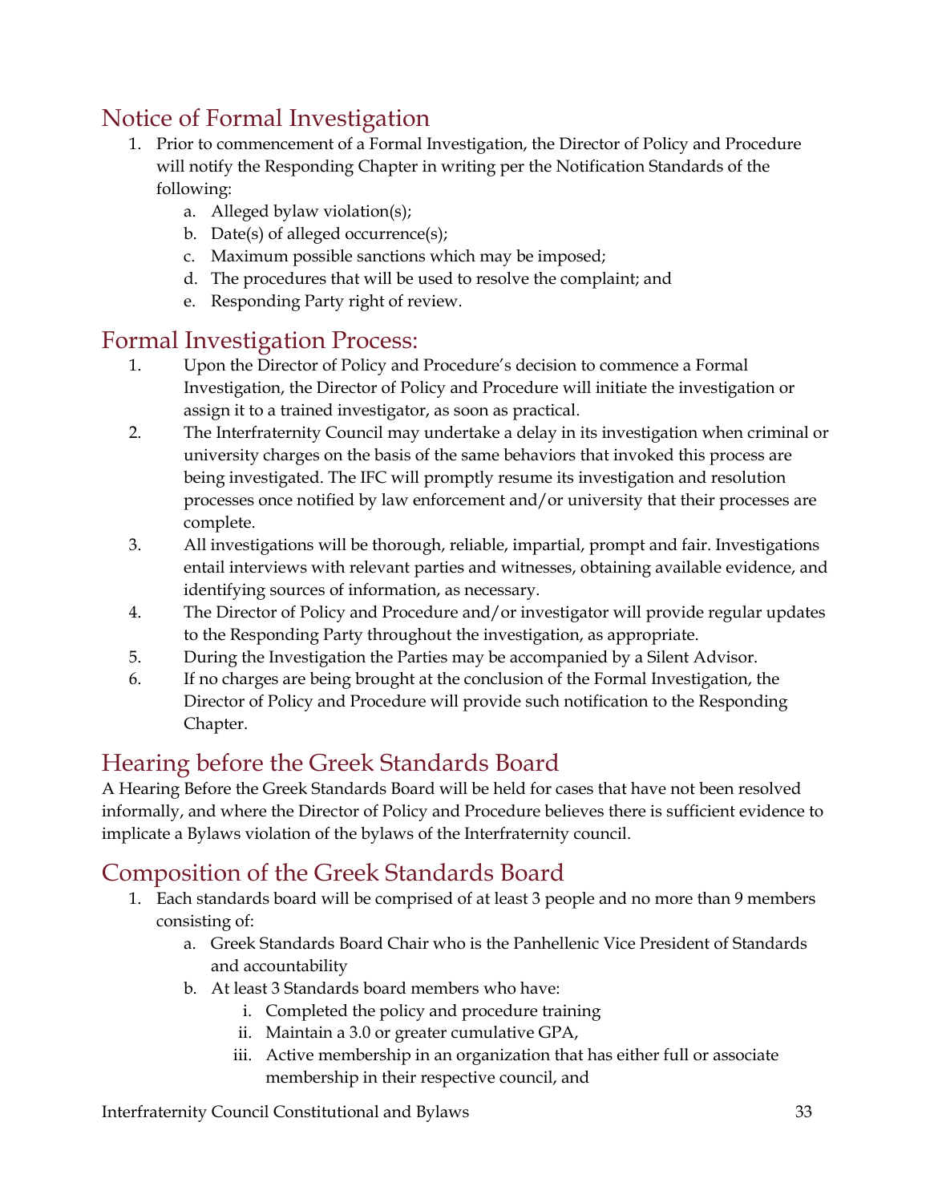## Notice of Formal Investigation

1. Prior to commencement of a Formal Investigation, the Director of Policy and Procedure will notify the Responding Chapter in writing per the Notification Standards of the following:
   a. Alleged bylaw violation(s);
   b. Date(s) of alleged occurrence(s);
   c. Maximum possible sanctions which may be imposed;
   d. The procedures that will be used to resolve the complaint; and
   e. Responding Party right of review.

## Formal Investigation Process:

1. Upon the Director of Policy and Procedure's decision to commence a Formal Investigation, the Director of Policy and Procedure will initiate the investigation or assign it to a trained investigator, as soon as practical.
2. The Interfraternity Council may undertake a delay in its investigation when criminal or university charges on the basis of the same behaviors that invoked this process are being investigated. The IFC will promptly resume its investigation and resolution processes once notified by law enforcement and/or university that their processes are complete.
3. All investigations will be thorough, reliable, impartial, prompt and fair. Investigations entail interviews with relevant parties and witnesses, obtaining available evidence, and identifying sources of information, as necessary.
4. The Director of Policy and Procedure and/or investigator will provide regular updates to the Responding Party throughout the investigation, as appropriate.
5. During the Investigation the Parties may be accompanied by a Silent Advisor.
6. If no charges are being brought at the conclusion of the Formal Investigation, the Director of Policy and Procedure will provide such notification to the Responding Chapter.

## Hearing before the Greek Standards Board

A Hearing Before the Greek Standards Board will be held for cases that have not been resolved informally, and where the Director of Policy and Procedure believes there is sufficient evidence to implicate a Bylaws violation of the bylaws of the Interfraternity council.

## Composition of the Greek Standards Board

1. Each standards board will be comprised of at least 3 people and no more than 9 members consisting of:
   a. Greek Standards Board Chair who is the Panhellenic Vice President of Standards and accountability
   b. At least 3 Standards board members who have:
      i. Completed the policy and procedure training
      ii. Maintain a 3.0 or greater cumulative GPA,
      iii. Active membership in an organization that has either full or associate membership in their respective council, and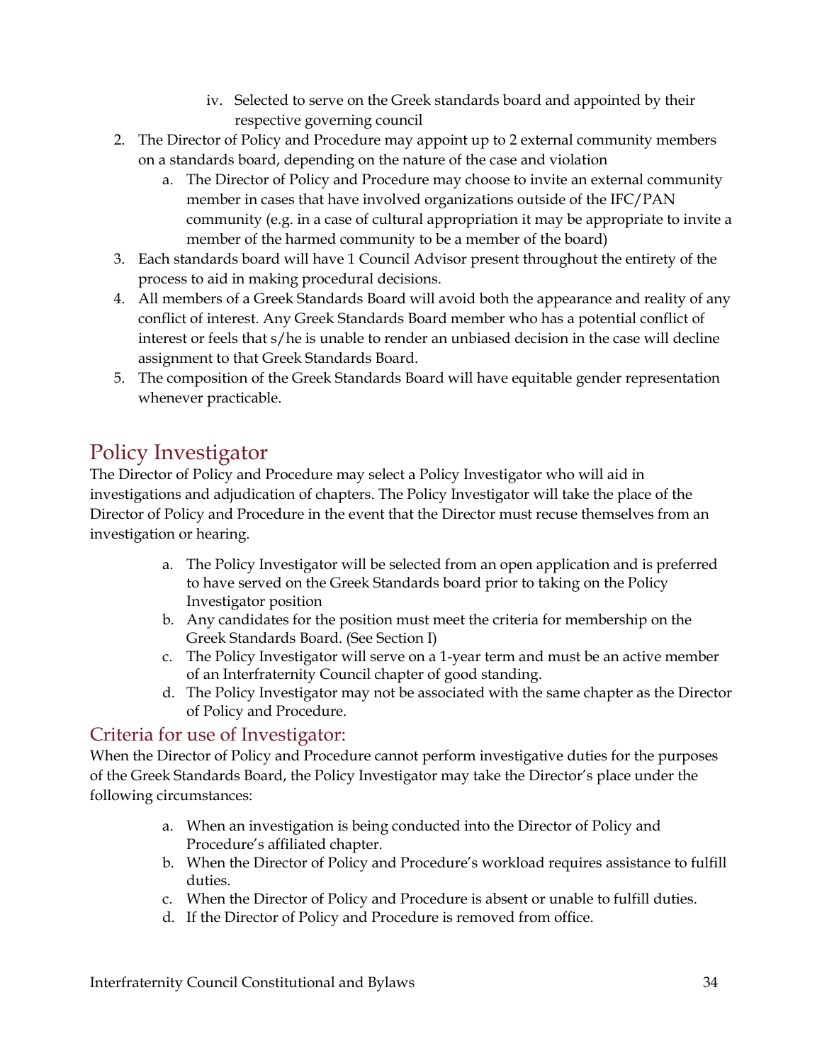iv. Selected to serve on the Greek standards board and appointed by their respective governing council

2. The Director of Policy and Procedure may appoint up to 2 external community members on a standards board, depending on the nature of the case and violation
   a. The Director of Policy and Procedure may choose to invite an external community member in cases that have involved organizations outside of the IFC/PAN community (e.g. in a case of cultural appropriation it may be appropriate to invite a member of the harmed community to be a member of the board)
3. Each standards board will have 1 Council Advisor present throughout the entirety of the process to aid in making procedural decisions.
4. All members of a Greek Standards Board will avoid both the appearance and reality of any conflict of interest. Any Greek Standards Board member who has a potential conflict of interest or feels that s/he is unable to render an unbiased decision in the case will decline assignment to that Greek Standards Board.
5. The composition of the Greek Standards Board will have equitable gender representation whenever practicable.

## Policy Investigator

The Director of Policy and Procedure may select a Policy Investigator who will aid in investigations and adjudication of chapters. The Policy Investigator will take the place of the Director of Policy and Procedure in the event that the Director must recuse themselves from an investigation or hearing.

a. The Policy Investigator will be selected from an open application and is preferred to have served on the Greek Standards board prior to taking on the Policy Investigator position
b. Any candidates for the position must meet the criteria for membership on the Greek Standards Board. (See Section I)
c. The Policy Investigator will serve on a 1-year term and must be an active member of an Interfraternity Council chapter of good standing.
d. The Policy Investigator may not be associated with the same chapter as the Director of Policy and Procedure.

### Criteria for use of Investigator:

When the Director of Policy and Procedure cannot perform investigative duties for the purposes of the Greek Standards Board, the Policy Investigator may take the Director's place under the following circumstances:

a. When an investigation is being conducted into the Director of Policy and Procedure's affiliated chapter.
b. When the Director of Policy and Procedure's workload requires assistance to fulfill duties.
c. When the Director of Policy and Procedure is absent or unable to fulfill duties.
d. If the Director of Policy and Procedure is removed from office.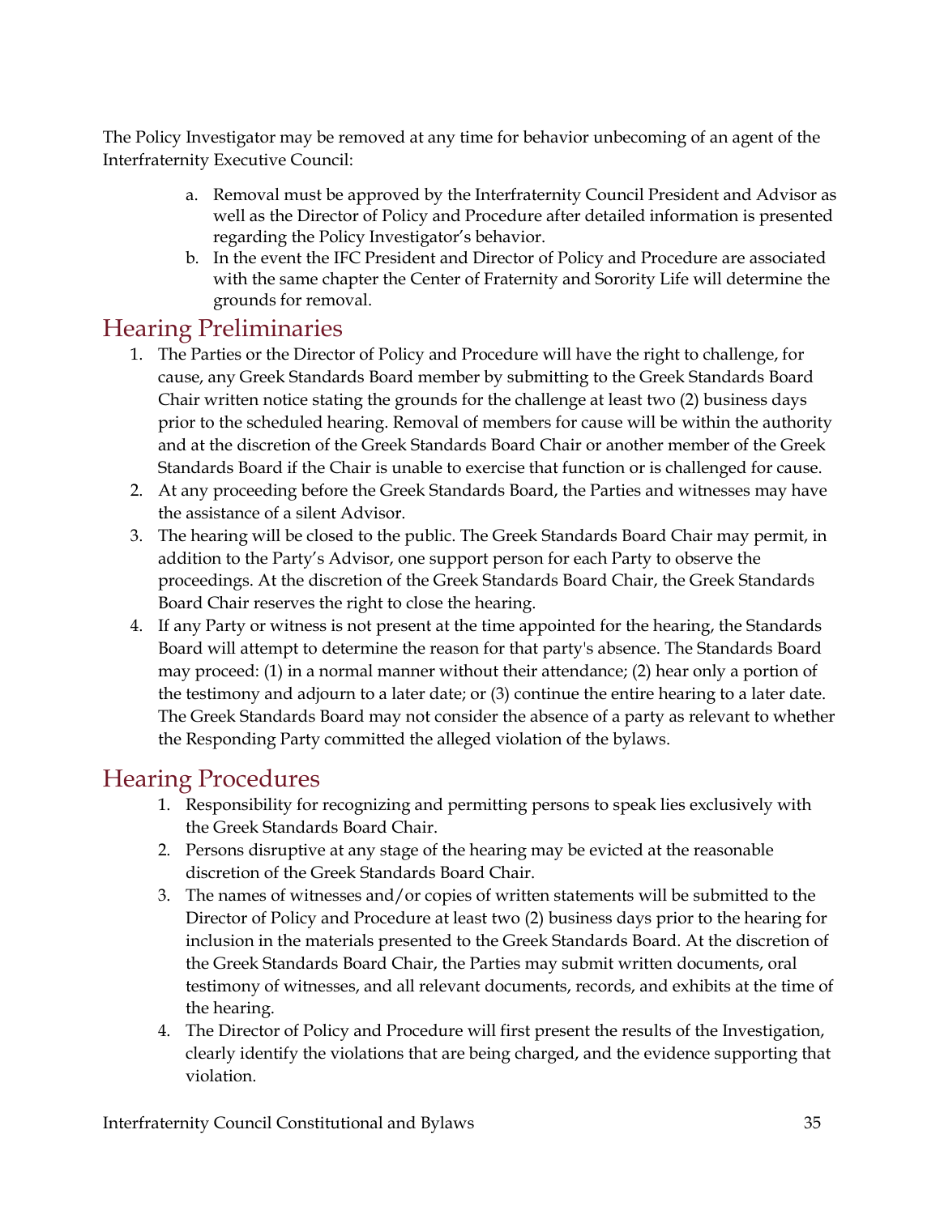The Policy Investigator may be removed at any time for behavior unbecoming of an agent of the Interfraternity Executive Council:

a. Removal must be approved by the Interfraternity Council President and Advisor as well as the Director of Policy and Procedure after detailed information is presented regarding the Policy Investigator's behavior.
b. In the event the IFC President and Director of Policy and Procedure are associated with the same chapter the Center of Fraternity and Sorority Life will determine the grounds for removal.

## Hearing Preliminaries

1. The Parties or the Director of Policy and Procedure will have the right to challenge, for cause, any Greek Standards Board member by submitting to the Greek Standards Board Chair written notice stating the grounds for the challenge at least two (2) business days prior to the scheduled hearing. Removal of members for cause will be within the authority and at the discretion of the Greek Standards Board Chair or another member of the Greek Standards Board if the Chair is unable to exercise that function or is challenged for cause.
2. At any proceeding before the Greek Standards Board, the Parties and witnesses may have the assistance of a silent Advisor.
3. The hearing will be closed to the public. The Greek Standards Board Chair may permit, in addition to the Party's Advisor, one support person for each Party to observe the proceedings. At the discretion of the Greek Standards Board Chair, the Greek Standards Board Chair reserves the right to close the hearing.
4. If any Party or witness is not present at the time appointed for the hearing, the Standards Board will attempt to determine the reason for that party's absence. The Standards Board may proceed: (1) in a normal manner without their attendance; (2) hear only a portion of the testimony and adjourn to a later date; or (3) continue the entire hearing to a later date. The Greek Standards Board may not consider the absence of a party as relevant to whether the Responding Party committed the alleged violation of the bylaws.

## Hearing Procedures

1. Responsibility for recognizing and permitting persons to speak lies exclusively with the Greek Standards Board Chair.
2. Persons disruptive at any stage of the hearing may be evicted at the reasonable discretion of the Greek Standards Board Chair.
3. The names of witnesses and/or copies of written statements will be submitted to the Director of Policy and Procedure at least two (2) business days prior to the hearing for inclusion in the materials presented to the Greek Standards Board. At the discretion of the Greek Standards Board Chair, the Parties may submit written documents, oral testimony of witnesses, and all relevant documents, records, and exhibits at the time of the hearing.
4. The Director of Policy and Procedure will first present the results of the Investigation, clearly identify the violations that are being charged, and the evidence supporting that violation.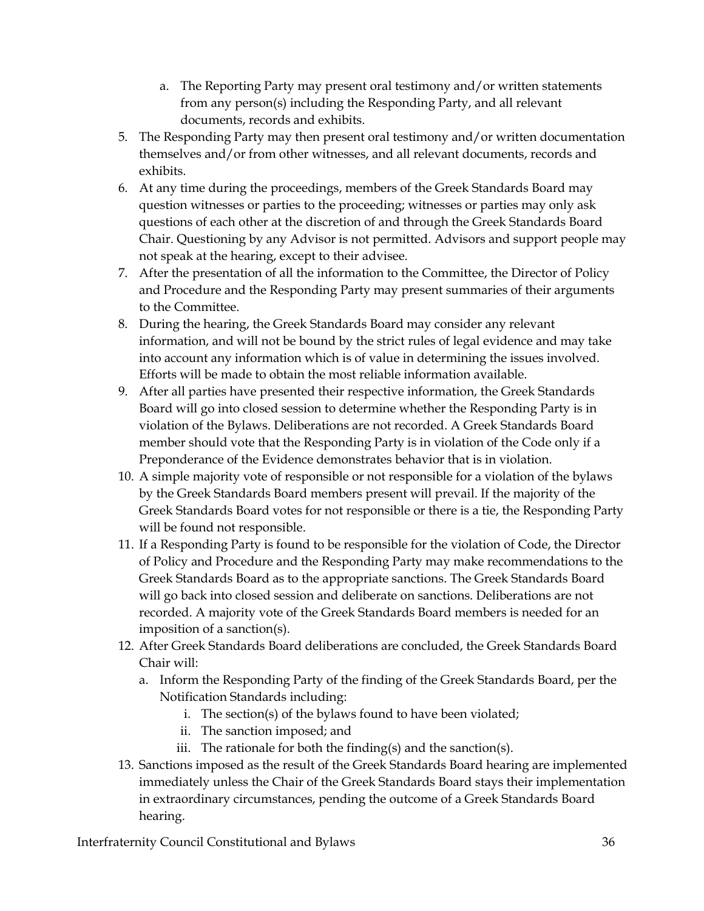a. The Reporting Party may present oral testimony and/or written statements from any person(s) including the Responding Party, and all relevant documents, records and exhibits.

5. The Responding Party may then present oral testimony and/or written documentation themselves and/or from other witnesses, and all relevant documents, records and exhibits.
6. At any time during the proceedings, members of the Greek Standards Board may question witnesses or parties to the proceeding; witnesses or parties may only ask questions of each other at the discretion of and through the Greek Standards Board Chair. Questioning by any Advisor is not permitted. Advisors and support people may not speak at the hearing, except to their advisee.
7. After the presentation of all the information to the Committee, the Director of Policy and Procedure and the Responding Party may present summaries of their arguments to the Committee.
8. During the hearing, the Greek Standards Board may consider any relevant information, and will not be bound by the strict rules of legal evidence and may take into account any information which is of value in determining the issues involved. Efforts will be made to obtain the most reliable information available.
9. After all parties have presented their respective information, the Greek Standards Board will go into closed session to determine whether the Responding Party is in violation of the Bylaws. Deliberations are not recorded. A Greek Standards Board member should vote that the Responding Party is in violation of the Code only if a Preponderance of the Evidence demonstrates behavior that is in violation.
10. A simple majority vote of responsible or not responsible for a violation of the bylaws by the Greek Standards Board members present will prevail. If the majority of the Greek Standards Board votes for not responsible or there is a tie, the Responding Party will be found not responsible.
11. If a Responding Party is found to be responsible for the violation of Code, the Director of Policy and Procedure and the Responding Party may make recommendations to the Greek Standards Board as to the appropriate sanctions. The Greek Standards Board will go back into closed session and deliberate on sanctions. Deliberations are not recorded. A majority vote of the Greek Standards Board members is needed for an imposition of a sanction(s).
12. After Greek Standards Board deliberations are concluded, the Greek Standards Board Chair will:
    a. Inform the Responding Party of the finding of the Greek Standards Board, per the Notification Standards including:
        i. The section(s) of the bylaws found to have been violated;
        ii. The sanction imposed; and
        iii. The rationale for both the finding(s) and the sanction(s).
13. Sanctions imposed as the result of the Greek Standards Board hearing are implemented immediately unless the Chair of the Greek Standards Board stays their implementation in extraordinary circumstances, pending the outcome of a Greek Standards Board hearing.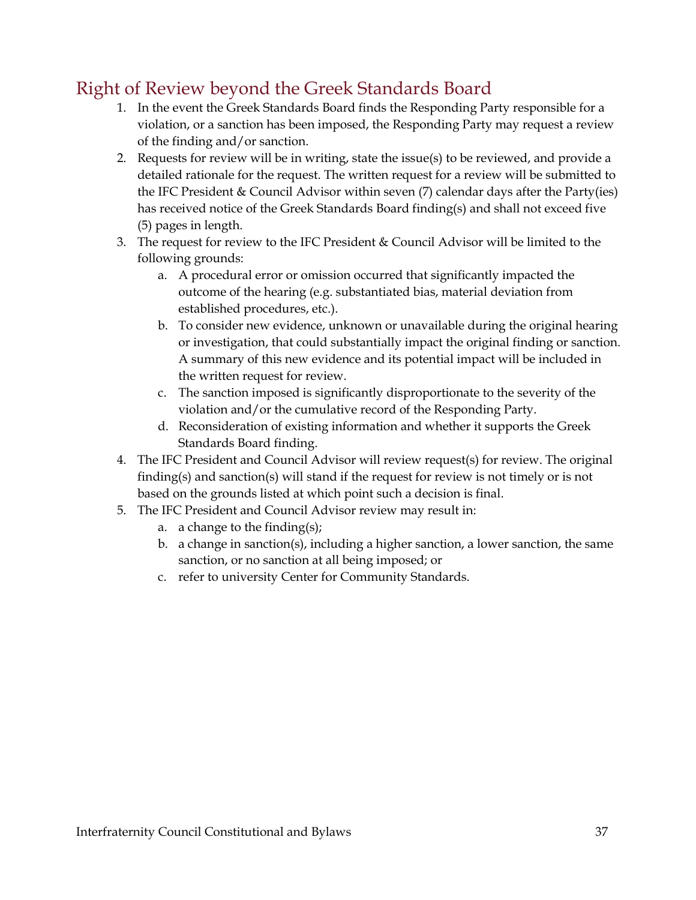## Right of Review beyond the Greek Standards Board

1. In the event the Greek Standards Board finds the Responding Party responsible for a violation, or a sanction has been imposed, the Responding Party may request a review of the finding and/or sanction.
2. Requests for review will be in writing, state the issue(s) to be reviewed, and provide a detailed rationale for the request. The written request for a review will be submitted to the IFC President & Council Advisor within seven (7) calendar days after the Party(ies) has received notice of the Greek Standards Board finding(s) and shall not exceed five (5) pages in length.
3. The request for review to the IFC President & Council Advisor will be limited to the following grounds:
   a. A procedural error or omission occurred that significantly impacted the outcome of the hearing (e.g. substantiated bias, material deviation from established procedures, etc.).
   b. To consider new evidence, unknown or unavailable during the original hearing or investigation, that could substantially impact the original finding or sanction. A summary of this new evidence and its potential impact will be included in the written request for review.
   c. The sanction imposed is significantly disproportionate to the severity of the violation and/or the cumulative record of the Responding Party.
   d. Reconsideration of existing information and whether it supports the Greek Standards Board finding.
4. The IFC President and Council Advisor will review request(s) for review. The original finding(s) and sanction(s) will stand if the request for review is not timely or is not based on the grounds listed at which point such a decision is final.
5. The IFC President and Council Advisor review may result in:
   a. a change to the finding(s);
   b. a change in sanction(s), including a higher sanction, a lower sanction, the same sanction, or no sanction at all being imposed; or
   c. refer to university Center for Community Standards.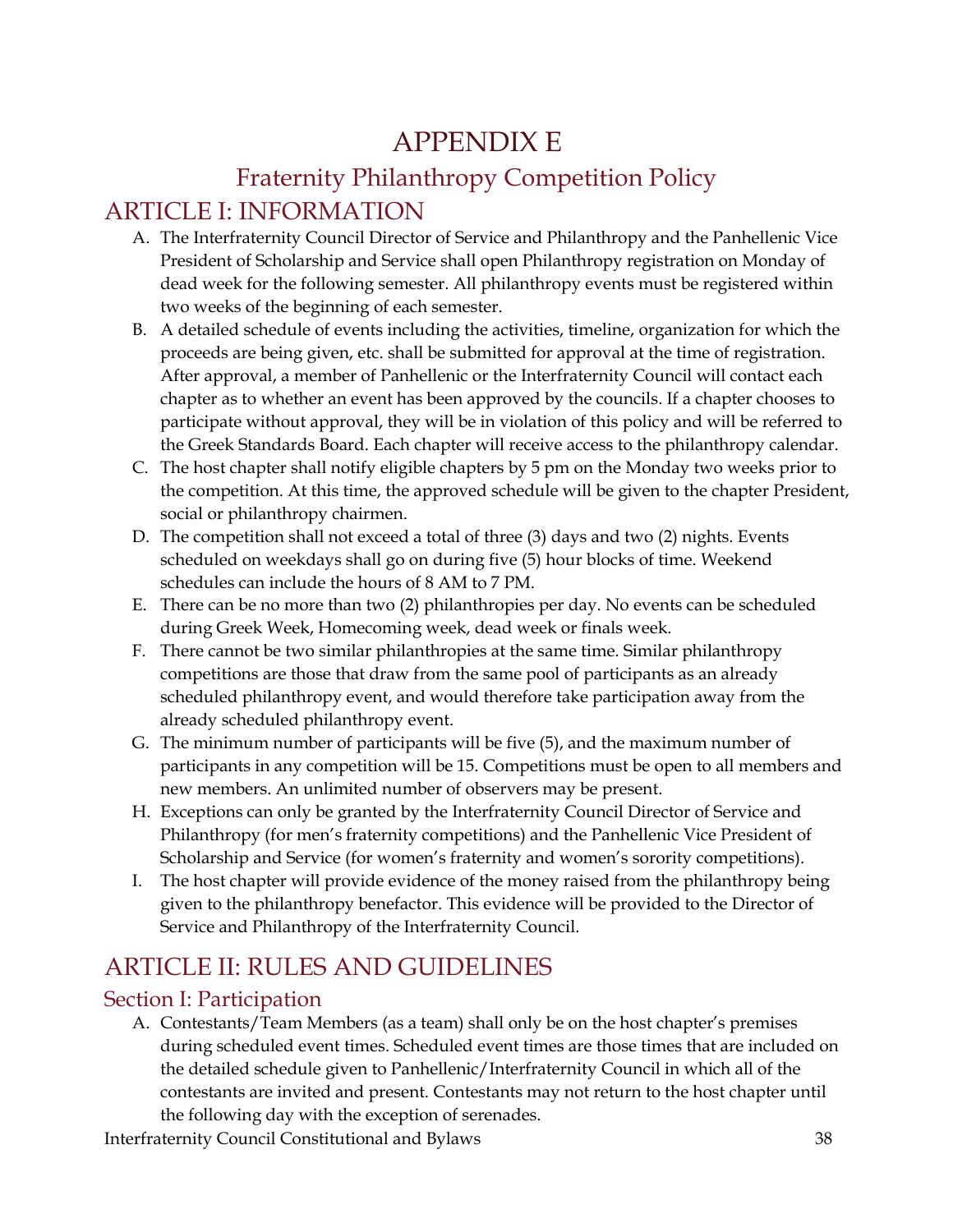# APPENDIX E

## Fraternity Philanthropy Competition Policy

## ARTICLE I: INFORMATION

A. The Interfraternity Council Director of Service and Philanthropy and the Panhellenic Vice President of Scholarship and Service shall open Philanthropy registration on Monday of dead week for the following semester. All philanthropy events must be registered within two weeks of the beginning of each semester.

B. A detailed schedule of events including the activities, timeline, organization for which the proceeds are being given, etc. shall be submitted for approval at the time of registration. After approval, a member of Panhellenic or the Interfraternity Council will contact each chapter as to whether an event has been approved by the councils. If a chapter chooses to participate without approval, they will be in violation of this policy and will be referred to the Greek Standards Board. Each chapter will receive access to the philanthropy calendar.

C. The host chapter shall notify eligible chapters by 5 pm on the Monday two weeks prior to the competition. At this time, the approved schedule will be given to the chapter President, social or philanthropy chairmen.

D. The competition shall not exceed a total of three (3) days and two (2) nights. Events scheduled on weekdays shall go on during five (5) hour blocks of time. Weekend schedules can include the hours of 8 AM to 7 PM.

E. There can be no more than two (2) philanthropies per day. No events can be scheduled during Greek Week, Homecoming week, dead week or finals week.

F. There cannot be two similar philanthropies at the same time. Similar philanthropy competitions are those that draw from the same pool of participants as an already scheduled philanthropy event, and would therefore take participation away from the already scheduled philanthropy event.

G. The minimum number of participants will be five (5), and the maximum number of participants in any competition will be 15. Competitions must be open to all members and new members. An unlimited number of observers may be present.

H. Exceptions can only be granted by the Interfraternity Council Director of Service and Philanthropy (for men's fraternity competitions) and the Panhellenic Vice President of Scholarship and Service (for women's fraternity and women's sorority competitions).

I. The host chapter will provide evidence of the money raised from the philanthropy being given to the philanthropy benefactor. This evidence will be provided to the Director of Service and Philanthropy of the Interfraternity Council.

## ARTICLE II: RULES AND GUIDELINES

### Section I: Participation

A. Contestants/Team Members (as a team) shall only be on the host chapter's premises during scheduled event times. Scheduled event times are those times that are included on the detailed schedule given to Panhellenic/Interfraternity Council in which all of the contestants are invited and present. Contestants may not return to the host chapter until the following day with the exception of serenades.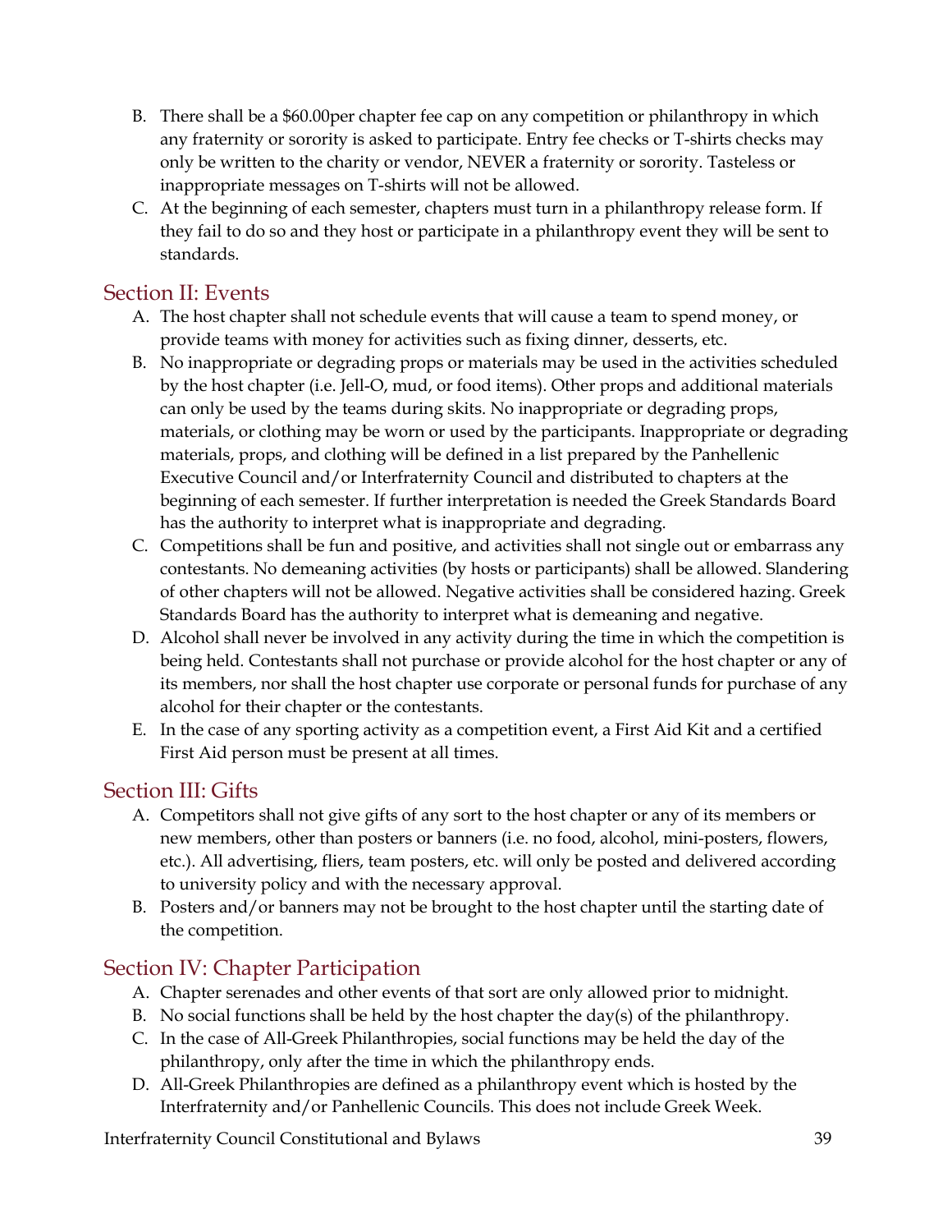B. There shall be a $60.00per chapter fee cap on any competition or philanthropy in which any fraternity or sorority is asked to participate. Entry fee checks or T-shirts checks may only be written to the charity or vendor, NEVER a fraternity or sorority. Tasteless or inappropriate messages on T-shirts will not be allowed.

C. At the beginning of each semester, chapters must turn in a philanthropy release form. If they fail to do so and they host or participate in a philanthropy event they will be sent to standards.

## Section II: Events

A. The host chapter shall not schedule events that will cause a team to spend money, or provide teams with money for activities such as fixing dinner, desserts, etc.

B. No inappropriate or degrading props or materials may be used in the activities scheduled by the host chapter (i.e. Jell-O, mud, or food items). Other props and additional materials can only be used by the teams during skits. No inappropriate or degrading props, materials, or clothing may be worn or used by the participants. Inappropriate or degrading materials, props, and clothing will be defined in a list prepared by the Panhellenic Executive Council and/or Interfraternity Council and distributed to chapters at the beginning of each semester. If further interpretation is needed the Greek Standards Board has the authority to interpret what is inappropriate and degrading.

C. Competitions shall be fun and positive, and activities shall not single out or embarrass any contestants. No demeaning activities (by hosts or participants) shall be allowed. Slandering of other chapters will not be allowed. Negative activities shall be considered hazing. Greek Standards Board has the authority to interpret what is demeaning and negative.

D. Alcohol shall never be involved in any activity during the time in which the competition is being held. Contestants shall not purchase or provide alcohol for the host chapter or any of its members, nor shall the host chapter use corporate or personal funds for purchase of any alcohol for their chapter or the contestants.

E. In the case of any sporting activity as a competition event, a First Aid Kit and a certified First Aid person must be present at all times.

## Section III: Gifts

A. Competitors shall not give gifts of any sort to the host chapter or any of its members or new members, other than posters or banners (i.e. no food, alcohol, mini-posters, flowers, etc.). All advertising, fliers, team posters, etc. will only be posted and delivered according to university policy and with the necessary approval.

B. Posters and/or banners may not be brought to the host chapter until the starting date of the competition.

## Section IV: Chapter Participation

A. Chapter serenades and other events of that sort are only allowed prior to midnight.

B. No social functions shall be held by the host chapter the day(s) of the philanthropy.

C. In the case of All-Greek Philanthropies, social functions may be held the day of the philanthropy, only after the time in which the philanthropy ends.

D. All-Greek Philanthropies are defined as a philanthropy event which is hosted by the Interfraternity and/or Panhellenic Councils. This does not include Greek Week.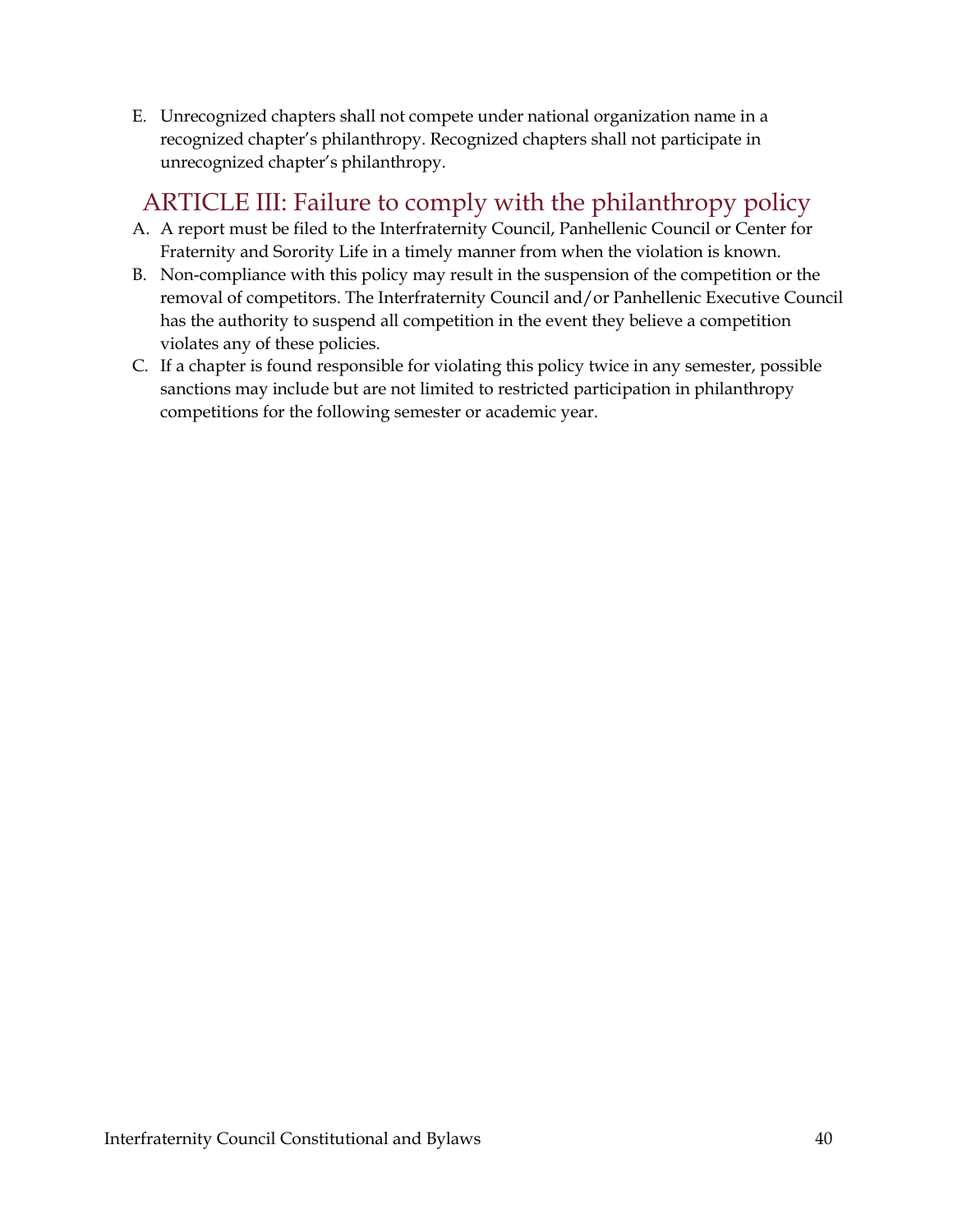E. Unrecognized chapters shall not compete under national organization name in a recognized chapter's philanthropy. Recognized chapters shall not participate in unrecognized chapter's philanthropy.

## ARTICLE III: Failure to comply with the philanthropy policy

A. A report must be filed to the Interfraternity Council, Panhellenic Council or Center for Fraternity and Sorority Life in a timely manner from when the violation is known.

B. Non-compliance with this policy may result in the suspension of the competition or the removal of competitors. The Interfraternity Council and/or Panhellenic Executive Council has the authority to suspend all competition in the event they believe a competition violates any of these policies.

C. If a chapter is found responsible for violating this policy twice in any semester, possible sanctions may include but are not limited to restricted participation in philanthropy competitions for the following semester or academic year.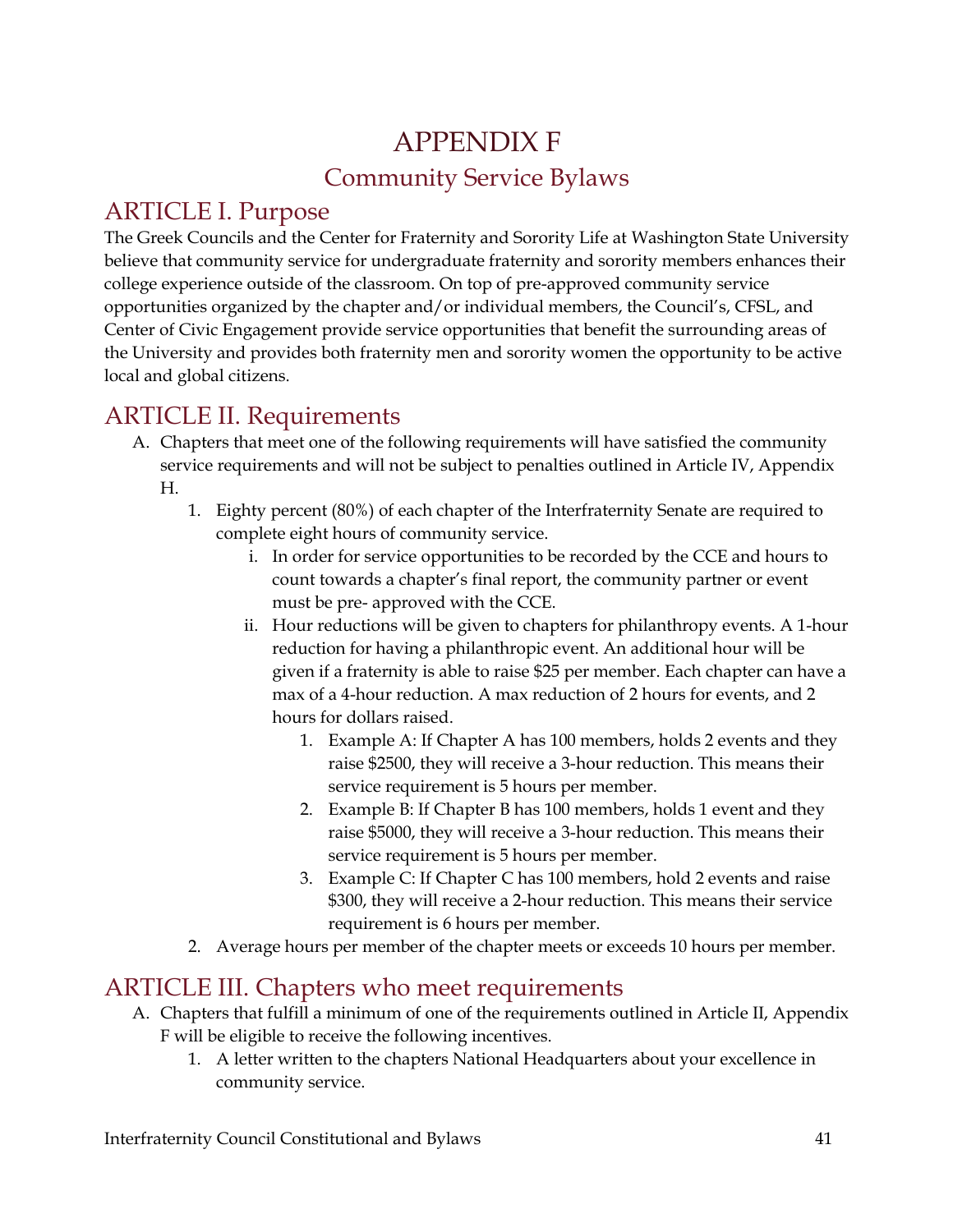# APPENDIX F

## Community Service Bylaws

## ARTICLE I. Purpose

The Greek Councils and the Center for Fraternity and Sorority Life at Washington State University believe that community service for undergraduate fraternity and sorority members enhances their college experience outside of the classroom. On top of pre-approved community service opportunities organized by the chapter and/or individual members, the Council's, CFSL, and Center of Civic Engagement provide service opportunities that benefit the surrounding areas of the University and provides both fraternity men and sorority women the opportunity to be active local and global citizens.

## ARTICLE II. Requirements

A. Chapters that meet one of the following requirements will have satisfied the community service requirements and will not be subject to penalties outlined in Article IV, Appendix H.
   1. Eighty percent (80%) of each chapter of the Interfraternity Senate are required to complete eight hours of community service.
      i. In order for service opportunities to be recorded by the CCE and hours to count towards a chapter's final report, the community partner or event must be pre- approved with the CCE.
      ii. Hour reductions will be given to chapters for philanthropy events. A 1-hour reduction for having a philanthropic event. An additional hour will be given if a fraternity is able to raise $25 per member. Each chapter can have a max of a 4-hour reduction. A max reduction of 2 hours for events, and 2 hours for dollars raised.
         1. Example A: If Chapter A has 100 members, holds 2 events and they raise $2500, they will receive a 3-hour reduction. This means their service requirement is 5 hours per member.
         2. Example B: If Chapter B has 100 members, holds 1 event and they raise $5000, they will receive a 3-hour reduction. This means their service requirement is 5 hours per member.
         3. Example C: If Chapter C has 100 members, hold 2 events and raise $300, they will receive a 2-hour reduction. This means their service requirement is 6 hours per member.
   2. Average hours per member of the chapter meets or exceeds 10 hours per member.

## ARTICLE III. Chapters who meet requirements

A. Chapters that fulfill a minimum of one of the requirements outlined in Article II, Appendix F will be eligible to receive the following incentives.
   1. A letter written to the chapters National Headquarters about your excellence in community service.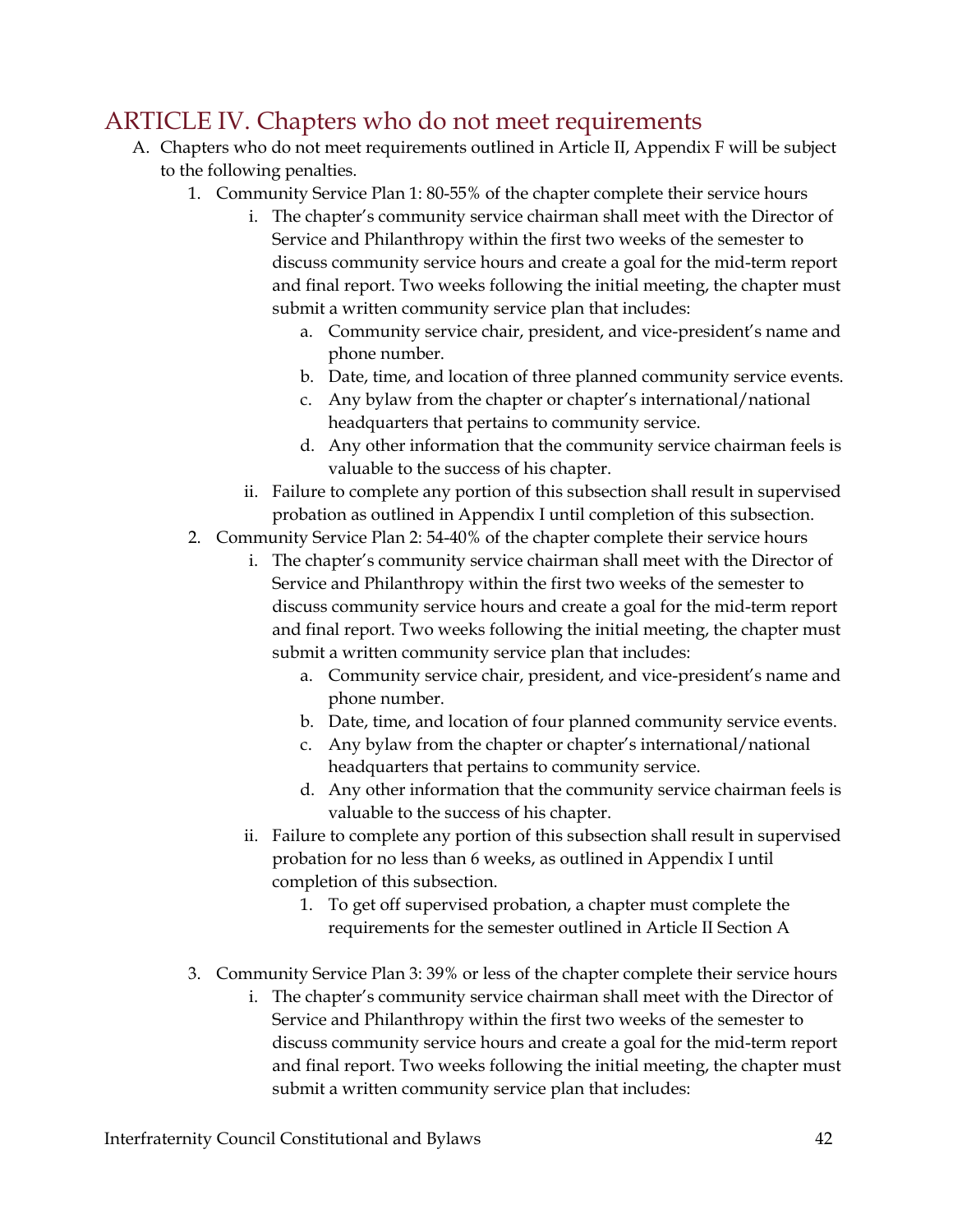## ARTICLE IV. Chapters who do not meet requirements

A. Chapters who do not meet requirements outlined in Article II, Appendix F will be subject to the following penalties.

1. Community Service Plan 1: 80-55% of the chapter complete their service hours
   i. The chapter's community service chairman shall meet with the Director of Service and Philanthropy within the first two weeks of the semester to discuss community service hours and create a goal for the mid-term report and final report. Two weeks following the initial meeting, the chapter must submit a written community service plan that includes:
      a. Community service chair, president, and vice-president's name and phone number.
      b. Date, time, and location of three planned community service events.
      c. Any bylaw from the chapter or chapter's international/national headquarters that pertains to community service.
      d. Any other information that the community service chairman feels is valuable to the success of his chapter.
   
   ii. Failure to complete any portion of this subsection shall result in supervised probation as outlined in Appendix I until completion of this subsection.

2. Community Service Plan 2: 54-40% of the chapter complete their service hours
   i. The chapter's community service chairman shall meet with the Director of Service and Philanthropy within the first two weeks of the semester to discuss community service hours and create a goal for the mid-term report and final report. Two weeks following the initial meeting, the chapter must submit a written community service plan that includes:
      a. Community service chair, president, and vice-president's name and phone number.
      b. Date, time, and location of four planned community service events.
      c. Any bylaw from the chapter or chapter's international/national headquarters that pertains to community service.
      d. Any other information that the community service chairman feels is valuable to the success of his chapter.
   
   ii. Failure to complete any portion of this subsection shall result in supervised probation for no less than 6 weeks, as outlined in Appendix I until completion of this subsection.
      1. To get off supervised probation, a chapter must complete the requirements for the semester outlined in Article II Section A

3. Community Service Plan 3: 39% or less of the chapter complete their service hours
   i. The chapter's community service chairman shall meet with the Director of Service and Philanthropy within the first two weeks of the semester to discuss community service hours and create a goal for the mid-term report and final report. Two weeks following the initial meeting, the chapter must submit a written community service plan that includes: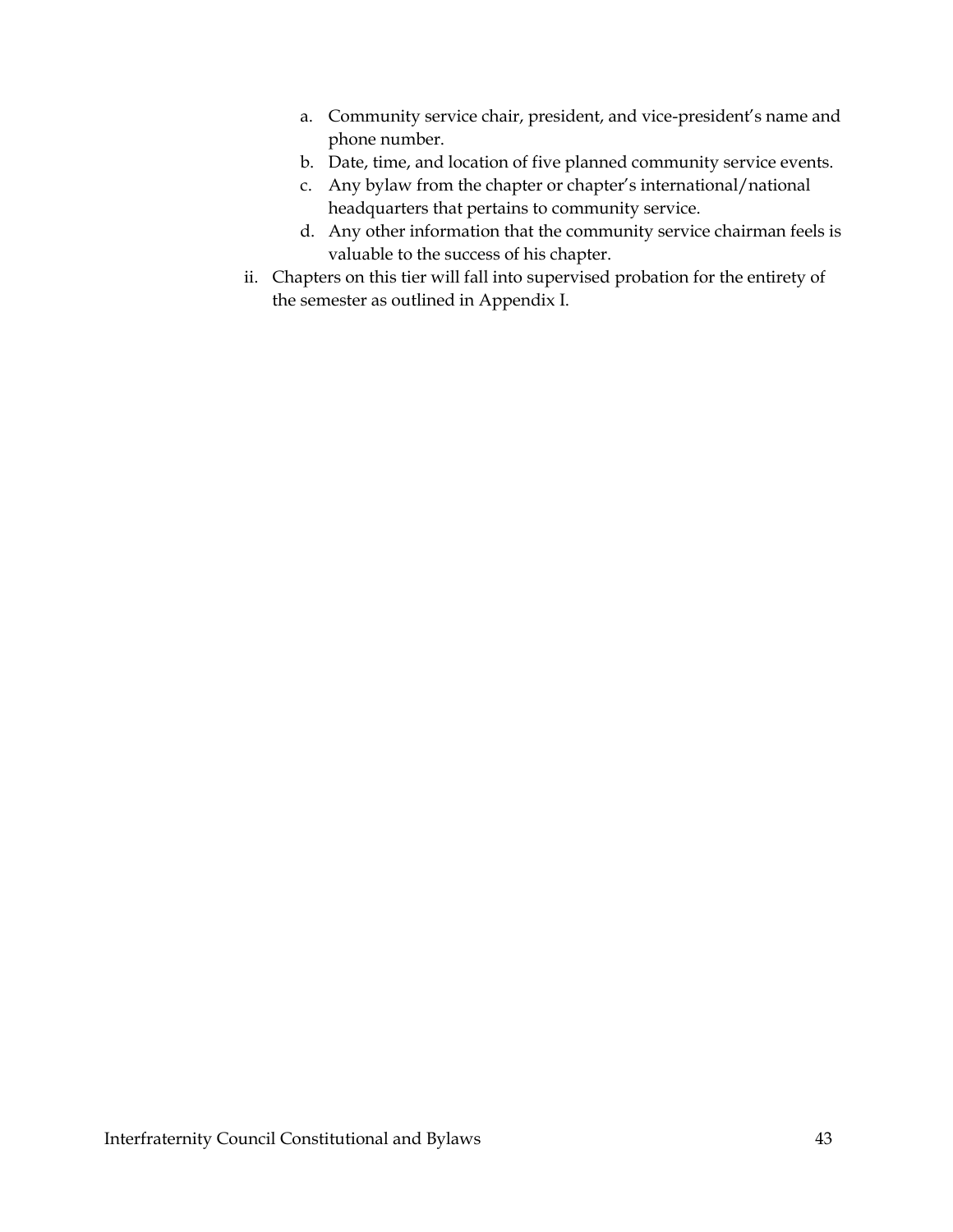a. Community service chair, president, and vice-president's name and phone number.
   b. Date, time, and location of five planned community service events.
   c. Any bylaw from the chapter or chapter's international/national headquarters that pertains to community service.
   d. Any other information that the community service chairman feels is valuable to the success of his chapter.

ii. Chapters on this tier will fall into supervised probation for the entirety of the semester as outlined in Appendix I.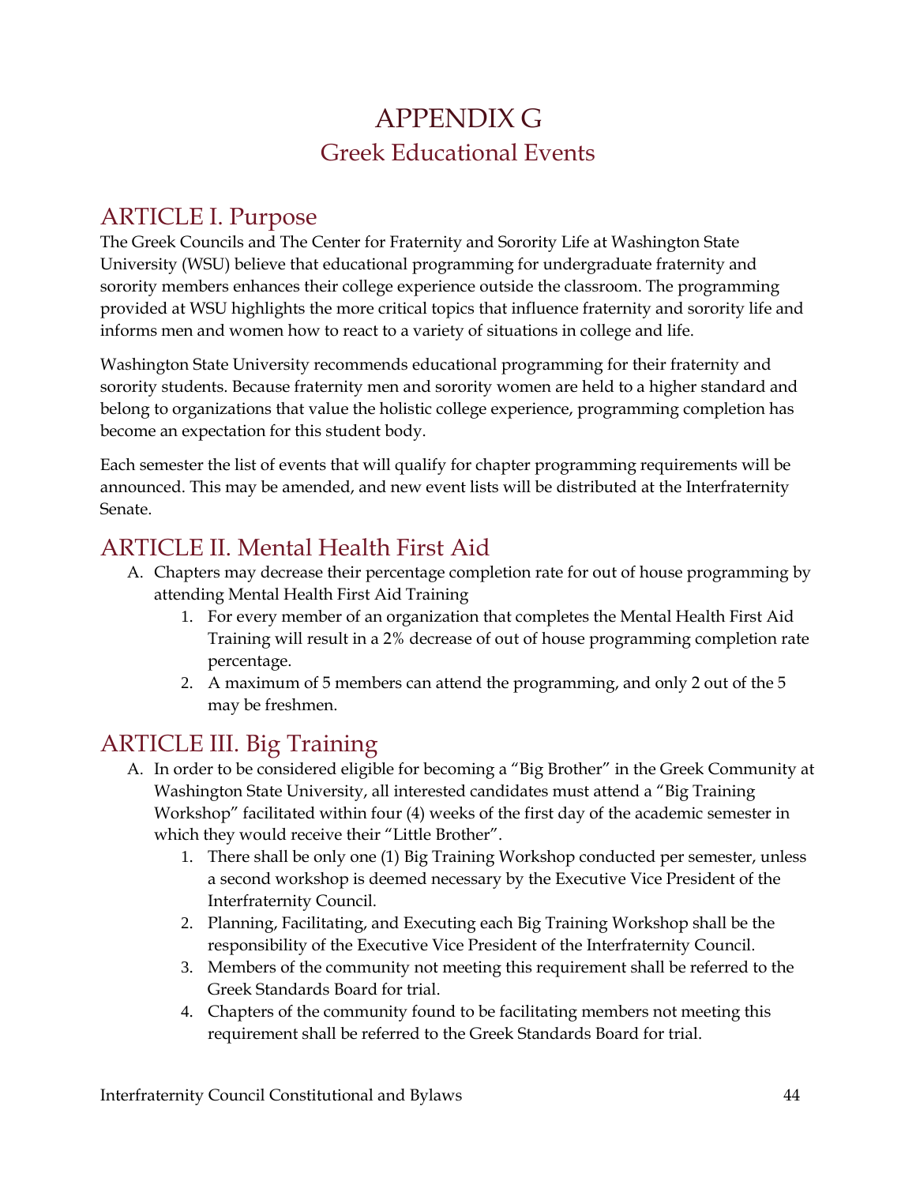# APPENDIX G
## Greek Educational Events

## ARTICLE I. Purpose

The Greek Councils and The Center for Fraternity and Sorority Life at Washington State University (WSU) believe that educational programming for undergraduate fraternity and sorority members enhances their college experience outside the classroom. The programming provided at WSU highlights the more critical topics that influence fraternity and sorority life and informs men and women how to react to a variety of situations in college and life.

Washington State University recommends educational programming for their fraternity and sorority students. Because fraternity men and sorority women are held to a higher standard and belong to organizations that value the holistic college experience, programming completion has become an expectation for this student body.

Each semester the list of events that will qualify for chapter programming requirements will be announced. This may be amended, and new event lists will be distributed at the Interfraternity Senate.

## ARTICLE II. Mental Health First Aid

A. Chapters may decrease their percentage completion rate for out of house programming by attending Mental Health First Aid Training
   1. For every member of an organization that completes the Mental Health First Aid Training will result in a 2% decrease of out of house programming completion rate percentage.
   2. A maximum of 5 members can attend the programming, and only 2 out of the 5 may be freshmen.

## ARTICLE III. Big Training

A. In order to be considered eligible for becoming a "Big Brother" in the Greek Community at Washington State University, all interested candidates must attend a "Big Training Workshop" facilitated within four (4) weeks of the first day of the academic semester in which they would receive their "Little Brother".
   1. There shall be only one (1) Big Training Workshop conducted per semester, unless a second workshop is deemed necessary by the Executive Vice President of the Interfraternity Council.
   2. Planning, Facilitating, and Executing each Big Training Workshop shall be the responsibility of the Executive Vice President of the Interfraternity Council.
   3. Members of the community not meeting this requirement shall be referred to the Greek Standards Board for trial.
   4. Chapters of the community found to be facilitating members not meeting this requirement shall be referred to the Greek Standards Board for trial.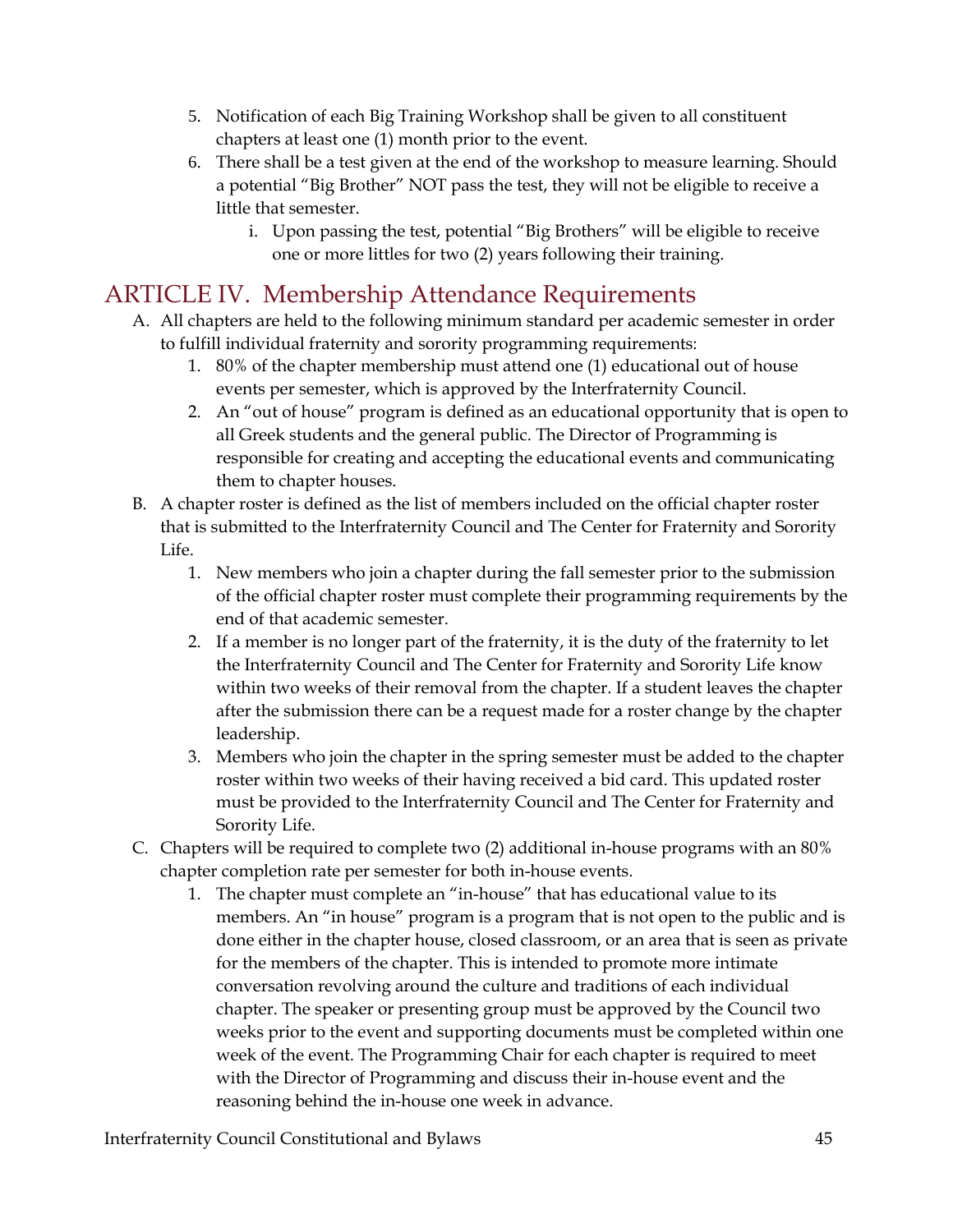5. Notification of each Big Training Workshop shall be given to all constituent chapters at least one (1) month prior to the event.
6. There shall be a test given at the end of the workshop to measure learning. Should a potential "Big Brother" NOT pass the test, they will not be eligible to receive a little that semester.
    i. Upon passing the test, potential "Big Brothers" will be eligible to receive one or more littles for two (2) years following their training.

## ARTICLE IV. Membership Attendance Requirements

A. All chapters are held to the following minimum standard per academic semester in order to fulfill individual fraternity and sorority programming requirements:
    1. 80% of the chapter membership must attend one (1) educational out of house events per semester, which is approved by the Interfraternity Council.
    2. An "out of house" program is defined as an educational opportunity that is open to all Greek students and the general public. The Director of Programming is responsible for creating and accepting the educational events and communicating them to chapter houses.

B. A chapter roster is defined as the list of members included on the official chapter roster that is submitted to the Interfraternity Council and The Center for Fraternity and Sorority Life.
    1. New members who join a chapter during the fall semester prior to the submission of the official chapter roster must complete their programming requirements by the end of that academic semester.
    2. If a member is no longer part of the fraternity, it is the duty of the fraternity to let the Interfraternity Council and The Center for Fraternity and Sorority Life know within two weeks of their removal from the chapter. If a student leaves the chapter after the submission there can be a request made for a roster change by the chapter leadership.
    3. Members who join the chapter in the spring semester must be added to the chapter roster within two weeks of their having received a bid card. This updated roster must be provided to the Interfraternity Council and The Center for Fraternity and Sorority Life.

C. Chapters will be required to complete two (2) additional in-house programs with an 80% chapter completion rate per semester for both in-house events.
    1. The chapter must complete an "in-house" that has educational value to its members. An "in house" program is a program that is not open to the public and is done either in the chapter house, closed classroom, or an area that is seen as private for the members of the chapter. This is intended to promote more intimate conversation revolving around the culture and traditions of each individual chapter. The speaker or presenting group must be approved by the Council two weeks prior to the event and supporting documents must be completed within one week of the event. The Programming Chair for each chapter is required to meet with the Director of Programming and discuss their in-house event and the reasoning behind the in-house one week in advance.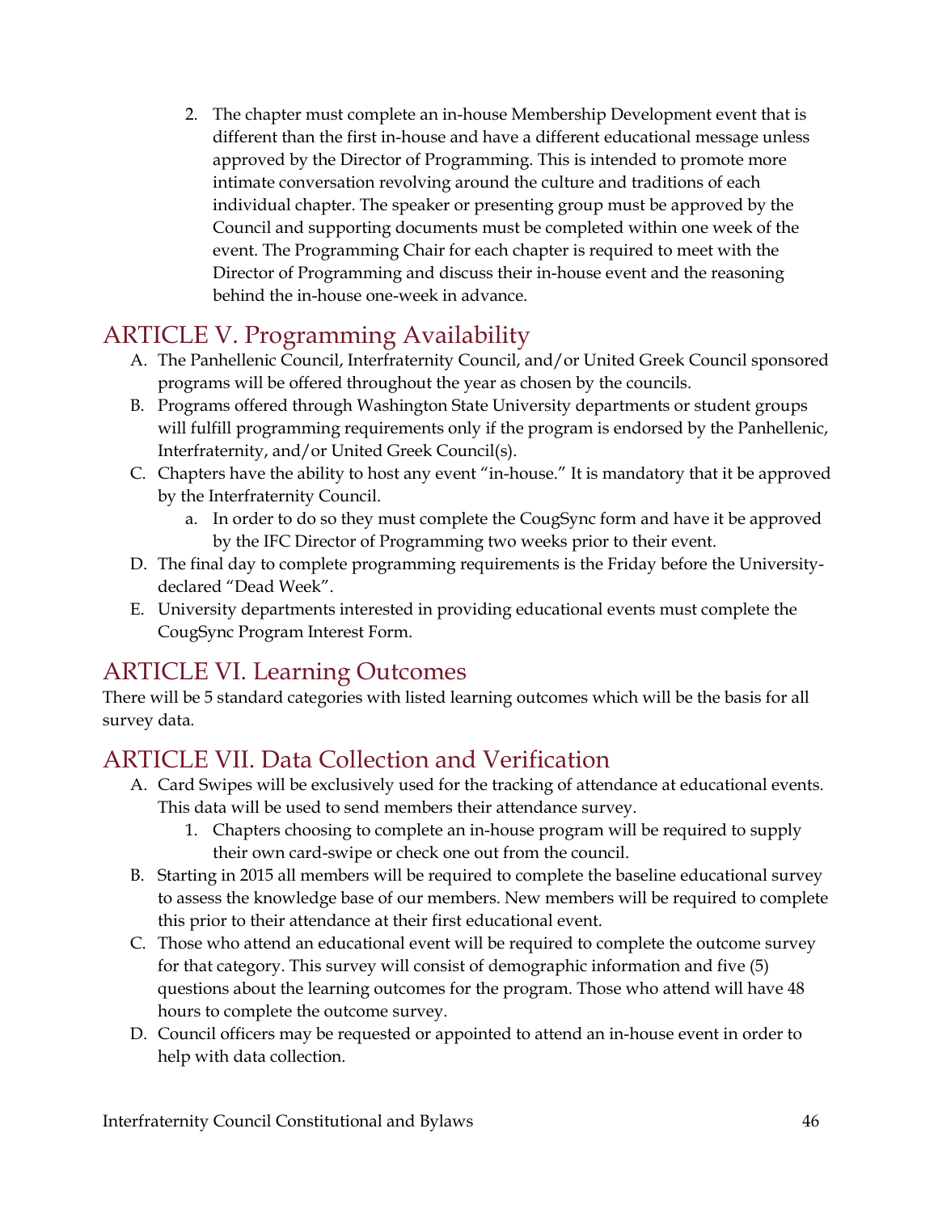2. The chapter must complete an in-house Membership Development event that is different than the first in-house and have a different educational message unless approved by the Director of Programming. This is intended to promote more intimate conversation revolving around the culture and traditions of each individual chapter. The speaker or presenting group must be approved by the Council and supporting documents must be completed within one week of the event. The Programming Chair for each chapter is required to meet with the Director of Programming and discuss their in-house event and the reasoning behind the in-house one-week in advance.

## ARTICLE V. Programming Availability

A. The Panhellenic Council, Interfraternity Council, and/or United Greek Council sponsored programs will be offered throughout the year as chosen by the councils.

B. Programs offered through Washington State University departments or student groups will fulfill programming requirements only if the program is endorsed by the Panhellenic, Interfraternity, and/or United Greek Council(s).

C. Chapters have the ability to host any event "in-house." It is mandatory that it be approved by the Interfraternity Council.

   a. In order to do so they must complete the CougSync form and have it be approved by the IFC Director of Programming two weeks prior to their event.

D. The final day to complete programming requirements is the Friday before the University-declared "Dead Week".

E. University departments interested in providing educational events must complete the CougSync Program Interest Form.

## ARTICLE VI. Learning Outcomes

There will be 5 standard categories with listed learning outcomes which will be the basis for all survey data.

## ARTICLE VII. Data Collection and Verification

A. Card Swipes will be exclusively used for the tracking of attendance at educational events. This data will be used to send members their attendance survey.

   1. Chapters choosing to complete an in-house program will be required to supply their own card-swipe or check one out from the council.

B. Starting in 2015 all members will be required to complete the baseline educational survey to assess the knowledge base of our members. New members will be required to complete this prior to their attendance at their first educational event.

C. Those who attend an educational event will be required to complete the outcome survey for that category. This survey will consist of demographic information and five (5) questions about the learning outcomes for the program. Those who attend will have 48 hours to complete the outcome survey.

D. Council officers may be requested or appointed to attend an in-house event in order to help with data collection.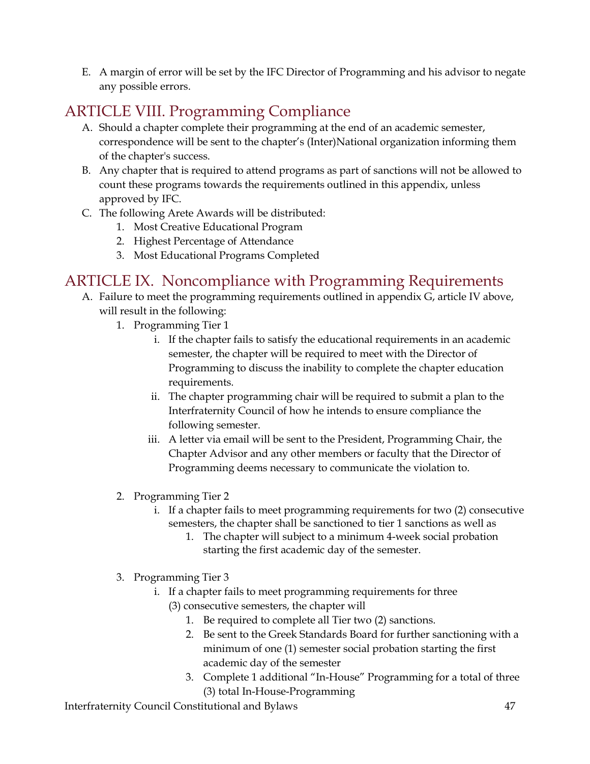E. A margin of error will be set by the IFC Director of Programming and his advisor to negate any possible errors.

## ARTICLE VIII. Programming Compliance

A. Should a chapter complete their programming at the end of an academic semester, correspondence will be sent to the chapter's (Inter)National organization informing them of the chapter's success.
B. Any chapter that is required to attend programs as part of sanctions will not be allowed to count these programs towards the requirements outlined in this appendix, unless approved by IFC.
C. The following Arete Awards will be distributed:
    1. Most Creative Educational Program
    2. Highest Percentage of Attendance
    3. Most Educational Programs Completed

## ARTICLE IX. Noncompliance with Programming Requirements

A. Failure to meet the programming requirements outlined in appendix G, article IV above, will result in the following:
    1. Programming Tier 1
        i. If the chapter fails to satisfy the educational requirements in an academic semester, the chapter will be required to meet with the Director of Programming to discuss the inability to complete the chapter education requirements.
        ii. The chapter programming chair will be required to submit a plan to the Interfraternity Council of how he intends to ensure compliance the following semester.
        iii. A letter via email will be sent to the President, Programming Chair, the Chapter Advisor and any other members or faculty that the Director of Programming deems necessary to communicate the violation to.
    2. Programming Tier 2
        i. If a chapter fails to meet programming requirements for two (2) consecutive semesters, the chapter shall be sanctioned to tier 1 sanctions as well as
            1. The chapter will subject to a minimum 4-week social probation starting the first academic day of the semester.
    3. Programming Tier 3
        i. If a chapter fails to meet programming requirements for three (3) consecutive semesters, the chapter will
            1. Be required to complete all Tier two (2) sanctions.
            2. Be sent to the Greek Standards Board for further sanctioning with a minimum of one (1) semester social probation starting the first academic day of the semester
            3. Complete 1 additional "In-House" Programming for a total of three (3) total In-House-Programming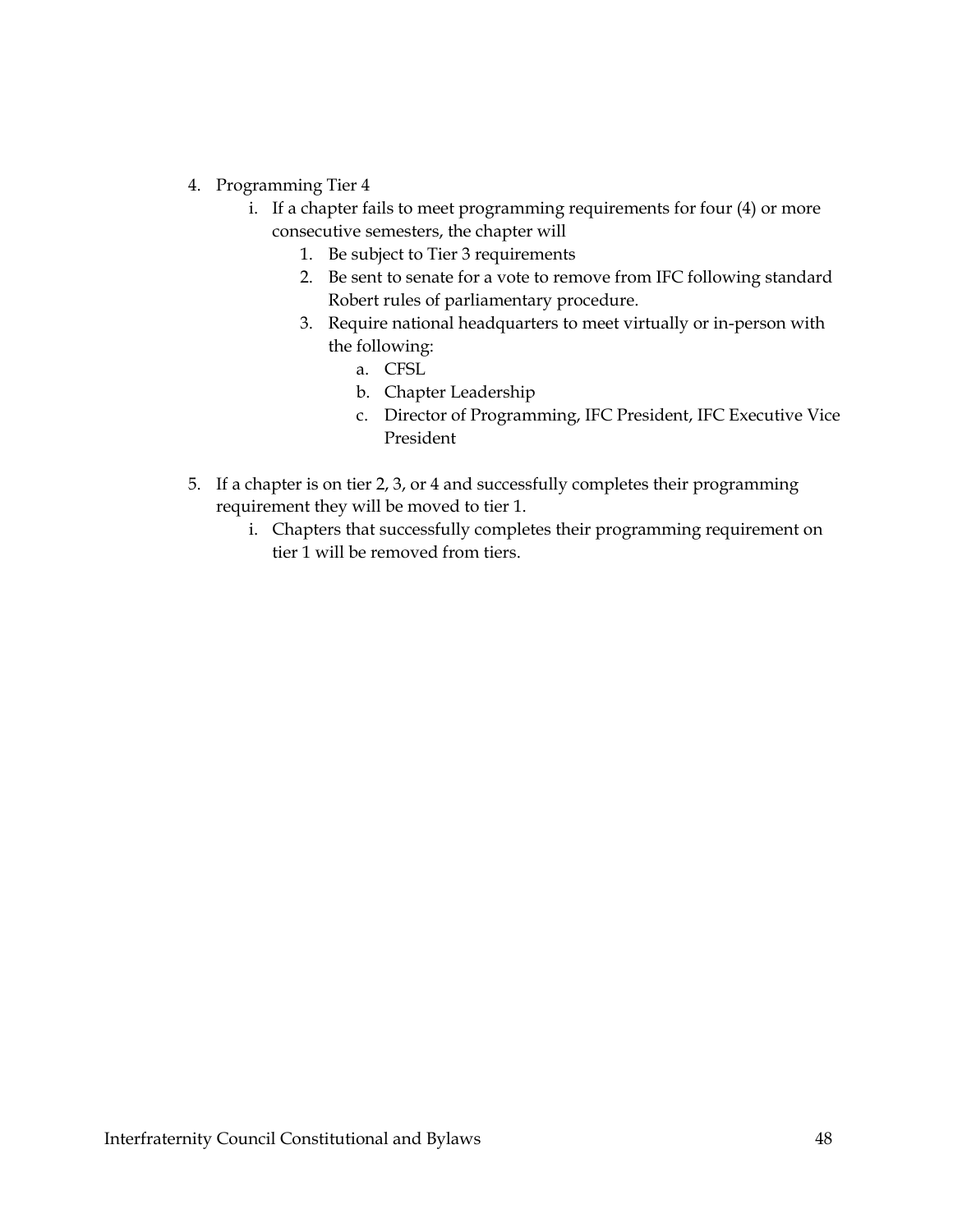4. Programming Tier 4
    i. If a chapter fails to meet programming requirements for four (4) or more consecutive semesters, the chapter will
        1. Be subject to Tier 3 requirements
        2. Be sent to senate for a vote to remove from IFC following standard Robert rules of parliamentary procedure.
        3. Require national headquarters to meet virtually or in-person with the following:
            a. CFSL
            b. Chapter Leadership
            c. Director of Programming, IFC President, IFC Executive Vice President

5. If a chapter is on tier 2, 3, or 4 and successfully completes their programming requirement they will be moved to tier 1.
    i. Chapters that successfully completes their programming requirement on tier 1 will be removed from tiers.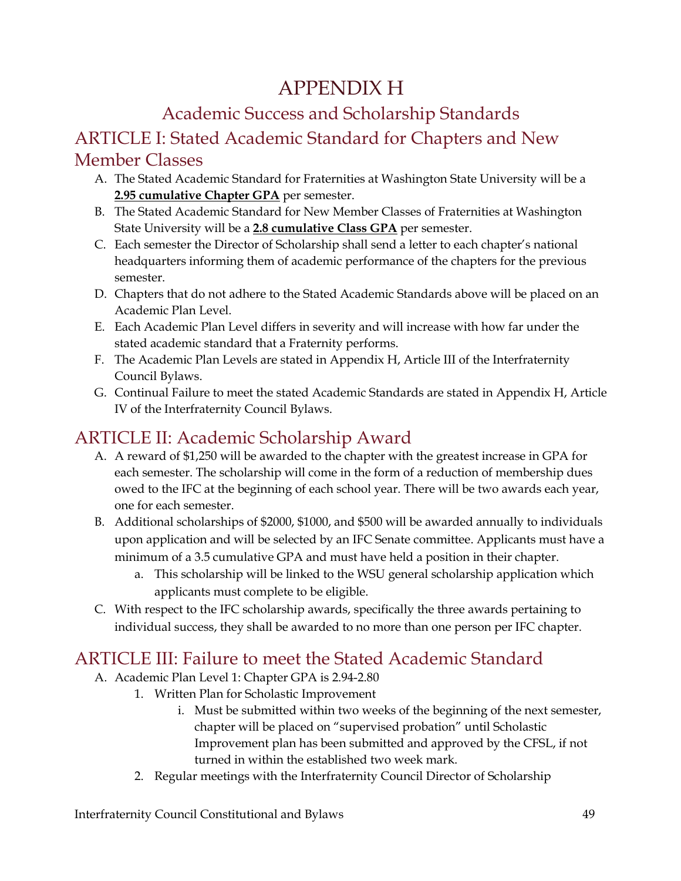# APPENDIX H

## Academic Success and Scholarship Standards

## ARTICLE I: Stated Academic Standard for Chapters and New Member Classes

A. The Stated Academic Standard for Fraternities at Washington State University will be a **2.95 cumulative Chapter GPA** per semester.

B. The Stated Academic Standard for New Member Classes of Fraternities at Washington State University will be a **2.8 cumulative Class GPA** per semester.

C. Each semester the Director of Scholarship shall send a letter to each chapter's national headquarters informing them of academic performance of the chapters for the previous semester.

D. Chapters that do not adhere to the Stated Academic Standards above will be placed on an Academic Plan Level.

E. Each Academic Plan Level differs in severity and will increase with how far under the stated academic standard that a Fraternity performs.

F. The Academic Plan Levels are stated in Appendix H, Article III of the Interfraternity Council Bylaws.

G. Continual Failure to meet the stated Academic Standards are stated in Appendix H, Article IV of the Interfraternity Council Bylaws.

## ARTICLE II: Academic Scholarship Award

A. A reward of $1,250 will be awarded to the chapter with the greatest increase in GPA for each semester. The scholarship will come in the form of a reduction of membership dues owed to the IFC at the beginning of each school year. There will be two awards each year, one for each semester.

B. Additional scholarships of $2000, $1000, and $500 will be awarded annually to individuals upon application and will be selected by an IFC Senate committee. Applicants must have a minimum of a 3.5 cumulative GPA and must have held a position in their chapter.

   a. This scholarship will be linked to the WSU general scholarship application which applicants must complete to be eligible.

C. With respect to the IFC scholarship awards, specifically the three awards pertaining to individual success, they shall be awarded to no more than one person per IFC chapter.

## ARTICLE III: Failure to meet the Stated Academic Standard

A. Academic Plan Level 1: Chapter GPA is 2.94-2.80

   1. Written Plan for Scholastic Improvement

      i. Must be submitted within two weeks of the beginning of the next semester, chapter will be placed on "supervised probation" until Scholastic Improvement plan has been submitted and approved by the CFSL, if not turned in within the established two week mark.

   2. Regular meetings with the Interfraternity Council Director of Scholarship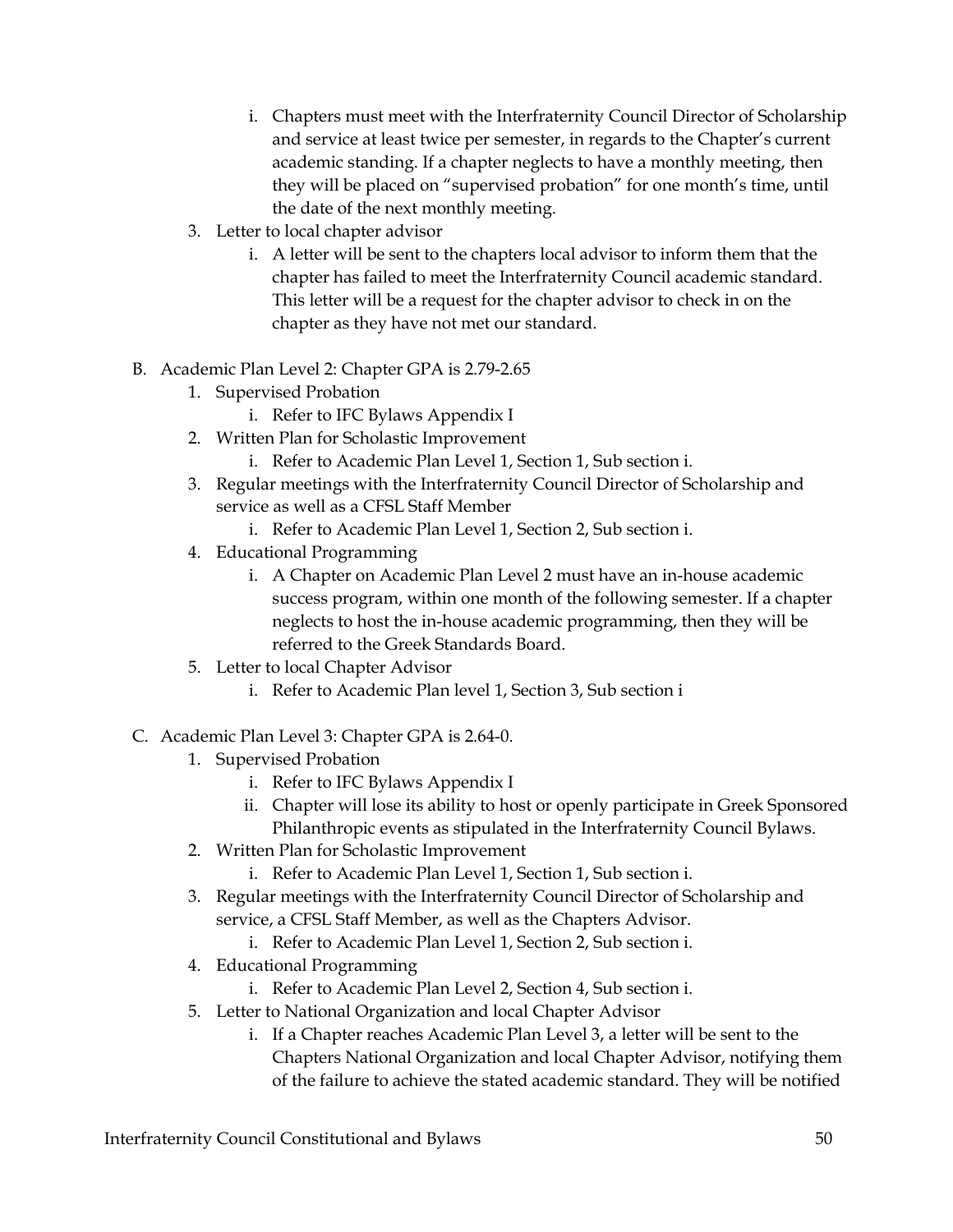i. Chapters must meet with the Interfraternity Council Director of Scholarship and service at least twice per semester, in regards to the Chapter's current academic standing. If a chapter neglects to have a monthly meeting, then they will be placed on "supervised probation" for one month's time, until the date of the next monthly meeting.

3. Letter to local chapter advisor
   i. A letter will be sent to the chapters local advisor to inform them that the chapter has failed to meet the Interfraternity Council academic standard. This letter will be a request for the chapter advisor to check in on the chapter as they have not met our standard.

B. Academic Plan Level 2: Chapter GPA is 2.79-2.65
   1. Supervised Probation
      i. Refer to IFC Bylaws Appendix I
   2. Written Plan for Scholastic Improvement
      i. Refer to Academic Plan Level 1, Section 1, Sub section i.
   3. Regular meetings with the Interfraternity Council Director of Scholarship and service as well as a CFSL Staff Member
      i. Refer to Academic Plan Level 1, Section 2, Sub section i.
   4. Educational Programming
      i. A Chapter on Academic Plan Level 2 must have an in-house academic success program, within one month of the following semester. If a chapter neglects to host the in-house academic programming, then they will be referred to the Greek Standards Board.
   5. Letter to local Chapter Advisor
      i. Refer to Academic Plan level 1, Section 3, Sub section i

C. Academic Plan Level 3: Chapter GPA is 2.64-0.
   1. Supervised Probation
      i. Refer to IFC Bylaws Appendix I
      ii. Chapter will lose its ability to host or openly participate in Greek Sponsored Philanthropic events as stipulated in the Interfraternity Council Bylaws.
   2. Written Plan for Scholastic Improvement
      i. Refer to Academic Plan Level 1, Section 1, Sub section i.
   3. Regular meetings with the Interfraternity Council Director of Scholarship and service, a CFSL Staff Member, as well as the Chapters Advisor.
      i. Refer to Academic Plan Level 1, Section 2, Sub section i.
   4. Educational Programming
      i. Refer to Academic Plan Level 2, Section 4, Sub section i.
   5. Letter to National Organization and local Chapter Advisor
      i. If a Chapter reaches Academic Plan Level 3, a letter will be sent to the Chapters National Organization and local Chapter Advisor, notifying them of the failure to achieve the stated academic standard. They will be notified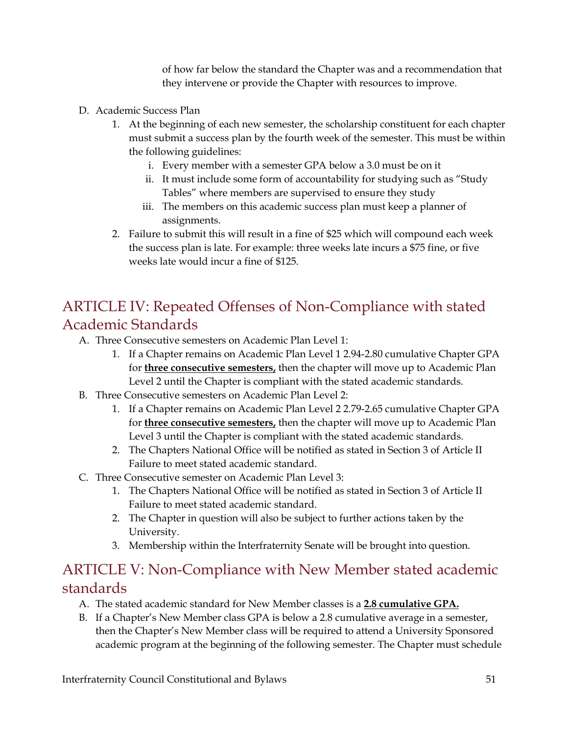of how far below the standard the Chapter was and a recommendation that they intervene or provide the Chapter with resources to improve.

D. Academic Success Plan
   1. At the beginning of each new semester, the scholarship constituent for each chapter must submit a success plan by the fourth week of the semester. This must be within the following guidelines:
      i. Every member with a semester GPA below a 3.0 must be on it
      ii. It must include some form of accountability for studying such as "Study Tables" where members are supervised to ensure they study
      iii. The members on this academic success plan must keep a planner of assignments.
   2. Failure to submit this will result in a fine of $25 which will compound each week the success plan is late. For example: three weeks late incurs a $75 fine, or five weeks late would incur a fine of $125.

## ARTICLE IV: Repeated Offenses of Non-Compliance with stated Academic Standards

A. Three Consecutive semesters on Academic Plan Level 1:
   1. If a Chapter remains on Academic Plan Level 1 2.94-2.80 cumulative Chapter GPA for **three consecutive semesters,** then the chapter will move up to Academic Plan Level 2 until the Chapter is compliant with the stated academic standards.

B. Three Consecutive semesters on Academic Plan Level 2:
   1. If a Chapter remains on Academic Plan Level 2 2.79-2.65 cumulative Chapter GPA for **three consecutive semesters,** then the chapter will move up to Academic Plan Level 3 until the Chapter is compliant with the stated academic standards.
   2. The Chapters National Office will be notified as stated in Section 3 of Article II Failure to meet stated academic standard.

C. Three Consecutive semester on Academic Plan Level 3:
   1. The Chapters National Office will be notified as stated in Section 3 of Article II Failure to meet stated academic standard.
   2. The Chapter in question will also be subject to further actions taken by the University.
   3. Membership within the Interfraternity Senate will be brought into question.

## ARTICLE V: Non-Compliance with New Member stated academic standards

A. The stated academic standard for New Member classes is a **2.8 cumulative GPA.**

B. If a Chapter's New Member class GPA is below a 2.8 cumulative average in a semester, then the Chapter's New Member class will be required to attend a University Sponsored academic program at the beginning of the following semester. The Chapter must schedule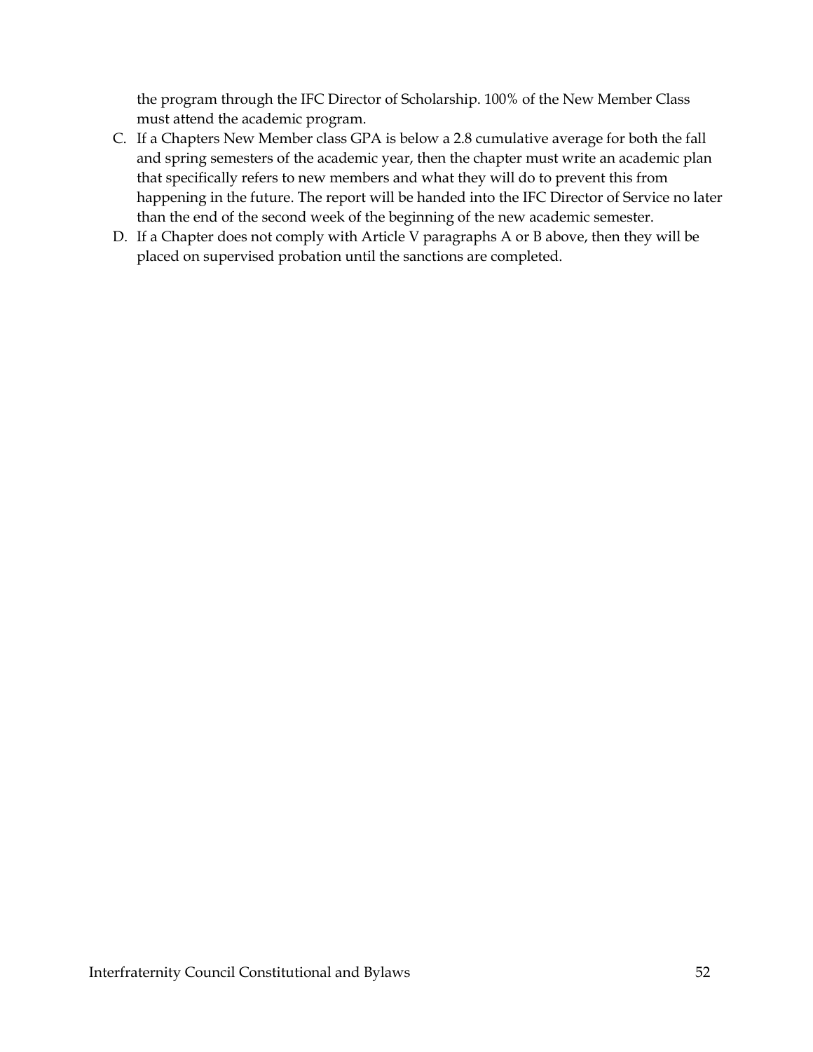the program through the IFC Director of Scholarship. 100% of the New Member Class must attend the academic program.

C. If a Chapters New Member class GPA is below a 2.8 cumulative average for both the fall and spring semesters of the academic year, then the chapter must write an academic plan that specifically refers to new members and what they will do to prevent this from happening in the future. The report will be handed into the IFC Director of Service no later than the end of the second week of the beginning of the new academic semester.
D. If a Chapter does not comply with Article V paragraphs A or B above, then they will be placed on supervised probation until the sanctions are completed.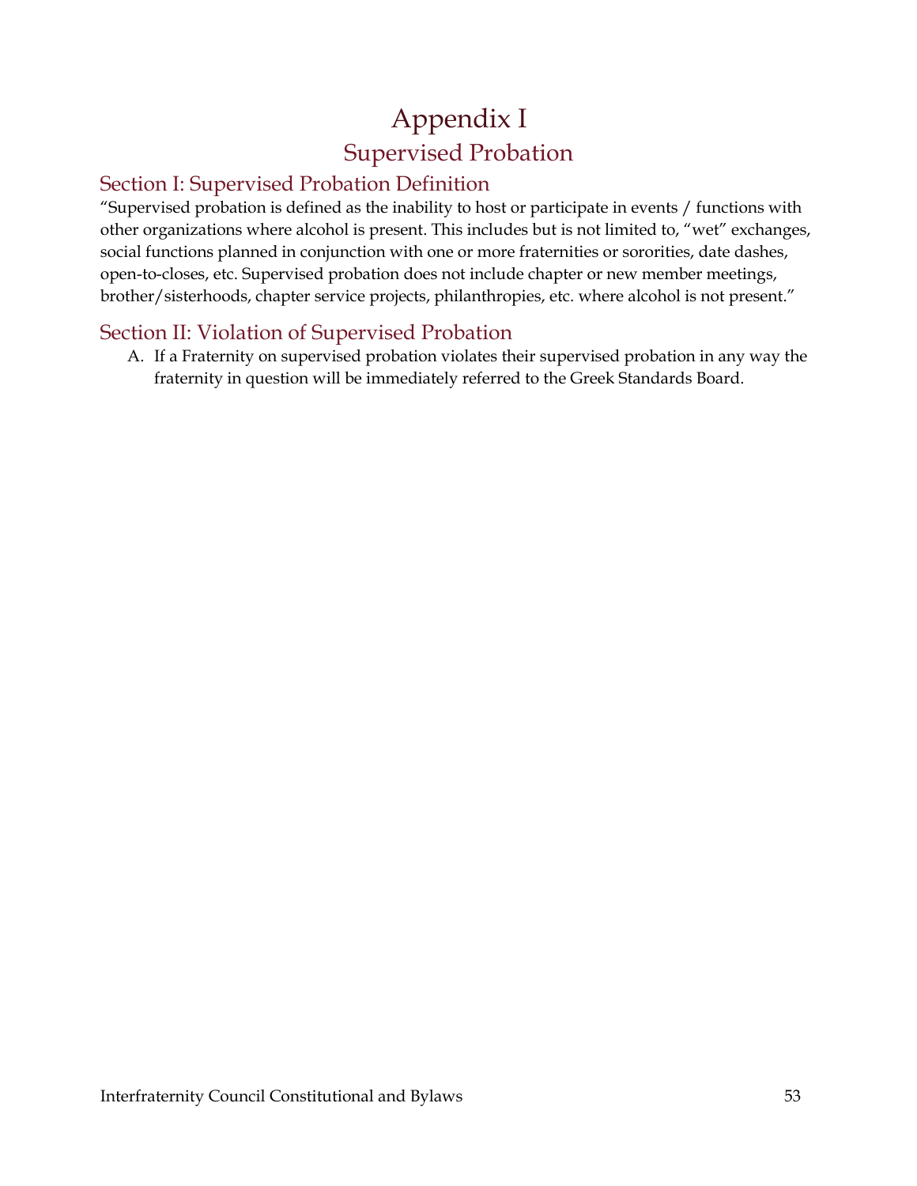# Appendix I

## Supervised Probation

### Section I: Supervised Probation Definition

"Supervised probation is defined as the inability to host or participate in events / functions with other organizations where alcohol is present. This includes but is not limited to, "wet" exchanges, social functions planned in conjunction with one or more fraternities or sororities, date dashes, open-to-closes, etc. Supervised probation does not include chapter or new member meetings, brother/sisterhoods, chapter service projects, philanthropies, etc. where alcohol is not present."

### Section II: Violation of Supervised Probation

A. If a Fraternity on supervised probation violates their supervised probation in any way the fraternity in question will be immediately referred to the Greek Standards Board.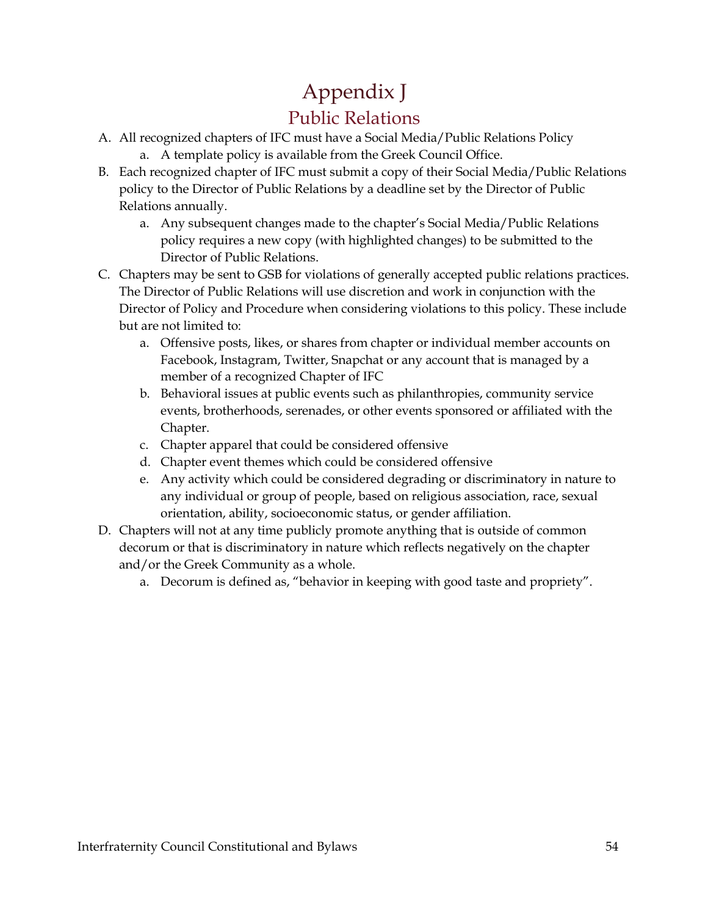# Appendix J

## Public Relations

A. All recognized chapters of IFC must have a Social Media/Public Relations Policy
    a. A template policy is available from the Greek Council Office.

B. Each recognized chapter of IFC must submit a copy of their Social Media/Public Relations policy to the Director of Public Relations by a deadline set by the Director of Public Relations annually.
    a. Any subsequent changes made to the chapter's Social Media/Public Relations policy requires a new copy (with highlighted changes) to be submitted to the Director of Public Relations.

C. Chapters may be sent to GSB for violations of generally accepted public relations practices. The Director of Public Relations will use discretion and work in conjunction with the Director of Policy and Procedure when considering violations to this policy. These include but are not limited to:
    a. Offensive posts, likes, or shares from chapter or individual member accounts on Facebook, Instagram, Twitter, Snapchat or any account that is managed by a member of a recognized Chapter of IFC
    b. Behavioral issues at public events such as philanthropies, community service events, brotherhoods, serenades, or other events sponsored or affiliated with the Chapter.
    c. Chapter apparel that could be considered offensive
    d. Chapter event themes which could be considered offensive
    e. Any activity which could be considered degrading or discriminatory in nature to any individual or group of people, based on religious association, race, sexual orientation, ability, socioeconomic status, or gender affiliation.

D. Chapters will not at any time publicly promote anything that is outside of common decorum or that is discriminatory in nature which reflects negatively on the chapter and/or the Greek Community as a whole.
    a. Decorum is defined as, "behavior in keeping with good taste and propriety".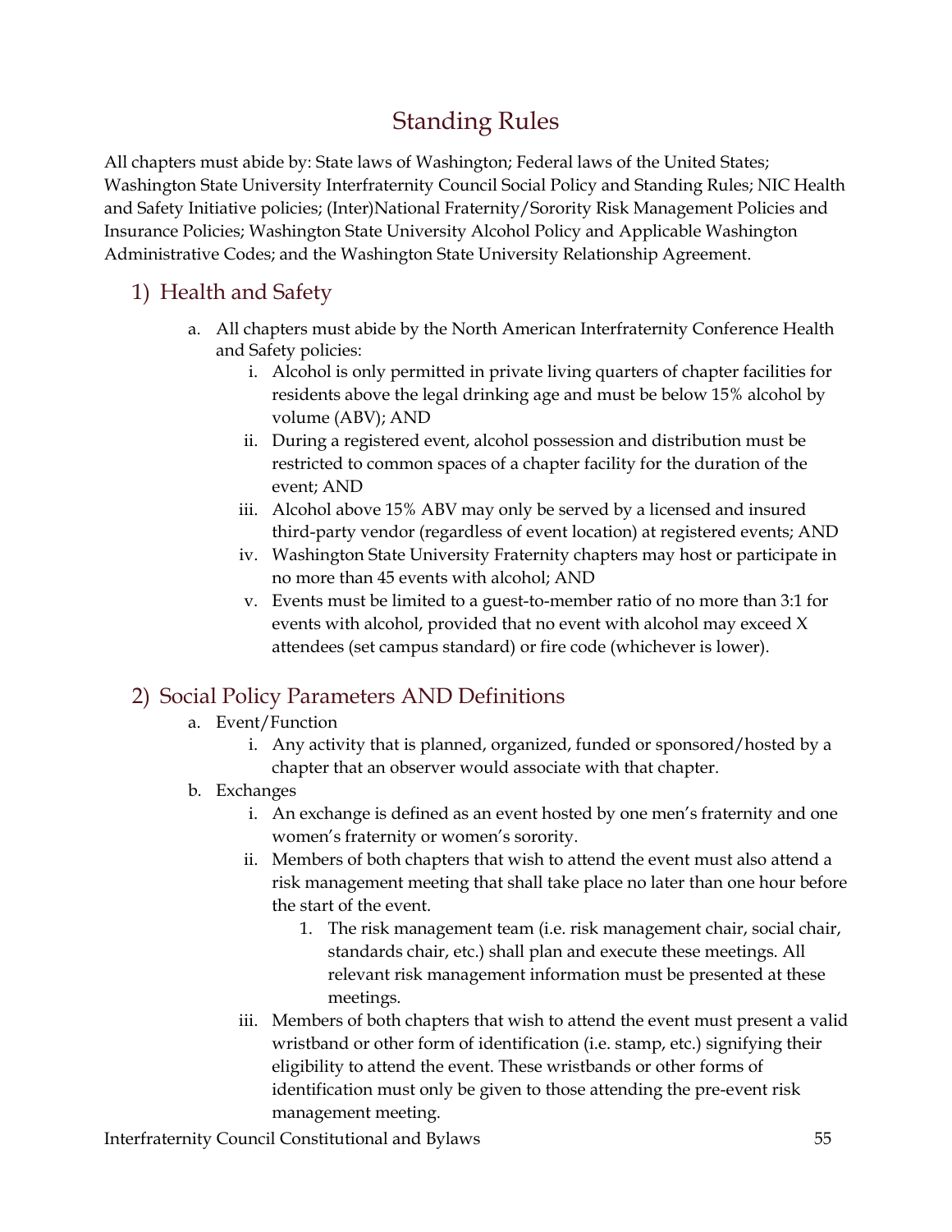# Standing Rules

All chapters must abide by: State laws of Washington; Federal laws of the United States; Washington State University Interfraternity Council Social Policy and Standing Rules; NIC Health and Safety Initiative policies; (Inter)National Fraternity/Sorority Risk Management Policies and Insurance Policies; Washington State University Alcohol Policy and Applicable Washington Administrative Codes; and the Washington State University Relationship Agreement.

## 1) Health and Safety

a. All chapters must abide by the North American Interfraternity Conference Health and Safety policies:
   i. Alcohol is only permitted in private living quarters of chapter facilities for residents above the legal drinking age and must be below 15% alcohol by volume (ABV); AND
   ii. During a registered event, alcohol possession and distribution must be restricted to common spaces of a chapter facility for the duration of the event; AND
   iii. Alcohol above 15% ABV may only be served by a licensed and insured third-party vendor (regardless of event location) at registered events; AND
   iv. Washington State University Fraternity chapters may host or participate in no more than 45 events with alcohol; AND
   v. Events must be limited to a guest-to-member ratio of no more than 3:1 for events with alcohol, provided that no event with alcohol may exceed X attendees (set campus standard) or fire code (whichever is lower).

## 2) Social Policy Parameters AND Definitions

a. Event/Function
   i. Any activity that is planned, organized, funded or sponsored/hosted by a chapter that an observer would associate with that chapter.

b. Exchanges
   i. An exchange is defined as an event hosted by one men's fraternity and one women's fraternity or women's sorority.
   ii. Members of both chapters that wish to attend the event must also attend a risk management meeting that shall take place no later than one hour before the start of the event.
      1. The risk management team (i.e. risk management chair, social chair, standards chair, etc.) shall plan and execute these meetings. All relevant risk management information must be presented at these meetings.
   iii. Members of both chapters that wish to attend the event must present a valid wristband or other form of identification (i.e. stamp, etc.) signifying their eligibility to attend the event. These wristbands or other forms of identification must only be given to those attending the pre-event risk management meeting.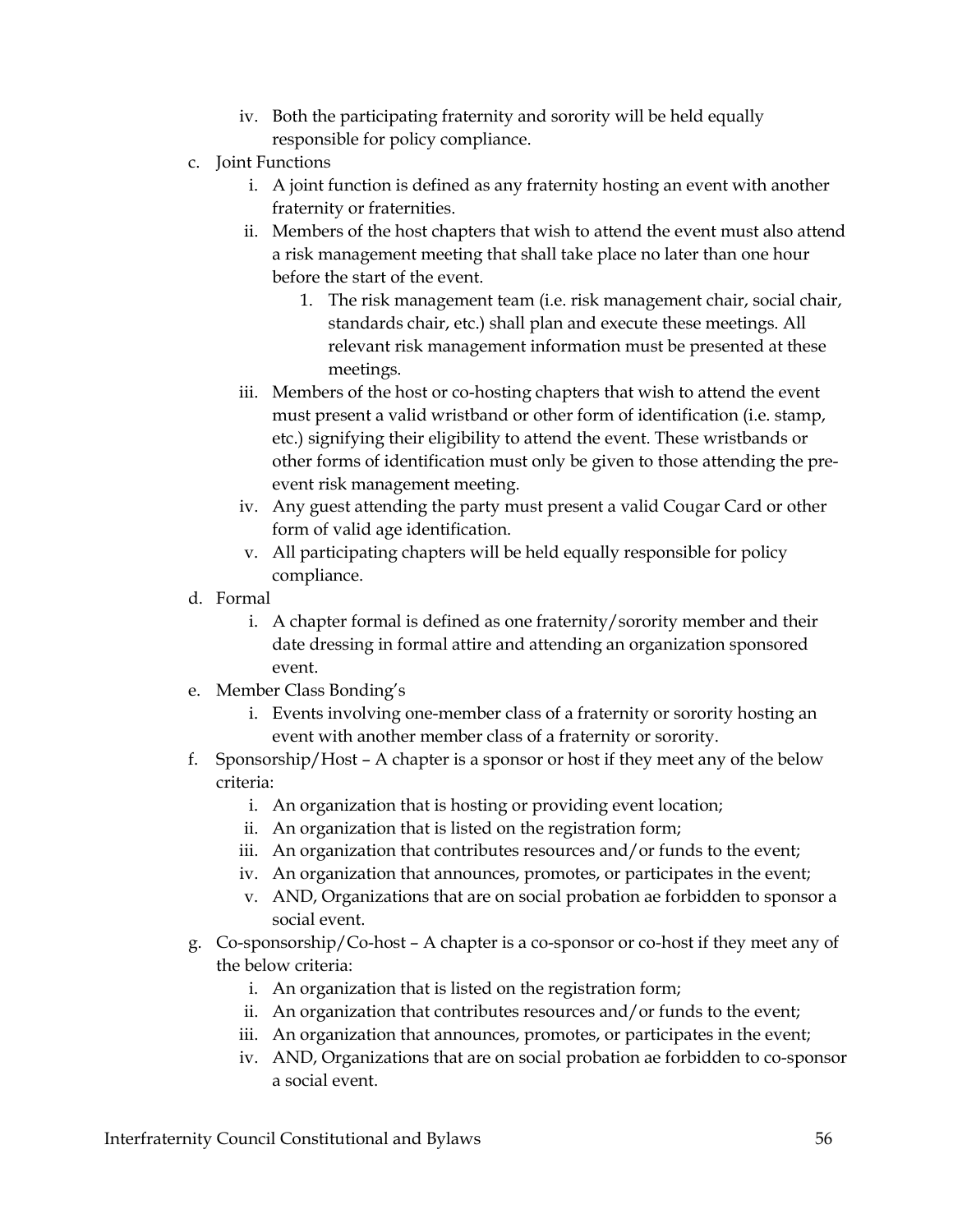iv. Both the participating fraternity and sorority will be held equally responsible for policy compliance.

c. Joint Functions
   i. A joint function is defined as any fraternity hosting an event with another fraternity or fraternities.
   ii. Members of the host chapters that wish to attend the event must also attend a risk management meeting that shall take place no later than one hour before the start of the event.
      1. The risk management team (i.e. risk management chair, social chair, standards chair, etc.) shall plan and execute these meetings. All relevant risk management information must be presented at these meetings.
   iii. Members of the host or co-hosting chapters that wish to attend the event must present a valid wristband or other form of identification (i.e. stamp, etc.) signifying their eligibility to attend the event. These wristbands or other forms of identification must only be given to those attending the pre-event risk management meeting.
   iv. Any guest attending the party must present a valid Cougar Card or other form of valid age identification.
   v. All participating chapters will be held equally responsible for policy compliance.

d. Formal
   i. A chapter formal is defined as one fraternity/sorority member and their date dressing in formal attire and attending an organization sponsored event.

e. Member Class Bonding's
   i. Events involving one-member class of a fraternity or sorority hosting an event with another member class of a fraternity or sorority.

f. Sponsorship/Host – A chapter is a sponsor or host if they meet any of the below criteria:
   i. An organization that is hosting or providing event location;
   ii. An organization that is listed on the registration form;
   iii. An organization that contributes resources and/or funds to the event;
   iv. An organization that announces, promotes, or participates in the event;
   v. AND, Organizations that are on social probation ae forbidden to sponsor a social event.

g. Co-sponsorship/Co-host – A chapter is a co-sponsor or co-host if they meet any of the below criteria:
   i. An organization that is listed on the registration form;
   ii. An organization that contributes resources and/or funds to the event;
   iii. An organization that announces, promotes, or participates in the event;
   iv. AND, Organizations that are on social probation ae forbidden to co-sponsor a social event.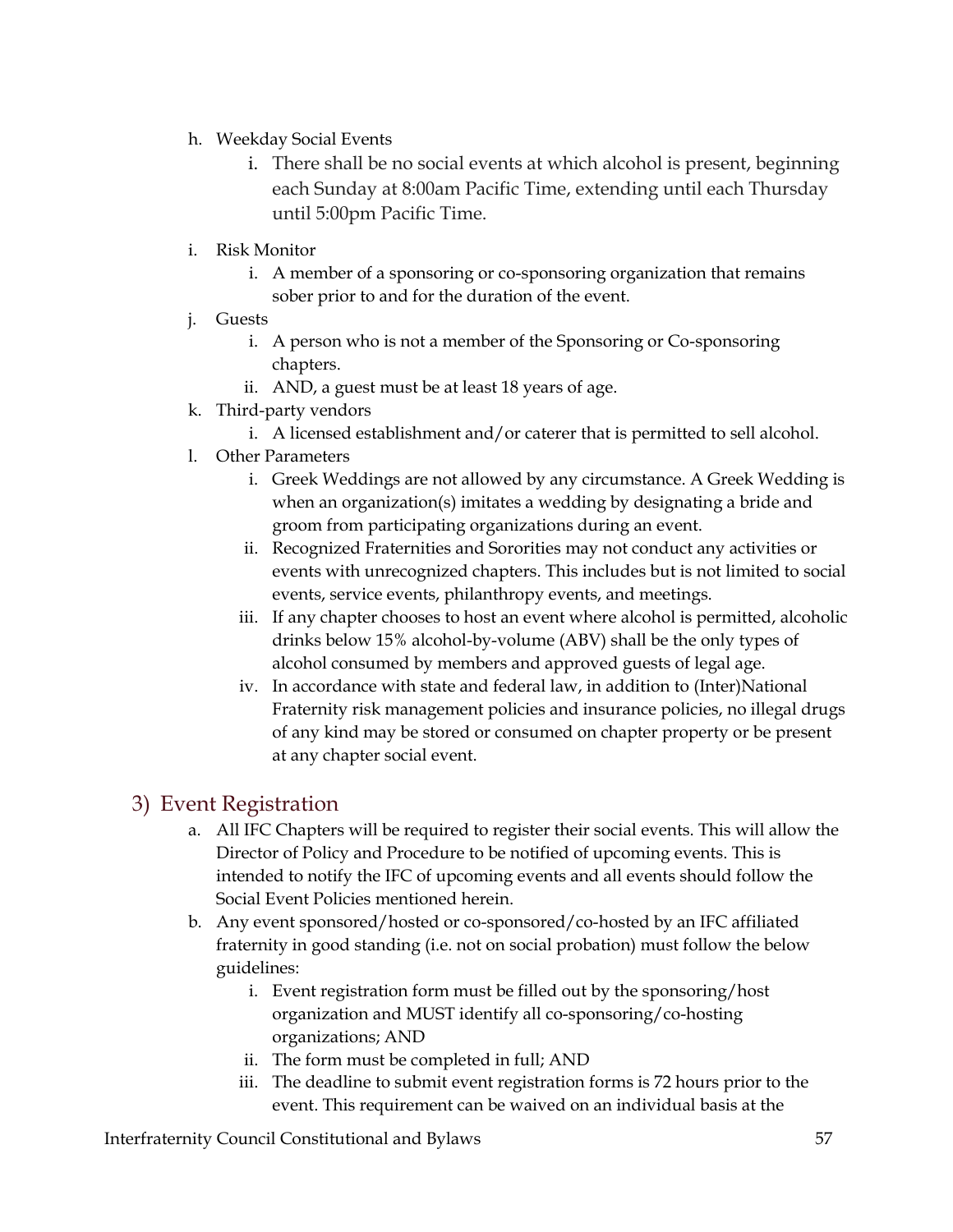h. Weekday Social Events
    i. There shall be no social events at which alcohol is present, beginning each Sunday at 8:00am Pacific Time, extending until each Thursday until 5:00pm Pacific Time.

i. Risk Monitor
    i. A member of a sponsoring or co-sponsoring organization that remains sober prior to and for the duration of the event.

j. Guests
    i. A person who is not a member of the Sponsoring or Co-sponsoring chapters.
    ii. AND, a guest must be at least 18 years of age.

k. Third-party vendors
    i. A licensed establishment and/or caterer that is permitted to sell alcohol.

l. Other Parameters
    i. Greek Weddings are not allowed by any circumstance. A Greek Wedding is when an organization(s) imitates a wedding by designating a bride and groom from participating organizations during an event.
    ii. Recognized Fraternities and Sororities may not conduct any activities or events with unrecognized chapters. This includes but is not limited to social events, service events, philanthropy events, and meetings.
    iii. If any chapter chooses to host an event where alcohol is permitted, alcoholic drinks below 15% alcohol-by-volume (ABV) shall be the only types of alcohol consumed by members and approved guests of legal age.
    iv. In accordance with state and federal law, in addition to (Inter)National Fraternity risk management policies and insurance policies, no illegal drugs of any kind may be stored or consumed on chapter property or be present at any chapter social event.

## 3) Event Registration

a. All IFC Chapters will be required to register their social events. This will allow the Director of Policy and Procedure to be notified of upcoming events. This is intended to notify the IFC of upcoming events and all events should follow the Social Event Policies mentioned herein.

b. Any event sponsored/hosted or co-sponsored/co-hosted by an IFC affiliated fraternity in good standing (i.e. not on social probation) must follow the below guidelines:
    i. Event registration form must be filled out by the sponsoring/host organization and MUST identify all co-sponsoring/co-hosting organizations; AND
    ii. The form must be completed in full; AND
    iii. The deadline to submit event registration forms is 72 hours prior to the event. This requirement can be waived on an individual basis at the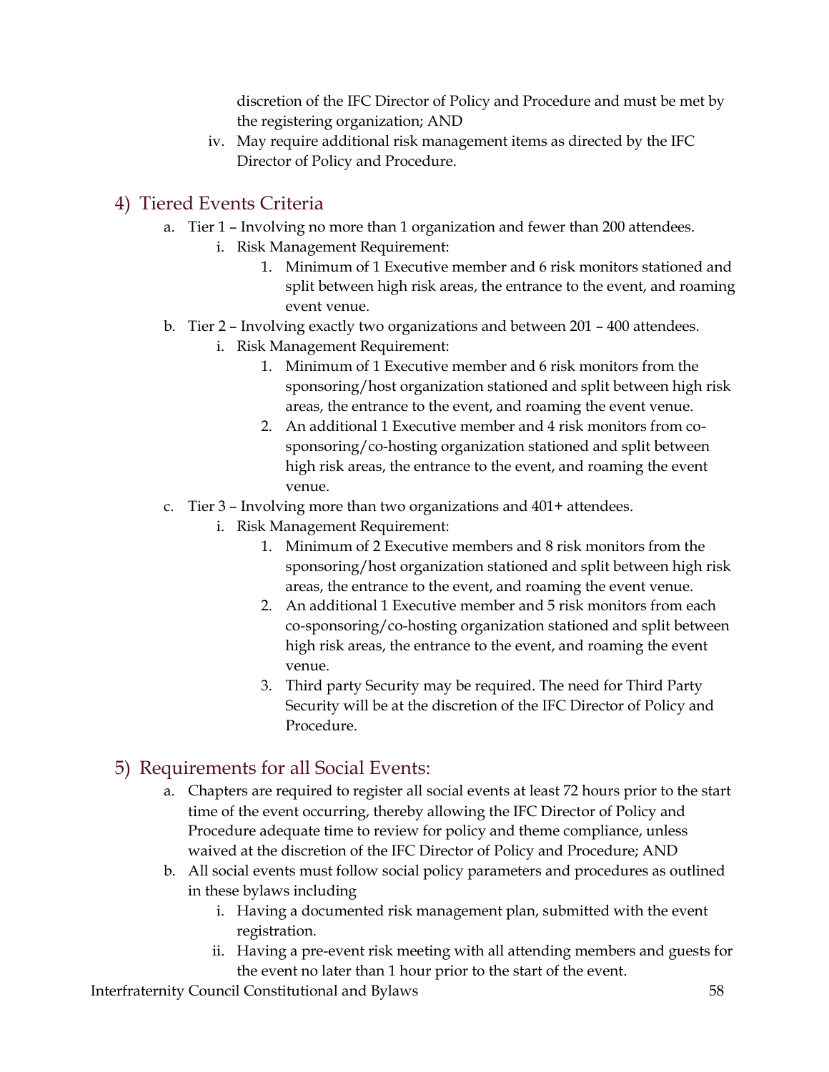discretion of the IFC Director of Policy and Procedure and must be met by the registering organization; AND

iv. May require additional risk management items as directed by the IFC Director of Policy and Procedure.

## 4) Tiered Events Criteria

a. Tier 1 – Involving no more than 1 organization and fewer than 200 attendees.
   i. Risk Management Requirement:
      1. Minimum of 1 Executive member and 6 risk monitors stationed and split between high risk areas, the entrance to the event, and roaming event venue.

b. Tier 2 – Involving exactly two organizations and between 201 – 400 attendees.
   i. Risk Management Requirement:
      1. Minimum of 1 Executive member and 6 risk monitors from the sponsoring/host organization stationed and split between high risk areas, the entrance to the event, and roaming the event venue.
      2. An additional 1 Executive member and 4 risk monitors from co-sponsoring/co-hosting organization stationed and split between high risk areas, the entrance to the event, and roaming the event venue.

c. Tier 3 – Involving more than two organizations and 401+ attendees.
   i. Risk Management Requirement:
      1. Minimum of 2 Executive members and 8 risk monitors from the sponsoring/host organization stationed and split between high risk areas, the entrance to the event, and roaming the event venue.
      2. An additional 1 Executive member and 5 risk monitors from each co-sponsoring/co-hosting organization stationed and split between high risk areas, the entrance to the event, and roaming the event venue.
      3. Third party Security may be required. The need for Third Party Security will be at the discretion of the IFC Director of Policy and Procedure.

## 5) Requirements for all Social Events:

a. Chapters are required to register all social events at least 72 hours prior to the start time of the event occurring, thereby allowing the IFC Director of Policy and Procedure adequate time to review for policy and theme compliance, unless waived at the discretion of the IFC Director of Policy and Procedure; AND

b. All social events must follow social policy parameters and procedures as outlined in these bylaws including
   i. Having a documented risk management plan, submitted with the event registration.
   ii. Having a pre-event risk meeting with all attending members and guests for the event no later than 1 hour prior to the start of the event.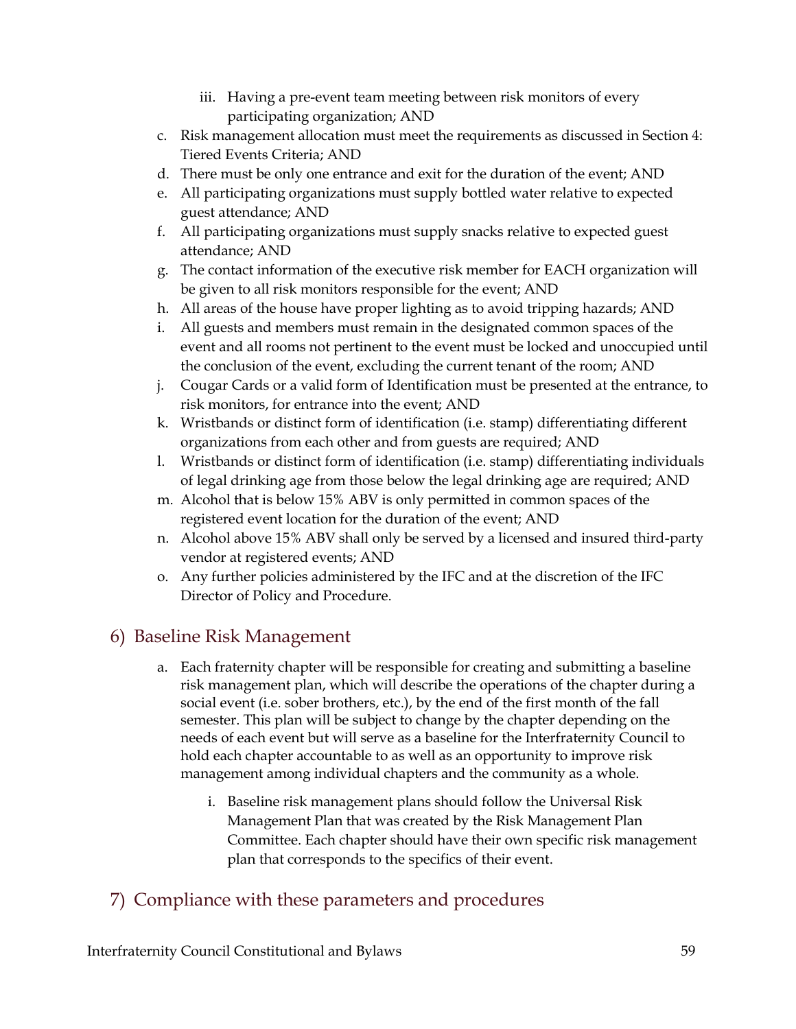iii. Having a pre-event team meeting between risk monitors of every participating organization; AND

c. Risk management allocation must meet the requirements as discussed in Section 4: Tiered Events Criteria; AND
d. There must be only one entrance and exit for the duration of the event; AND
e. All participating organizations must supply bottled water relative to expected guest attendance; AND
f. All participating organizations must supply snacks relative to expected guest attendance; AND
g. The contact information of the executive risk member for EACH organization will be given to all risk monitors responsible for the event; AND
h. All areas of the house have proper lighting as to avoid tripping hazards; AND
i. All guests and members must remain in the designated common spaces of the event and all rooms not pertinent to the event must be locked and unoccupied until the conclusion of the event, excluding the current tenant of the room; AND
j. Cougar Cards or a valid form of Identification must be presented at the entrance, to risk monitors, for entrance into the event; AND
k. Wristbands or distinct form of identification (i.e. stamp) differentiating different organizations from each other and from guests are required; AND
l. Wristbands or distinct form of identification (i.e. stamp) differentiating individuals of legal drinking age from those below the legal drinking age are required; AND
m. Alcohol that is below 15% ABV is only permitted in common spaces of the registered event location for the duration of the event; AND
n. Alcohol above 15% ABV shall only be served by a licensed and insured third-party vendor at registered events; AND
o. Any further policies administered by the IFC and at the discretion of the IFC Director of Policy and Procedure.

## 6) Baseline Risk Management

a. Each fraternity chapter will be responsible for creating and submitting a baseline risk management plan, which will describe the operations of the chapter during a social event (i.e. sober brothers, etc.), by the end of the first month of the fall semester. This plan will be subject to change by the chapter depending on the needs of each event but will serve as a baseline for the Interfraternity Council to hold each chapter accountable to as well as an opportunity to improve risk management among individual chapters and the community as a whole.

   i. Baseline risk management plans should follow the Universal Risk Management Plan that was created by the Risk Management Plan Committee. Each chapter should have their own specific risk management plan that corresponds to the specifics of their event.

## 7) Compliance with these parameters and procedures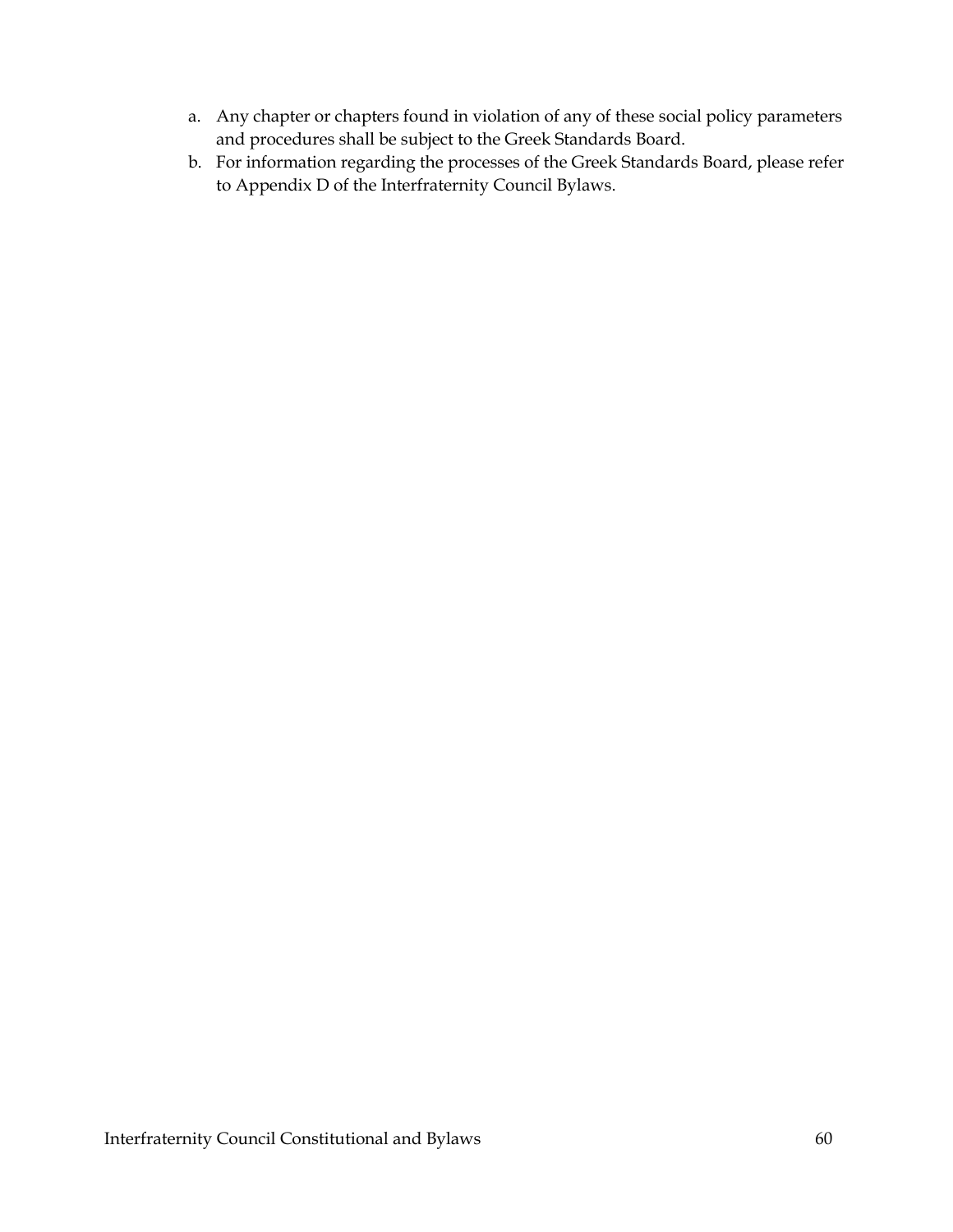a. Any chapter or chapters found in violation of any of these social policy parameters and procedures shall be subject to the Greek Standards Board.
b. For information regarding the processes of the Greek Standards Board, please refer to Appendix D of the Interfraternity Council Bylaws.